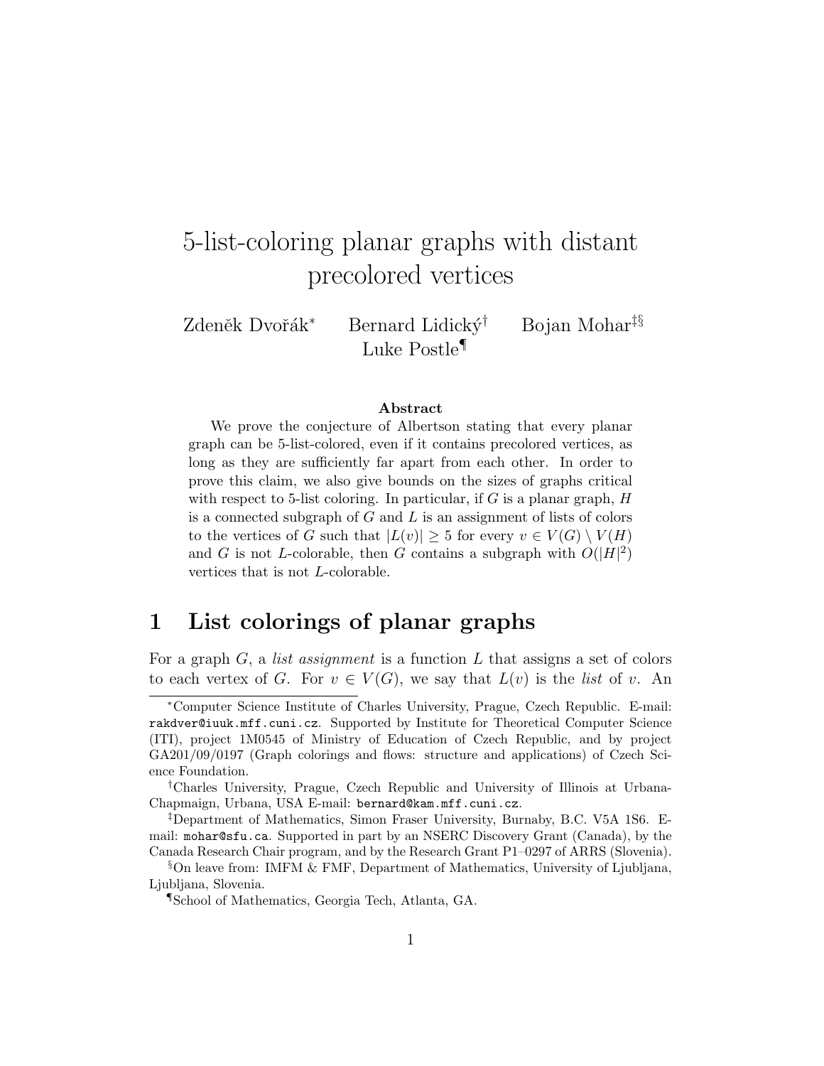# 5-list-coloring planar graphs with distant precolored vertices

Zdeněk Dvořák[*] Bernard Lidický[†] Bojan Mohar[‡§] Luke Postle[¶]

**Abstract**

We prove the conjecture of Albertson stating that every planar graph can be 5-list-colored, even if it contains precolored vertices, as long as they are sufficiently far apart from each other. In order to prove this claim, we also give bounds on the sizes of graphs critical with respect to 5-list coloring. In particular, if $G$ is a planar graph, $H$ is a connected subgraph of $G$ and $L$ is an assignment of lists of colors to the vertices of $G$ such that $|L(v)| \geq 5$ for every $v \in V(G) \setminus V(H)$ and $G$ is not $L$-colorable, then $G$ contains a subgraph with $O(|H|^2)$ vertices that is not $L$-colorable.

## 1 List colorings of planar graphs

For a graph $G$, a *list assignment* is a function $L$ that assigns a set of colors to each vertex of $G$. For $v \in V(G)$, we say that $L(v)$ is the *list* of $v$. An

---

[*] Computer Science Institute of Charles University, Prague, Czech Republic. E-mail: rakdver@iuuk.mff.cuni.cz. Supported by Institute for Theoretical Computer Science (ITI), project 1M0545 of Ministry of Education of Czech Republic, and by project GA201/09/0197 (Graph colorings and flows: structure and applications) of Czech Science Foundation.

[†] Charles University, Prague, Czech Republic and University of Illinois at Urbana-Chapmaign, Urbana, USA E-mail: bernard@kam.mff.cuni.cz.

[‡] Department of Mathematics, Simon Fraser University, Burnaby, B.C. V5A 1S6. E-mail: mohar@sfu.ca. Supported in part by an NSERC Discovery Grant (Canada), by the Canada Research Chair program, and by the Research Grant P1–0297 of ARRS (Slovenia).

[§] On leave from: IMFM & FMF, Department of Mathematics, University of Ljubljana, Ljubljana, Slovenia.

[¶] School of Mathematics, Georgia Tech, Atlanta, GA.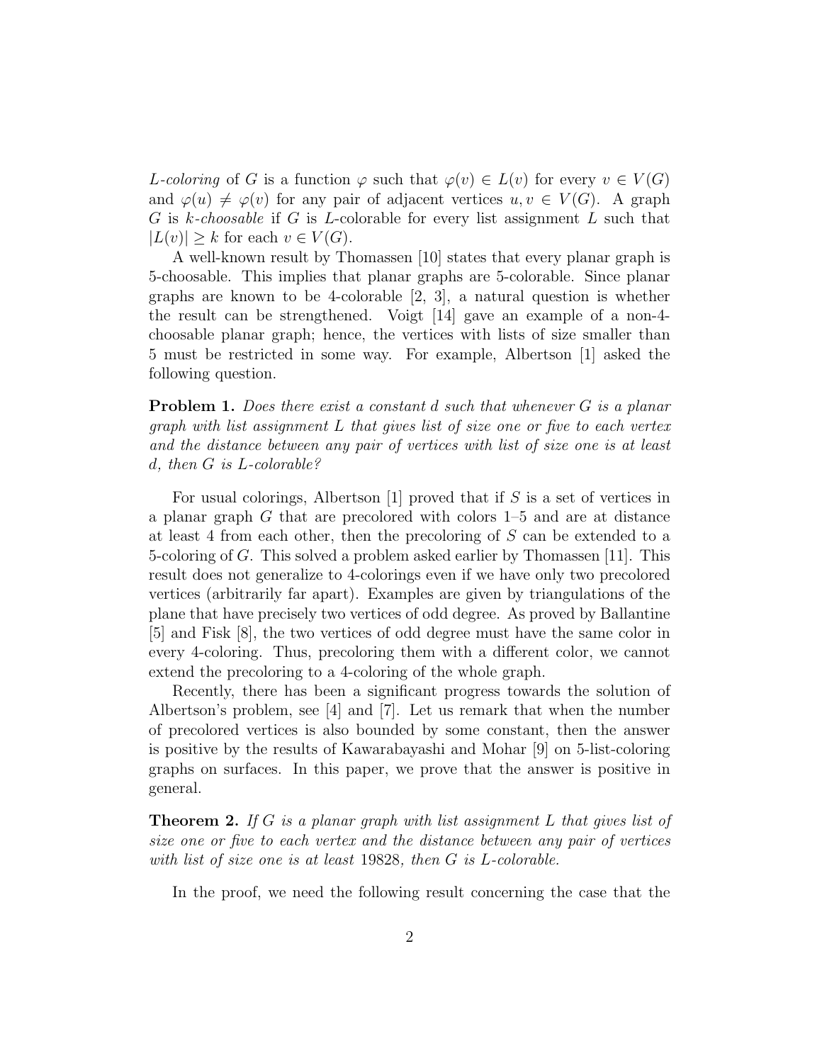*L-coloring* of $G$ is a function $\varphi$ such that $\varphi(v) \in L(v)$ for every $v \in V(G)$ and $\varphi(u) \neq \varphi(v)$ for any pair of adjacent vertices $u, v \in V(G)$. A graph $G$ is *k-choosable* if $G$ is $L$-colorable for every list assignment $L$ such that $|L(v)| \geq k$ for each $v \in V(G)$.

A well-known result by Thomassen [10] states that every planar graph is 5-choosable. This implies that planar graphs are 5-colorable. Since planar graphs are known to be 4-colorable [2, 3], a natural question is whether the result can be strengthened. Voigt [14] gave an example of a non-4-choosable planar graph; hence, the vertices with lists of size smaller than 5 must be restricted in some way. For example, Albertson [1] asked the following question.

**Problem 1.** *Does there exist a constant $d$ such that whenever $G$ is a planar graph with list assignment $L$ that gives list of size one or five to each vertex and the distance between any pair of vertices with list of size one is at least $d$, then $G$ is $L$-colorable?*

For usual colorings, Albertson [1] proved that if $S$ is a set of vertices in a planar graph $G$ that are precolored with colors 1–5 and are at distance at least 4 from each other, then the precoloring of $S$ can be extended to a 5-coloring of $G$. This solved a problem asked earlier by Thomassen [11]. This result does not generalize to 4-colorings even if we have only two precolored vertices (arbitrarily far apart). Examples are given by triangulations of the plane that have precisely two vertices of odd degree. As proved by Ballantine [5] and Fisk [8], the two vertices of odd degree must have the same color in every 4-coloring. Thus, precoloring them with a different color, we cannot extend the precoloring to a 4-coloring of the whole graph.

Recently, there has been a significant progress towards the solution of Albertson's problem, see [4] and [7]. Let us remark that when the number of precolored vertices is also bounded by some constant, then the answer is positive by the results of Kawarabayashi and Mohar [9] on 5-list-coloring graphs on surfaces. In this paper, we prove that the answer is positive in general.

**Theorem 2.** *If $G$ is a planar graph with list assignment $L$ that gives list of size one or five to each vertex and the distance between any pair of vertices with list of size one is at least* 19828*, then $G$ is $L$-colorable.*

In the proof, we need the following result concerning the case that the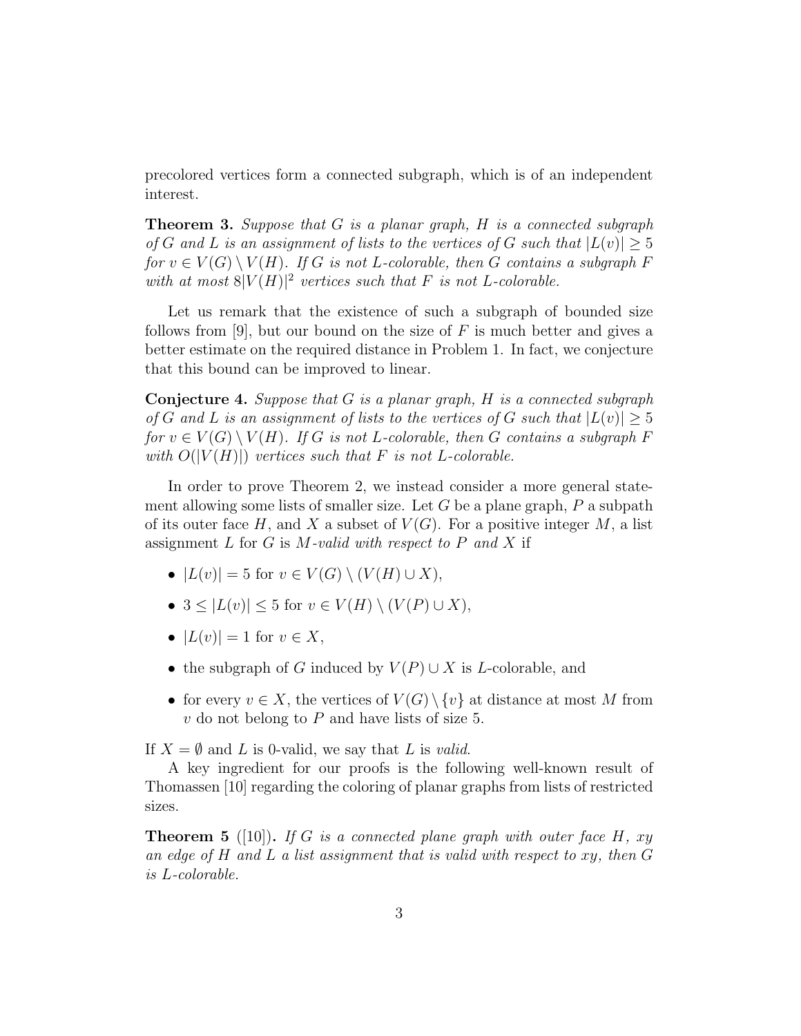precolored vertices form a connected subgraph, which is of an independent interest.

**Theorem 3.** *Suppose that $G$ is a planar graph, $H$ is a connected subgraph of $G$ and $L$ is an assignment of lists to the vertices of $G$ such that $|L(v)| \geq 5$ for $v \in V(G) \setminus V(H)$. If $G$ is not $L$-colorable, then $G$ contains a subgraph $F$ with at most $8|V(H)|^2$ vertices such that $F$ is not $L$-colorable.*

Let us remark that the existence of such a subgraph of bounded size follows from [9], but our bound on the size of $F$ is much better and gives a better estimate on the required distance in Problem 1. In fact, we conjecture that this bound can be improved to linear.

**Conjecture 4.** *Suppose that $G$ is a planar graph, $H$ is a connected subgraph of $G$ and $L$ is an assignment of lists to the vertices of $G$ such that $|L(v)| \geq 5$ for $v \in V(G) \setminus V(H)$. If $G$ is not $L$-colorable, then $G$ contains a subgraph $F$ with $O(|V(H)|)$ vertices such that $F$ is not $L$-colorable.*

In order to prove Theorem 2, we instead consider a more general statement allowing some lists of smaller size. Let $G$ be a plane graph, $P$ a subpath of its outer face $H$, and $X$ a subset of $V(G)$. For a positive integer $M$, a list assignment $L$ for $G$ is *$M$-valid with respect to $P$ and $X$* if

- $|L(v)| = 5$ for $v \in V(G) \setminus (V(H) \cup X)$,
- $3 \leq |L(v)| \leq 5$ for $v \in V(H) \setminus (V(P) \cup X)$,
- $|L(v)| = 1$ for $v \in X$,
- the subgraph of $G$ induced by $V(P) \cup X$ is $L$-colorable, and
- for every $v \in X$, the vertices of $V(G) \setminus \{v\}$ at distance at most $M$ from $v$ do not belong to $P$ and have lists of size 5.

If $X = \emptyset$ and $L$ is 0-valid, we say that $L$ is *valid*.

A key ingredient for our proofs is the following well-known result of Thomassen [10] regarding the coloring of planar graphs from lists of restricted sizes.

**Theorem 5** ([10])**.** *If $G$ is a connected plane graph with outer face $H$, $xy$ an edge of $H$ and $L$ a list assignment that is valid with respect to $xy$, then $G$ is $L$-colorable.*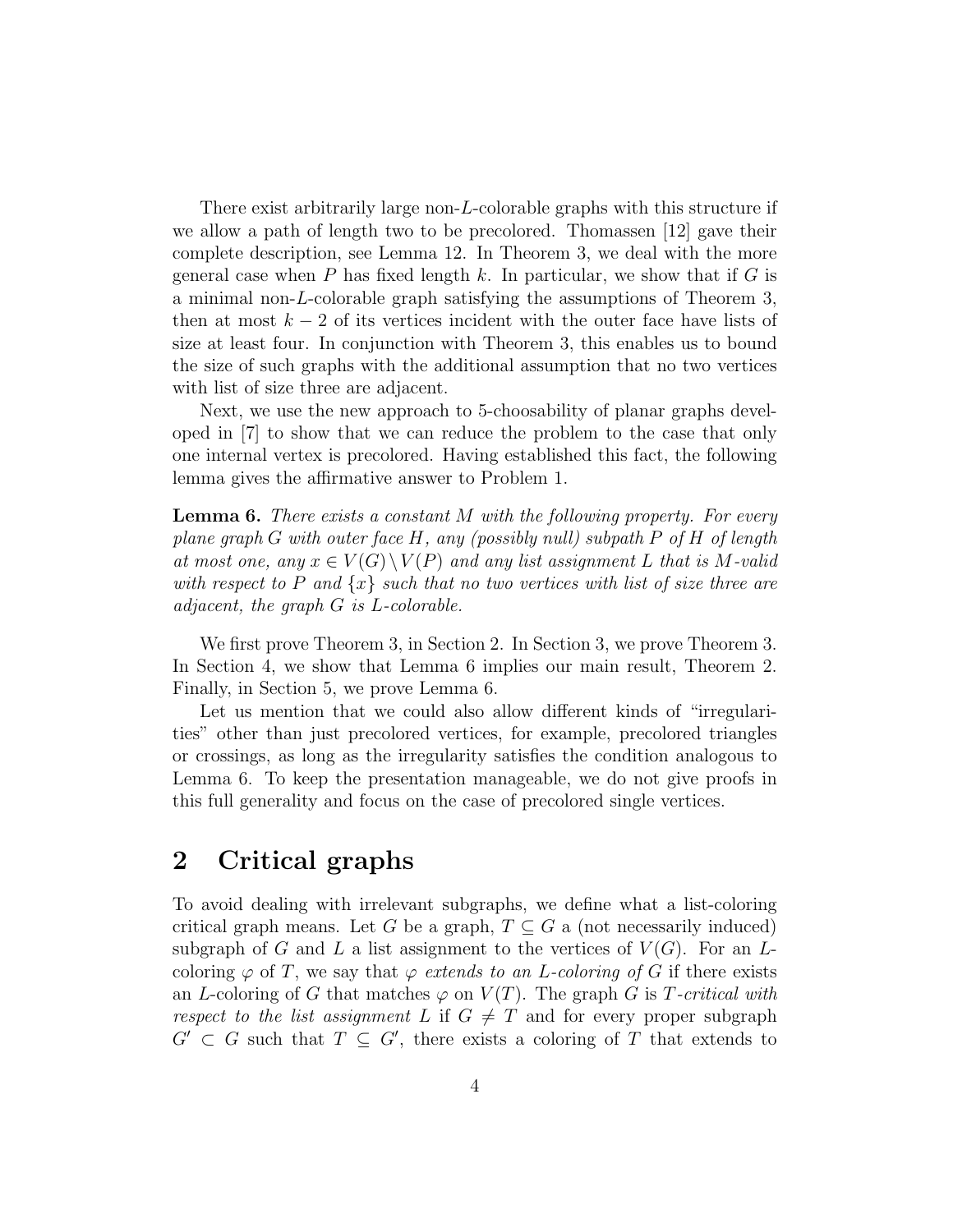There exist arbitrarily large non-$L$-colorable graphs with this structure if we allow a path of length two to be precolored. Thomassen [12] gave their complete description, see Lemma 12. In Theorem 3, we deal with the more general case when $P$ has fixed length $k$. In particular, we show that if $G$ is a minimal non-$L$-colorable graph satisfying the assumptions of Theorem 3, then at most $k-2$ of its vertices incident with the outer face have lists of size at least four. In conjunction with Theorem 3, this enables us to bound the size of such graphs with the additional assumption that no two vertices with list of size three are adjacent.

Next, we use the new approach to 5-choosability of planar graphs developed in [7] to show that we can reduce the problem to the case that only one internal vertex is precolored. Having established this fact, the following lemma gives the affirmative answer to Problem 1.

**Lemma 6.** *There exists a constant $M$ with the following property. For every plane graph $G$ with outer face $H$, any (possibly null) subpath $P$ of $H$ of length at most one, any $x \in V(G) \setminus V(P)$ and any list assignment $L$ that is $M$-valid with respect to $P$ and $\{x\}$ such that no two vertices with list of size three are adjacent, the graph $G$ is $L$-colorable.*

We first prove Theorem 3, in Section 2. In Section 3, we prove Theorem 3. In Section 4, we show that Lemma 6 implies our main result, Theorem 2. Finally, in Section 5, we prove Lemma 6.

Let us mention that we could also allow different kinds of "irregularities" other than just precolored vertices, for example, precolored triangles or crossings, as long as the irregularity satisfies the condition analogous to Lemma 6. To keep the presentation manageable, we do not give proofs in this full generality and focus on the case of precolored single vertices.

## 2 Critical graphs

To avoid dealing with irrelevant subgraphs, we define what a list-coloring critical graph means. Let $G$ be a graph, $T \subseteq G$ a (not necessarily induced) subgraph of $G$ and $L$ a list assignment to the vertices of $V(G)$. For an $L$-coloring $\varphi$ of $T$, we say that $\varphi$ *extends to an $L$-coloring of $G$* if there exists an $L$-coloring of $G$ that matches $\varphi$ on $V(T)$. The graph $G$ is *$T$-critical with respect to the list assignment $L$* if $G \neq T$ and for every proper subgraph $G' \subset G$ such that $T \subseteq G'$, there exists a coloring of $T$ that extends to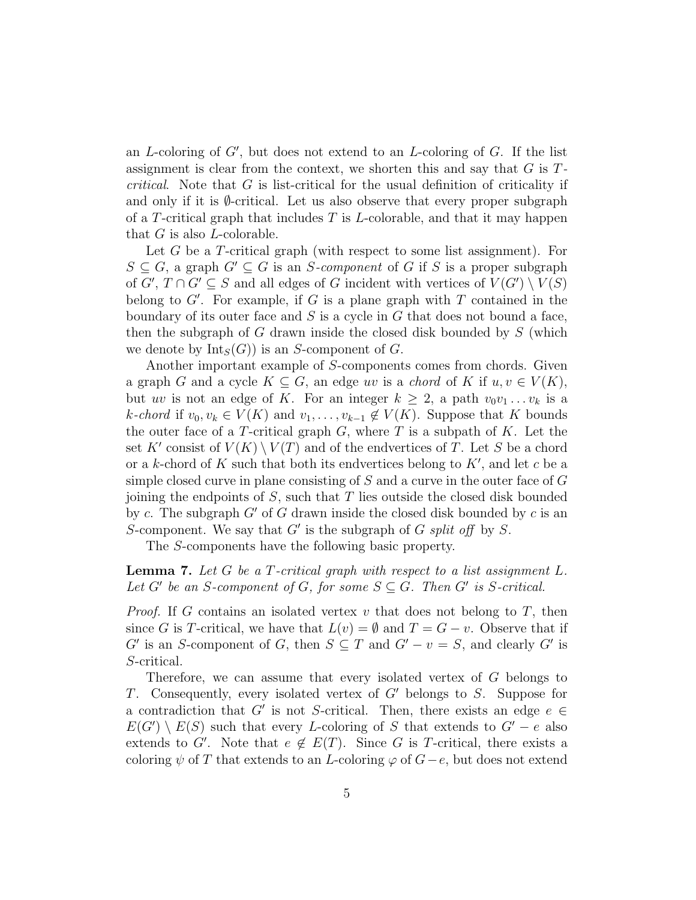an $L$-coloring of $G'$, but does not extend to an $L$-coloring of $G$. If the list assignment is clear from the context, we shorten this and say that $G$ is *$T$-critical*. Note that $G$ is list-critical for the usual definition of criticality if and only if it is $\emptyset$-critical. Let us also observe that every proper subgraph of a $T$-critical graph that includes $T$ is $L$-colorable, and that it may happen that $G$ is also $L$-colorable.

Let $G$ be a $T$-critical graph (with respect to some list assignment). For $S \subseteq G$, a graph $G' \subseteq G$ is an *$S$-component* of $G$ if $S$ is a proper subgraph of $G'$, $T \cap G' \subseteq S$ and all edges of $G$ incident with vertices of $V(G') \setminus V(S)$ belong to $G'$. For example, if $G$ is a plane graph with $T$ contained in the boundary of its outer face and $S$ is a cycle in $G$ that does not bound a face, then the subgraph of $G$ drawn inside the closed disk bounded by $S$ (which we denote by $\mathrm{Int}_S(G)$) is an $S$-component of $G$.

Another important example of $S$-components comes from chords. Given a graph $G$ and a cycle $K \subseteq G$, an edge $uv$ is a *chord* of $K$ if $u, v \in V(K)$, but $uv$ is not an edge of $K$. For an integer $k \geq 2$, a path $v_0v_1 \ldots v_k$ is a *$k$-chord* if $v_0, v_k \in V(K)$ and $v_1, \ldots, v_{k-1} \notin V(K)$. Suppose that $K$ bounds the outer face of a $T$-critical graph $G$, where $T$ is a subpath of $K$. Let the set $K'$ consist of $V(K) \setminus V(T)$ and of the endvertices of $T$. Let $S$ be a chord or a $k$-chord of $K$ such that both its endvertices belong to $K'$, and let $c$ be a simple closed curve in plane consisting of $S$ and a curve in the outer face of $G$ joining the endpoints of $S$, such that $T$ lies outside the closed disk bounded by $c$. The subgraph $G'$ of $G$ drawn inside the closed disk bounded by $c$ is an $S$-component. We say that $G'$ is the subgraph of $G$ *split off* by $S$.

The $S$-components have the following basic property.

**Lemma 7.** *Let $G$ be a $T$-critical graph with respect to a list assignment $L$. Let $G'$ be an $S$-component of $G$, for some $S \subseteq G$. Then $G'$ is $S$-critical.*

*Proof.* If $G$ contains an isolated vertex $v$ that does not belong to $T$, then since $G$ is $T$-critical, we have that $L(v) = \emptyset$ and $T = G - v$. Observe that if $G'$ is an $S$-component of $G$, then $S \subseteq T$ and $G' - v = S$, and clearly $G'$ is $S$-critical.

Therefore, we can assume that every isolated vertex of $G$ belongs to $T$. Consequently, every isolated vertex of $G'$ belongs to $S$. Suppose for a contradiction that $G'$ is not $S$-critical. Then, there exists an edge $e \in E(G') \setminus E(S)$ such that every $L$-coloring of $S$ that extends to $G' - e$ also extends to $G'$. Note that $e \notin E(T)$. Since $G$ is $T$-critical, there exists a coloring $\psi$ of $T$ that extends to an $L$-coloring $\varphi$ of $G - e$, but does not extend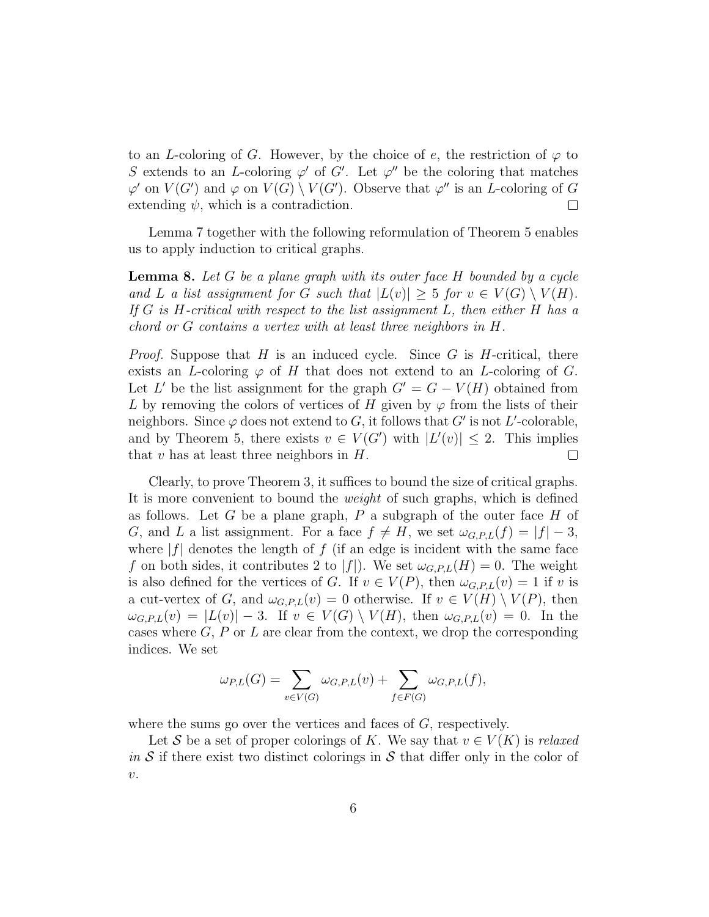to an $L$-coloring of $G$. However, by the choice of $e$, the restriction of $\varphi$ to $S$ extends to an $L$-coloring $\varphi'$ of $G'$. Let $\varphi''$ be the coloring that matches $\varphi'$ on $V(G')$ and $\varphi$ on $V(G) \setminus V(G')$. Observe that $\varphi''$ is an $L$-coloring of $G$ extending $\psi$, which is a contradiction. $\square$

Lemma 7 together with the following reformulation of Theorem 5 enables us to apply induction to critical graphs.

**Lemma 8.** *Let $G$ be a plane graph with its outer face $H$ bounded by a cycle and $L$ a list assignment for $G$ such that $|L(v)| \geq 5$ for $v \in V(G) \setminus V(H)$. If $G$ is $H$-critical with respect to the list assignment $L$, then either $H$ has a chord or $G$ contains a vertex with at least three neighbors in $H$.*

*Proof.* Suppose that $H$ is an induced cycle. Since $G$ is $H$-critical, there exists an $L$-coloring $\varphi$ of $H$ that does not extend to an $L$-coloring of $G$. Let $L'$ be the list assignment for the graph $G' = G - V(H)$ obtained from $L$ by removing the colors of vertices of $H$ given by $\varphi$ from the lists of their neighbors. Since $\varphi$ does not extend to $G$, it follows that $G'$ is not $L'$-colorable, and by Theorem 5, there exists $v \in V(G')$ with $|L'(v)| \leq 2$. This implies that $v$ has at least three neighbors in $H$. $\square$

Clearly, to prove Theorem 3, it suffices to bound the size of critical graphs. It is more convenient to bound the *weight* of such graphs, which is defined as follows. Let $G$ be a plane graph, $P$ a subgraph of the outer face $H$ of $G$, and $L$ a list assignment. For a face $f \neq H$, we set $\omega_{G,P,L}(f) = |f| - 3$, where $|f|$ denotes the length of $f$ (if an edge is incident with the same face $f$ on both sides, it contributes 2 to $|f|$). We set $\omega_{G,P,L}(H) = 0$. The weight is also defined for the vertices of $G$. If $v \in V(P)$, then $\omega_{G,P,L}(v) = 1$ if $v$ is a cut-vertex of $G$, and $\omega_{G,P,L}(v) = 0$ otherwise. If $v \in V(H) \setminus V(P)$, then $\omega_{G,P,L}(v) = |L(v)| - 3$. If $v \in V(G) \setminus V(H)$, then $\omega_{G,P,L}(v) = 0$. In the cases where $G$, $P$ or $L$ are clear from the context, we drop the corresponding indices. We set

$$\omega_{P,L}(G) = \sum_{v \in V(G)} \omega_{G,P,L}(v) + \sum_{f \in F(G)} \omega_{G,P,L}(f),$$

where the sums go over the vertices and faces of $G$, respectively.

Let $\mathcal{S}$ be a set of proper colorings of $K$. We say that $v \in V(K)$ is *relaxed in $\mathcal{S}$* if there exist two distinct colorings in $\mathcal{S}$ that differ only in the color of $v$.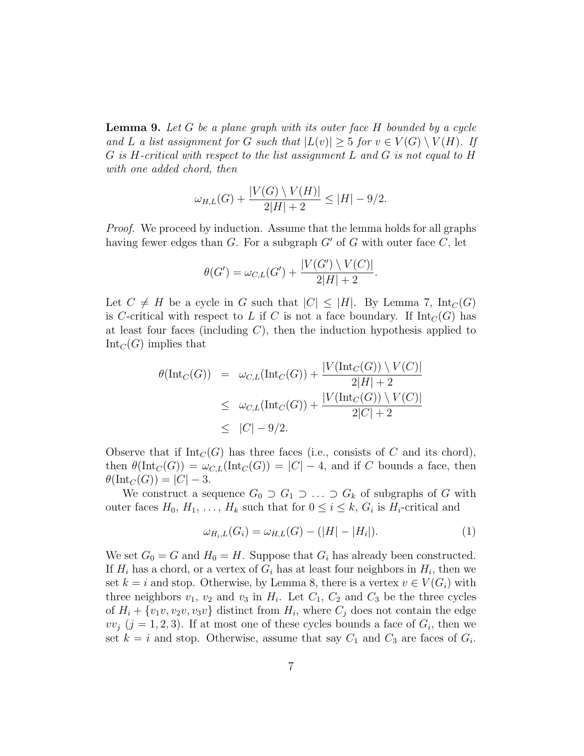**Lemma 9.** *Let $G$ be a plane graph with its outer face $H$ bounded by a cycle and $L$ a list assignment for $G$ such that $|L(v)| \geq 5$ for $v \in V(G) \setminus V(H)$. If $G$ is $H$-critical with respect to the list assignment $L$ and $G$ is not equal to $H$ with one added chord, then*

$$\omega_{H,L}(G) + \frac{|V(G) \setminus V(H)|}{2|H|+2} \leq |H| - 9/2.$$

*Proof.* We proceed by induction. Assume that the lemma holds for all graphs having fewer edges than $G$. For a subgraph $G'$ of $G$ with outer face $C$, let

$$\theta(G') = \omega_{C,L}(G') + \frac{|V(G') \setminus V(C)|}{2|H|+2}.$$

Let $C \neq H$ be a cycle in $G$ such that $|C| \leq |H|$. By Lemma 7, $\mathrm{Int}_C(G)$ is $C$-critical with respect to $L$ if $C$ is not a face boundary. If $\mathrm{Int}_C(G)$ has at least four faces (including $C$), then the induction hypothesis applied to $\mathrm{Int}_C(G)$ implies that

$$\begin{aligned}
\theta(\mathrm{Int}_C(G)) &= \omega_{C,L}(\mathrm{Int}_C(G)) + \frac{|V(\mathrm{Int}_C(G)) \setminus V(C)|}{2|H|+2} \\
&\leq \omega_{C,L}(\mathrm{Int}_C(G)) + \frac{|V(\mathrm{Int}_C(G)) \setminus V(C)|}{2|C|+2} \\
&\leq |C| - 9/2.
\end{aligned}$$

Observe that if $\mathrm{Int}_C(G)$ has three faces (i.e., consists of $C$ and its chord), then $\theta(\mathrm{Int}_C(G)) = \omega_{C,L}(\mathrm{Int}_C(G)) = |C| - 4$, and if $C$ bounds a face, then $\theta(\mathrm{Int}_C(G)) = |C| - 3$.

We construct a sequence $G_0 \supset G_1 \supset \ldots \supset G_k$ of subgraphs of $G$ with outer faces $H_0, H_1, \ldots, H_k$ such that for $0 \leq i \leq k$, $G_i$ is $H_i$-critical and

$$\omega_{H_i,L}(G_i) = \omega_{H,L}(G) - (|H| - |H_i|). \tag{1}$$

We set $G_0 = G$ and $H_0 = H$. Suppose that $G_i$ has already been constructed. If $H_i$ has a chord, or a vertex of $G_i$ has at least four neighbors in $H_i$, then we set $k = i$ and stop. Otherwise, by Lemma 8, there is a vertex $v \in V(G_i)$ with three neighbors $v_1$, $v_2$ and $v_3$ in $H_i$. Let $C_1$, $C_2$ and $C_3$ be the three cycles of $H_i + \{v_1v, v_2v, v_3v\}$ distinct from $H_i$, where $C_j$ does not contain the edge $vv_j$ ($j = 1, 2, 3$). If at most one of these cycles bounds a face of $G_i$, then we set $k = i$ and stop. Otherwise, assume that say $C_1$ and $C_3$ are faces of $G_i$.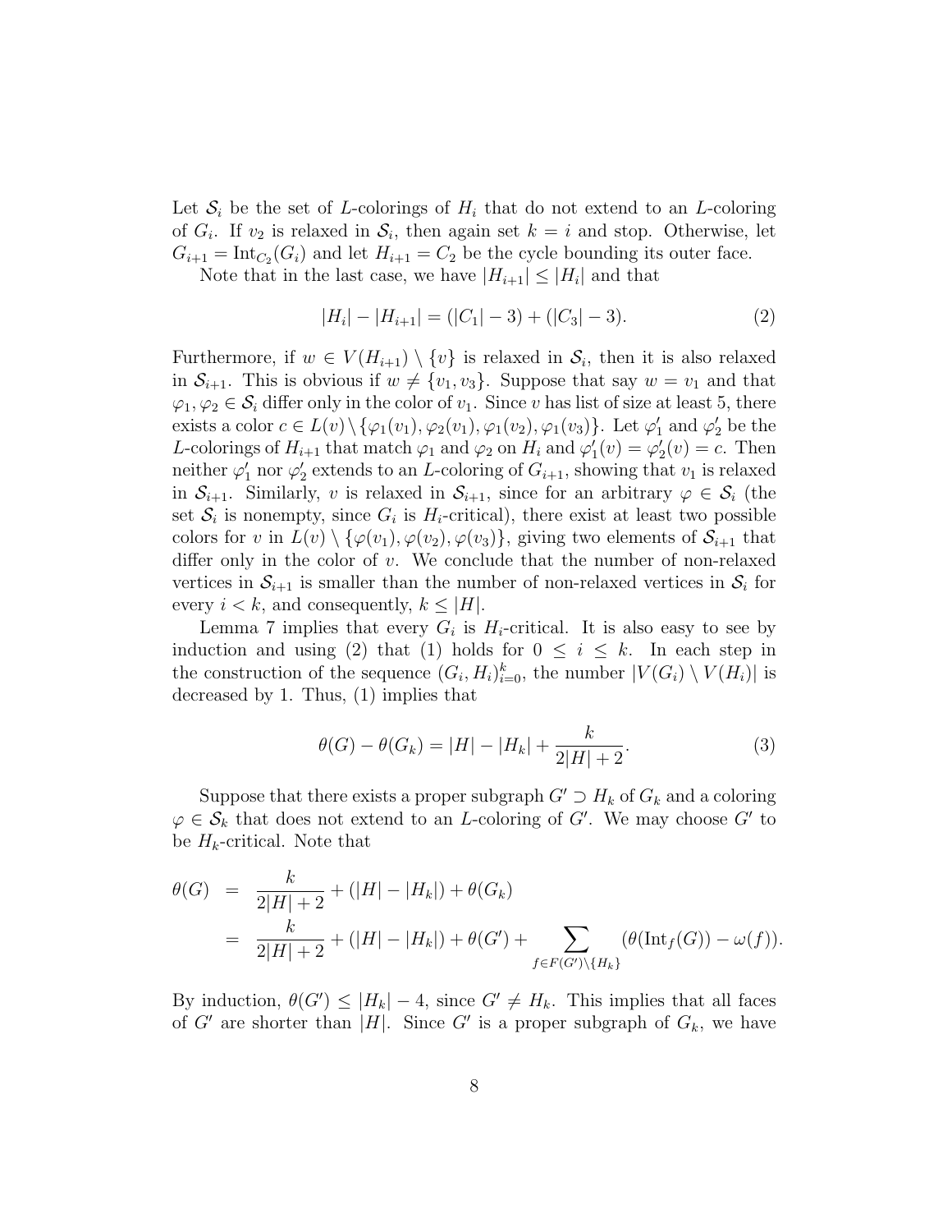Let $\mathcal{S}_i$ be the set of $L$-colorings of $H_i$ that do not extend to an $L$-coloring of $G_i$. If $v_2$ is relaxed in $\mathcal{S}_i$, then again set $k = i$ and stop. Otherwise, let $G_{i+1} = \mathrm{Int}_{C_2}(G_i)$ and let $H_{i+1} = C_2$ be the cycle bounding its outer face.

Note that in the last case, we have $|H_{i+1}| \le |H_i|$ and that

$$|H_i| - |H_{i+1}| = (|C_1| - 3) + (|C_3| - 3). \tag{2}$$

Furthermore, if $w \in V(H_{i+1}) \setminus \{v\}$ is relaxed in $\mathcal{S}_i$, then it is also relaxed in $\mathcal{S}_{i+1}$. This is obvious if $w \neq \{v_1, v_3\}$. Suppose that say $w = v_1$ and that $\varphi_1, \varphi_2 \in \mathcal{S}_i$ differ only in the color of $v_1$. Since $v$ has list of size at least 5, there exists a color $c \in L(v) \setminus \{\varphi_1(v_1), \varphi_2(v_1), \varphi_1(v_2), \varphi_1(v_3)\}$. Let $\varphi_1'$ and $\varphi_2'$ be the $L$-colorings of $H_{i+1}$ that match $\varphi_1$ and $\varphi_2$ on $H_i$ and $\varphi_1'(v) = \varphi_2'(v) = c$. Then neither $\varphi_1'$ nor $\varphi_2'$ extends to an $L$-coloring of $G_{i+1}$, showing that $v_1$ is relaxed in $\mathcal{S}_{i+1}$. Similarly, $v$ is relaxed in $\mathcal{S}_{i+1}$, since for an arbitrary $\varphi \in \mathcal{S}_i$ (the set $\mathcal{S}_i$ is nonempty, since $G_i$ is $H_i$-critical), there exist at least two possible colors for $v$ in $L(v) \setminus \{\varphi(v_1), \varphi(v_2), \varphi(v_3)\}$, giving two elements of $\mathcal{S}_{i+1}$ that differ only in the color of $v$. We conclude that the number of non-relaxed vertices in $\mathcal{S}_{i+1}$ is smaller than the number of non-relaxed vertices in $\mathcal{S}_i$ for every $i < k$, and consequently, $k \le |H|$.

Lemma 7 implies that every $G_i$ is $H_i$-critical. It is also easy to see by induction and using (2) that (1) holds for $0 \le i \le k$. In each step in the construction of the sequence $(G_i, H_i)_{i=0}^k$, the number $|V(G_i) \setminus V(H_i)|$ is decreased by 1. Thus, (1) implies that

$$\theta(G) - \theta(G_k) = |H| - |H_k| + \frac{k}{2|H| + 2}. \tag{3}$$

Suppose that there exists a proper subgraph $G' \supset H_k$ of $G_k$ and a coloring $\varphi \in \mathcal{S}_k$ that does not extend to an $L$-coloring of $G'$. We may choose $G'$ to be $H_k$-critical. Note that

$$\begin{aligned}
\theta(G) &= \frac{k}{2|H| + 2} + (|H| - |H_k|) + \theta(G_k) \\
&= \frac{k}{2|H| + 2} + (|H| - |H_k|) + \theta(G') + \sum_{f \in F(G') \setminus \{H_k\}} (\theta(\mathrm{Int}_f(G)) - \omega(f)).
\end{aligned}$$

By induction, $\theta(G') \le |H_k| - 4$, since $G' \neq H_k$. This implies that all faces of $G'$ are shorter than $|H|$. Since $G'$ is a proper subgraph of $G_k$, we have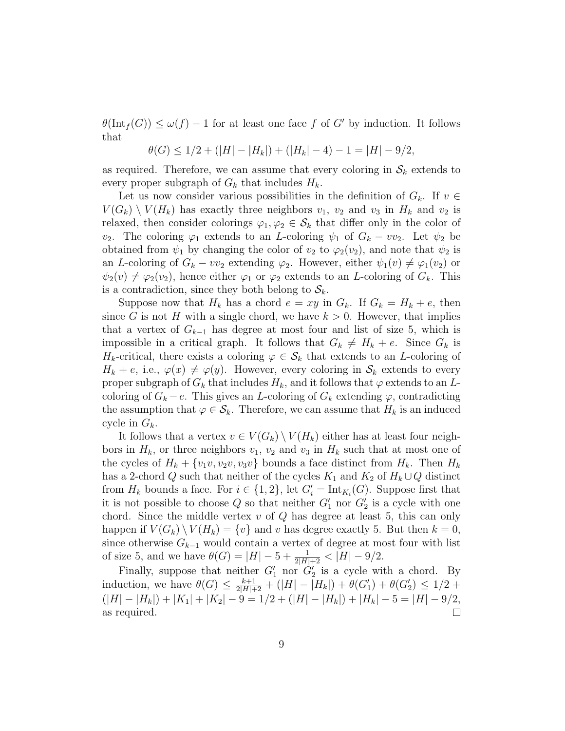$\theta(\mathrm{Int}_f(G)) \le \omega(f) - 1$ for at least one face $f$ of $G'$ by induction. It follows that

$$\theta(G) \le 1/2 + (|H| - |H_k|) + (|H_k| - 4) - 1 = |H| - 9/2,$$

as required. Therefore, we can assume that every coloring in $\mathcal{S}_k$ extends to every proper subgraph of $G_k$ that includes $H_k$.

Let us now consider various possibilities in the definition of $G_k$. If $v \in V(G_k) \setminus V(H_k)$ has exactly three neighbors $v_1$, $v_2$ and $v_3$ in $H_k$ and $v_2$ is relaxed, then consider colorings $\varphi_1, \varphi_2 \in \mathcal{S}_k$ that differ only in the color of $v_2$. The coloring $\varphi_1$ extends to an $L$-coloring $\psi_1$ of $G_k - vv_2$. Let $\psi_2$ be obtained from $\psi_1$ by changing the color of $v_2$ to $\varphi_2(v_2)$, and note that $\psi_2$ is an $L$-coloring of $G_k - vv_2$ extending $\varphi_2$. However, either $\psi_1(v) \neq \varphi_1(v_2)$ or $\psi_2(v) \neq \varphi_2(v_2)$, hence either $\varphi_1$ or $\varphi_2$ extends to an $L$-coloring of $G_k$. This is a contradiction, since they both belong to $\mathcal{S}_k$.

Suppose now that $H_k$ has a chord $e = xy$ in $G_k$. If $G_k = H_k + e$, then since $G$ is not $H$ with a single chord, we have $k > 0$. However, that implies that a vertex of $G_{k-1}$ has degree at most four and list of size 5, which is impossible in a critical graph. It follows that $G_k \neq H_k + e$. Since $G_k$ is $H_k$-critical, there exists a coloring $\varphi \in \mathcal{S}_k$ that extends to an $L$-coloring of $H_k + e$, i.e., $\varphi(x) \neq \varphi(y)$. However, every coloring in $\mathcal{S}_k$ extends to every proper subgraph of $G_k$ that includes $H_k$, and it follows that $\varphi$ extends to an $L$-coloring of $G_k - e$. This gives an $L$-coloring of $G_k$ extending $\varphi$, contradicting the assumption that $\varphi \in \mathcal{S}_k$. Therefore, we can assume that $H_k$ is an induced cycle in $G_k$.

It follows that a vertex $v \in V(G_k) \setminus V(H_k)$ either has at least four neighbors in $H_k$, or three neighbors $v_1$, $v_2$ and $v_3$ in $H_k$ such that at most one of the cycles of $H_k + \{v_1v, v_2v, v_3v\}$ bounds a face distinct from $H_k$. Then $H_k$ has a 2-chord $Q$ such that neither of the cycles $K_1$ and $K_2$ of $H_k \cup Q$ distinct from $H_k$ bounds a face. For $i \in \{1, 2\}$, let $G'_i = \mathrm{Int}_{K_i}(G)$. Suppose first that it is not possible to choose $Q$ so that neither $G'_1$ nor $G'_2$ is a cycle with one chord. Since the middle vertex $v$ of $Q$ has degree at least 5, this can only happen if $V(G_k) \setminus V(H_k) = \{v\}$ and $v$ has degree exactly 5. But then $k = 0$, since otherwise $G_{k-1}$ would contain a vertex of degree at most four with list of size 5, and we have $\theta(G) = |H| - 5 + \frac{1}{2|H|+2} < |H| - 9/2$.

Finally, suppose that neither $G'_1$ nor $G'_2$ is a cycle with a chord. By induction, we have $\theta(G) \le \frac{k+1}{2|H|+2} + (|H| - |H_k|) + \theta(G'_1) + \theta(G'_2) \le 1/2 + (|H| - |H_k|) + |K_1| + |K_2| - 9 = 1/2 + (|H| - |H_k|) + |H_k| - 5 = |H| - 9/2$, as required. □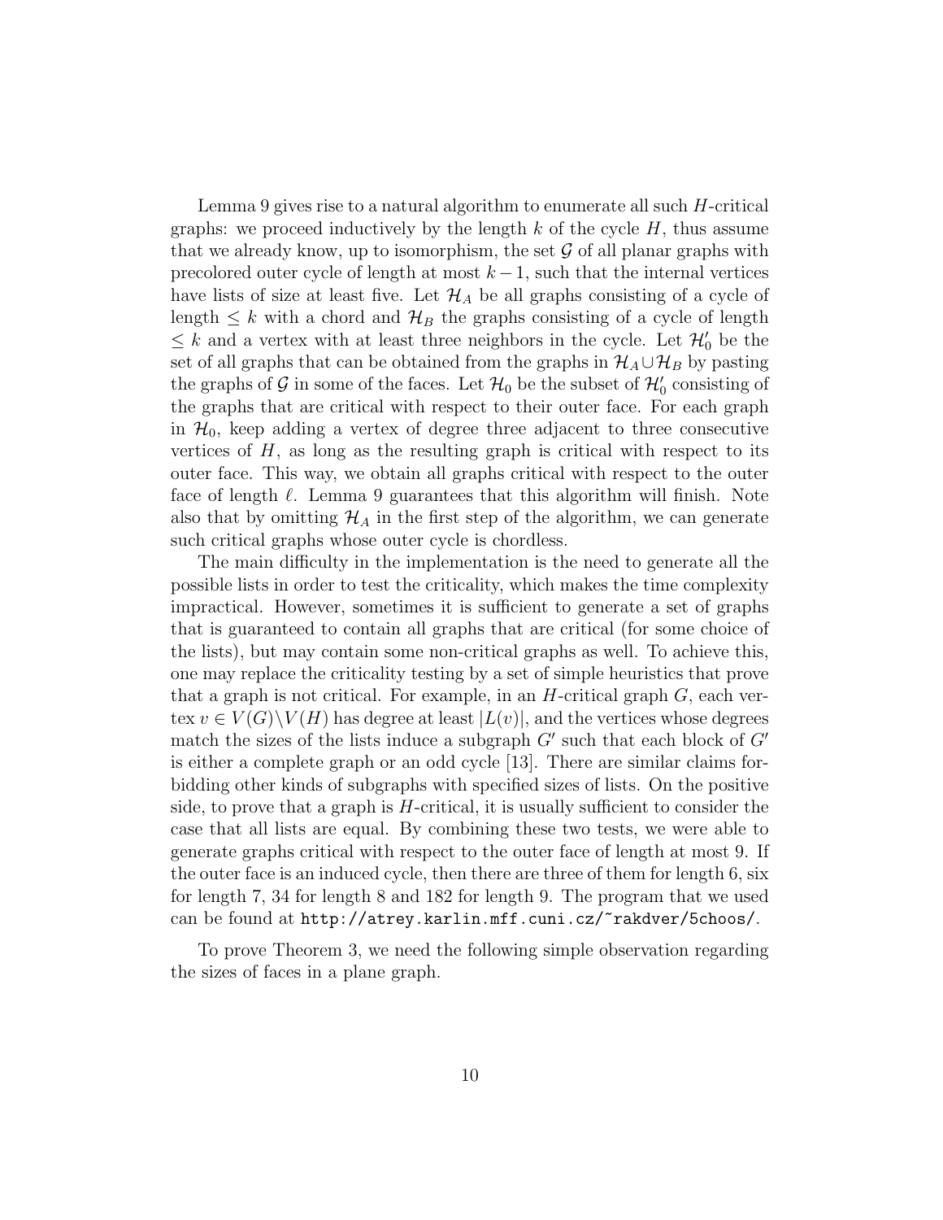Lemma 9 gives rise to a natural algorithm to enumerate all such $H$-critical graphs: we proceed inductively by the length $k$ of the cycle $H$, thus assume that we already know, up to isomorphism, the set $\mathcal{G}$ of all planar graphs with precolored outer cycle of length at most $k-1$, such that the internal vertices have lists of size at least five. Let $\mathcal{H}_A$ be all graphs consisting of a cycle of length $\le k$ with a chord and $\mathcal{H}_B$ the graphs consisting of a cycle of length $\le k$ and a vertex with at least three neighbors in the cycle. Let $\mathcal{H}_0'$ be the set of all graphs that can be obtained from the graphs in $\mathcal{H}_A \cup \mathcal{H}_B$ by pasting the graphs of $\mathcal{G}$ in some of the faces. Let $\mathcal{H}_0$ be the subset of $\mathcal{H}_0'$ consisting of the graphs that are critical with respect to their outer face. For each graph in $\mathcal{H}_0$, keep adding a vertex of degree three adjacent to three consecutive vertices of $H$, as long as the resulting graph is critical with respect to its outer face. This way, we obtain all graphs critical with respect to the outer face of length $\ell$. Lemma 9 guarantees that this algorithm will finish. Note also that by omitting $\mathcal{H}_A$ in the first step of the algorithm, we can generate such critical graphs whose outer cycle is chordless.

The main difficulty in the implementation is the need to generate all the possible lists in order to test the criticality, which makes the time complexity impractical. However, sometimes it is sufficient to generate a set of graphs that is guaranteed to contain all graphs that are critical (for some choice of the lists), but may contain some non-critical graphs as well. To achieve this, one may replace the criticality testing by a set of simple heuristics that prove that a graph is not critical. For example, in an $H$-critical graph $G$, each vertex $v \in V(G) \setminus V(H)$ has degree at least $|L(v)|$, and the vertices whose degrees match the sizes of the lists induce a subgraph $G'$ such that each block of $G'$ is either a complete graph or an odd cycle [13]. There are similar claims forbidding other kinds of subgraphs with specified sizes of lists. On the positive side, to prove that a graph is $H$-critical, it is usually sufficient to consider the case that all lists are equal. By combining these two tests, we were able to generate graphs critical with respect to the outer face of length at most 9. If the outer face is an induced cycle, then there are three of them for length 6, six for length 7, 34 for length 8 and 182 for length 9. The program that we used can be found at `http://atrey.karlin.mff.cuni.cz/~rakdver/5choos/`.

To prove Theorem 3, we need the following simple observation regarding the sizes of faces in a plane graph.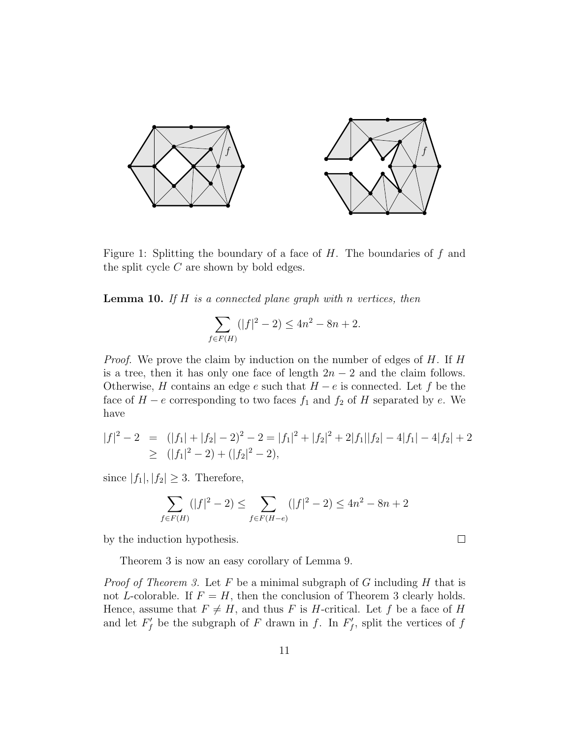Figure 1: Splitting the boundary of a face of $H$. The boundaries of $f$ and the split cycle $C$ are shown by bold edges.

**Lemma 10.** *If $H$ is a connected plane graph with $n$ vertices, then*

$$\sum_{f \in F(H)} (|f|^2 - 2) \leq 4n^2 - 8n + 2.$$

*Proof.* We prove the claim by induction on the number of edges of $H$. If $H$ is a tree, then it has only one face of length $2n-2$ and the claim follows. Otherwise, $H$ contains an edge $e$ such that $H - e$ is connected. Let $f$ be the face of $H - e$ corresponding to two faces $f_1$ and $f_2$ of $H$ separated by $e$. We have

$$\begin{aligned} |f|^2 - 2 &= (|f_1| + |f_2| - 2)^2 - 2 = |f_1|^2 + |f_2|^2 + 2|f_1||f_2| - 4|f_1| - 4|f_2| + 2 \\ &\geq (|f_1|^2 - 2) + (|f_2|^2 - 2), \end{aligned}$$

since $|f_1|, |f_2| \geq 3$. Therefore,

$$\sum_{f \in F(H)} (|f|^2 - 2) \leq \sum_{f \in F(H-e)} (|f|^2 - 2) \leq 4n^2 - 8n + 2$$

by the induction hypothesis. □

Theorem 3 is now an easy corollary of Lemma 9.

*Proof of Theorem 3.* Let $F$ be a minimal subgraph of $G$ including $H$ that is not $L$-colorable. If $F = H$, then the conclusion of Theorem 3 clearly holds. Hence, assume that $F \neq H$, and thus $F$ is $H$-critical. Let $f$ be a face of $H$ and let $F'_f$ be the subgraph of $F$ drawn in $f$. In $F'_f$, split the vertices of $f$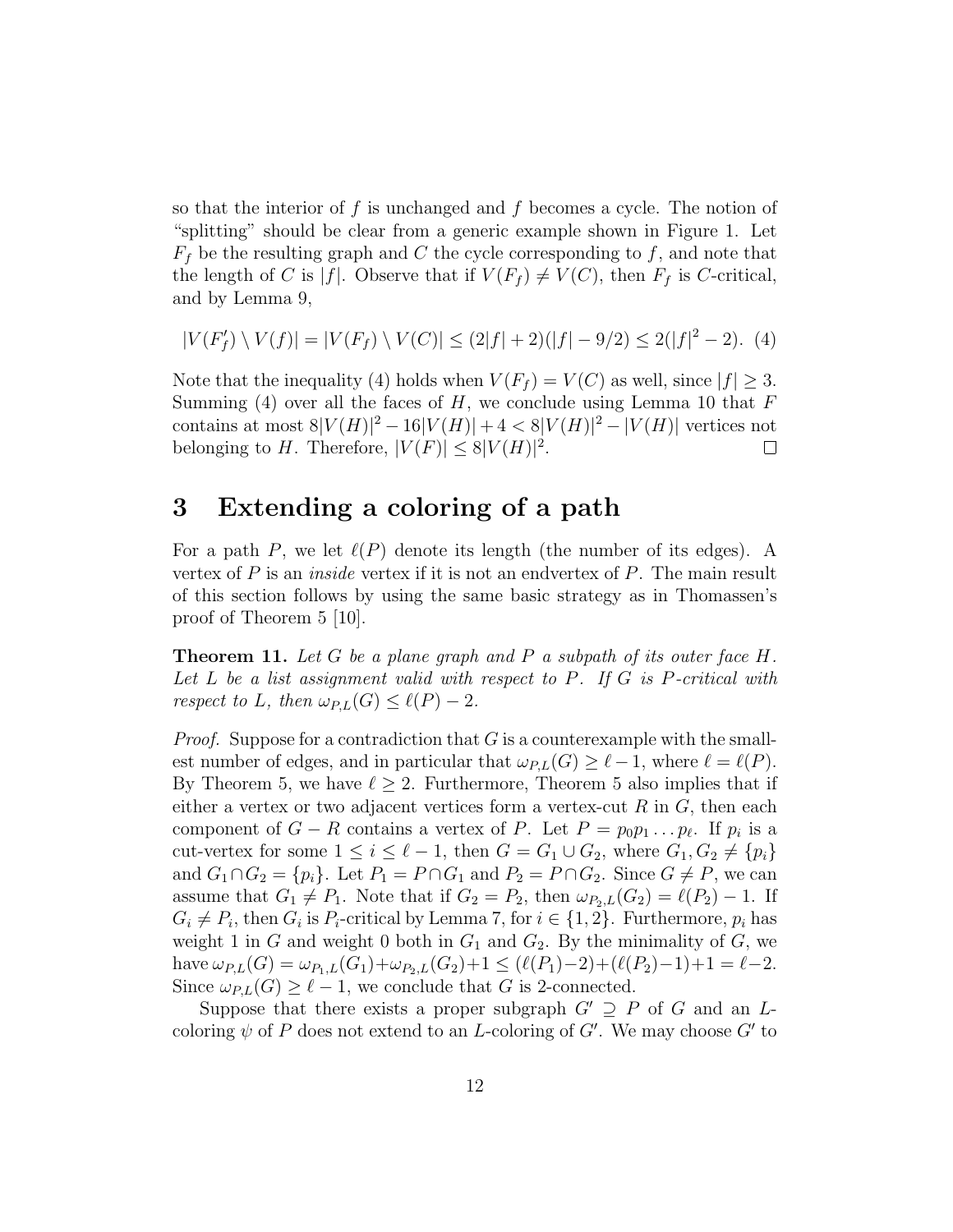so that the interior of $f$ is unchanged and $f$ becomes a cycle. The notion of "splitting" should be clear from a generic example shown in Figure 1. Let $F_f$ be the resulting graph and $C$ the cycle corresponding to $f$, and note that the length of $C$ is $|f|$. Observe that if $V(F_f) \neq V(C)$, then $F_f$ is $C$-critical, and by Lemma 9,

$$|V(F'_f) \setminus V(f)| = |V(F_f) \setminus V(C)| \leq (2|f|+2)(|f|-9/2) \leq 2(|f|^2-2). \quad (4)$$

Note that the inequality (4) holds when $V(F_f) = V(C)$ as well, since $|f| \geq 3$. Summing (4) over all the faces of $H$, we conclude using Lemma 10 that $F$ contains at most $8|V(H)|^2 - 16|V(H)| + 4 < 8|V(H)|^2 - |V(H)|$ vertices not belonging to $H$. Therefore, $|V(F)| \leq 8|V(H)|^2$. □

## 3 Extending a coloring of a path

For a path $P$, we let $\ell(P)$ denote its length (the number of its edges). A vertex of $P$ is an *inside* vertex if it is not an endvertex of $P$. The main result of this section follows by using the same basic strategy as in Thomassen's proof of Theorem 5 [10].

**Theorem 11.** *Let $G$ be a plane graph and $P$ a subpath of its outer face $H$. Let $L$ be a list assignment valid with respect to $P$. If $G$ is $P$-critical with respect to $L$, then $\omega_{P,L}(G) \leq \ell(P) - 2$.*

*Proof.* Suppose for a contradiction that $G$ is a counterexample with the smallest number of edges, and in particular that $\omega_{P,L}(G) \geq \ell - 1$, where $\ell = \ell(P)$. By Theorem 5, we have $\ell \geq 2$. Furthermore, Theorem 5 also implies that if either a vertex or two adjacent vertices form a vertex-cut $R$ in $G$, then each component of $G - R$ contains a vertex of $P$. Let $P = p_0p_1 \ldots p_\ell$. If $p_i$ is a cut-vertex for some $1 \leq i \leq \ell - 1$, then $G = G_1 \cup G_2$, where $G_1, G_2 \neq \{p_i\}$ and $G_1 \cap G_2 = \{p_i\}$. Let $P_1 = P \cap G_1$ and $P_2 = P \cap G_2$. Since $G \neq P$, we can assume that $G_1 \neq P_1$. Note that if $G_2 = P_2$, then $\omega_{P_2,L}(G_2) = \ell(P_2) - 1$. If $G_i \neq P_i$, then $G_i$ is $P_i$-critical by Lemma 7, for $i \in \{1, 2\}$. Furthermore, $p_i$ has weight 1 in $G$ and weight 0 both in $G_1$ and $G_2$. By the minimality of $G$, we have $\omega_{P,L}(G) = \omega_{P_1,L}(G_1) + \omega_{P_2,L}(G_2) + 1 \leq (\ell(P_1)-2) + (\ell(P_2)-1) + 1 = \ell - 2$. Since $\omega_{P,L}(G) \geq \ell - 1$, we conclude that $G$ is 2-connected.

Suppose that there exists a proper subgraph $G' \supseteq P$ of $G$ and an $L$-coloring $\psi$ of $P$ does not extend to an $L$-coloring of $G'$. We may choose $G'$ to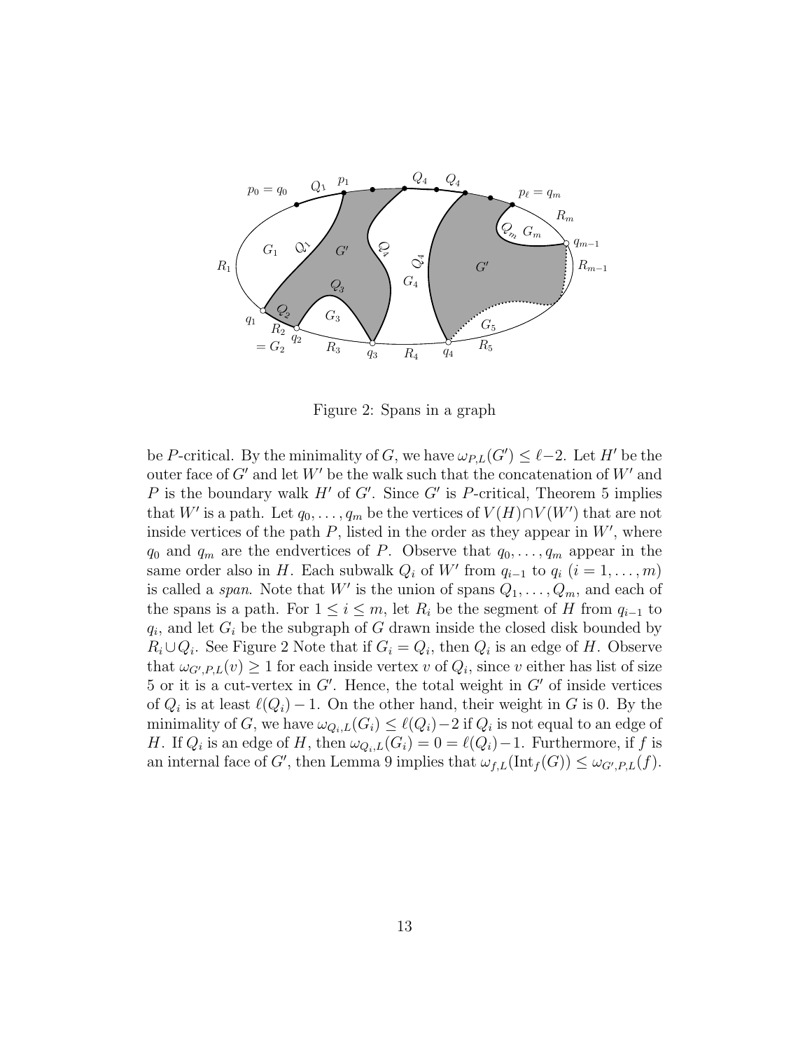Figure 2: Spans in a graph

be $P$-critical. By the minimality of $G$, we have $\omega_{P,L}(G') \le \ell - 2$. Let $H'$ be the outer face of $G'$ and let $W'$ be the walk such that the concatenation of $W'$ and $P$ is the boundary walk $H'$ of $G'$. Since $G'$ is $P$-critical, Theorem 5 implies that $W'$ is a path. Let $q_0, \ldots, q_m$ be the vertices of $V(H) \cap V(W')$ that are not inside vertices of the path $P$, listed in the order as they appear in $W'$, where $q_0$ and $q_m$ are the endvertices of $P$. Observe that $q_0, \ldots, q_m$ appear in the same order also in $H$. Each subwalk $Q_i$ of $W'$ from $q_{i-1}$ to $q_i$ ($i = 1, \ldots, m$) is called a *span*. Note that $W'$ is the union of spans $Q_1, \ldots, Q_m$, and each of the spans is a path. For $1 \le i \le m$, let $R_i$ be the segment of $H$ from $q_{i-1}$ to $q_i$, and let $G_i$ be the subgraph of $G$ drawn inside the closed disk bounded by $R_i \cup Q_i$. See Figure 2 Note that if $G_i = Q_i$, then $Q_i$ is an edge of $H$. Observe that $\omega_{G',P,L}(v) \ge 1$ for each inside vertex $v$ of $Q_i$, since $v$ either has list of size 5 or it is a cut-vertex in $G'$. Hence, the total weight in $G'$ of inside vertices of $Q_i$ is at least $\ell(Q_i) - 1$. On the other hand, their weight in $G$ is 0. By the minimality of $G$, we have $\omega_{Q_i,L}(G_i) \le \ell(Q_i) - 2$ if $Q_i$ is not equal to an edge of $H$. If $Q_i$ is an edge of $H$, then $\omega_{Q_i,L}(G_i) = 0 = \ell(Q_i) - 1$. Furthermore, if $f$ is an internal face of $G'$, then Lemma 9 implies that $\omega_{f,L}(\mathrm{Int}_f(G)) \le \omega_{G',P,L}(f)$.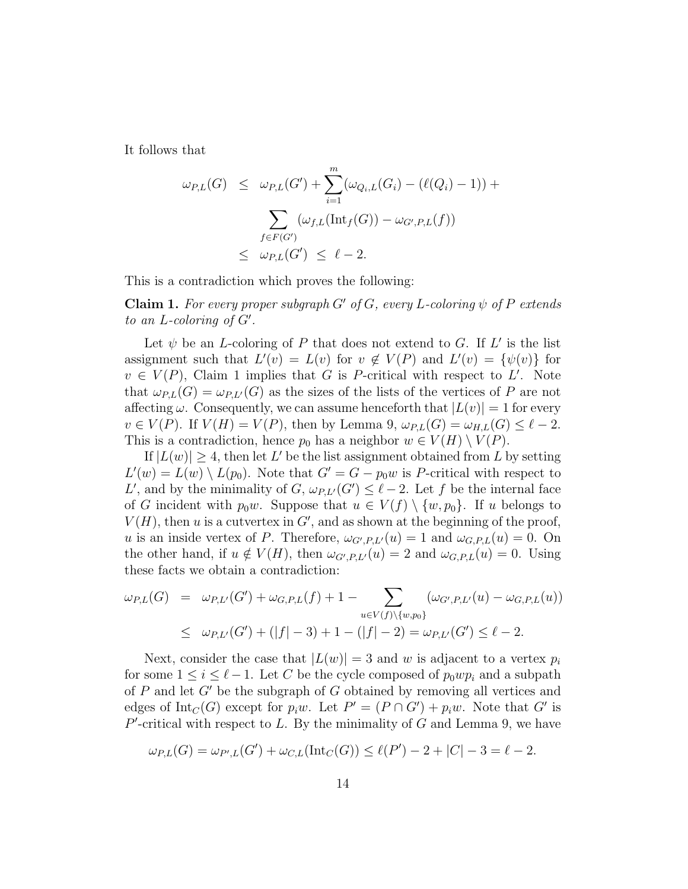It follows that

$$\begin{aligned}
\omega_{P,L}(G) &\le \omega_{P,L}(G') + \sum_{i=1}^{m} (\omega_{Q_i,L}(G_i) - (\ell(Q_i) - 1)) + \\
&\qquad \sum_{f \in F(G')} (\omega_{f,L}(\mathrm{Int}_f(G)) - \omega_{G',P,L}(f)) \\
&\le \omega_{P,L}(G') \le \ell - 2.
\end{aligned}$$

This is a contradiction which proves the following:

**Claim 1.** *For every proper subgraph $G'$ of $G$, every $L$-coloring $\psi$ of $P$ extends to an $L$-coloring of $G'$.*

Let $\psi$ be an $L$-coloring of $P$ that does not extend to $G$. If $L'$ is the list assignment such that $L'(v) = L(v)$ for $v \notin V(P)$ and $L'(v) = \{\psi(v)\}$ for $v \in V(P)$, Claim 1 implies that $G$ is $P$-critical with respect to $L'$. Note that $\omega_{P,L}(G) = \omega_{P,L'}(G)$ as the sizes of the lists of the vertices of $P$ are not affecting $\omega$. Consequently, we can assume henceforth that $|L(v)| = 1$ for every $v \in V(P)$. If $V(H) = V(P)$, then by Lemma 9, $\omega_{P,L}(G) = \omega_{H,L}(G) \le \ell - 2$. This is a contradiction, hence $p_0$ has a neighbor $w \in V(H) \setminus V(P)$.

If $|L(w)| \ge 4$, then let $L'$ be the list assignment obtained from $L$ by setting $L'(w) = L(w) \setminus L(p_0)$. Note that $G' = G - p_0w$ is $P$-critical with respect to $L'$, and by the minimality of $G$, $\omega_{P,L'}(G') \le \ell - 2$. Let $f$ be the internal face of $G$ incident with $p_0w$. Suppose that $u \in V(f) \setminus \{w, p_0\}$. If $u$ belongs to $V(H)$, then $u$ is a cutvertex in $G'$, and as shown at the beginning of the proof, $u$ is an inside vertex of $P$. Therefore, $\omega_{G',P,L'}(u) = 1$ and $\omega_{G,P,L}(u) = 0$. On the other hand, if $u \notin V(H)$, then $\omega_{G',P,L'}(u) = 2$ and $\omega_{G,P,L}(u) = 0$. Using these facts we obtain a contradiction:

$$\begin{aligned}
\omega_{P,L}(G) &= \omega_{P,L'}(G') + \omega_{G,P,L}(f) + 1 - \sum_{u \in V(f) \setminus \{w,p_0\}} (\omega_{G',P,L'}(u) - \omega_{G,P,L}(u)) \\
&\le \omega_{P,L'}(G') + (|f| - 3) + 1 - (|f| - 2) = \omega_{P,L'}(G') \le \ell - 2.
\end{aligned}$$

Next, consider the case that $|L(w)| = 3$ and $w$ is adjacent to a vertex $p_i$ for some $1 \le i \le \ell - 1$. Let $C$ be the cycle composed of $p_0wp_i$ and a subpath of $P$ and let $G'$ be the subgraph of $G$ obtained by removing all vertices and edges of $\mathrm{Int}_C(G)$ except for $p_iw$. Let $P' = (P \cap G') + p_iw$. Note that $G'$ is $P'$-critical with respect to $L$. By the minimality of $G$ and Lemma 9, we have

$$\omega_{P,L}(G) = \omega_{P',L}(G') + \omega_{C,L}(\mathrm{Int}_C(G)) \le \ell(P') - 2 + |C| - 3 = \ell - 2.$$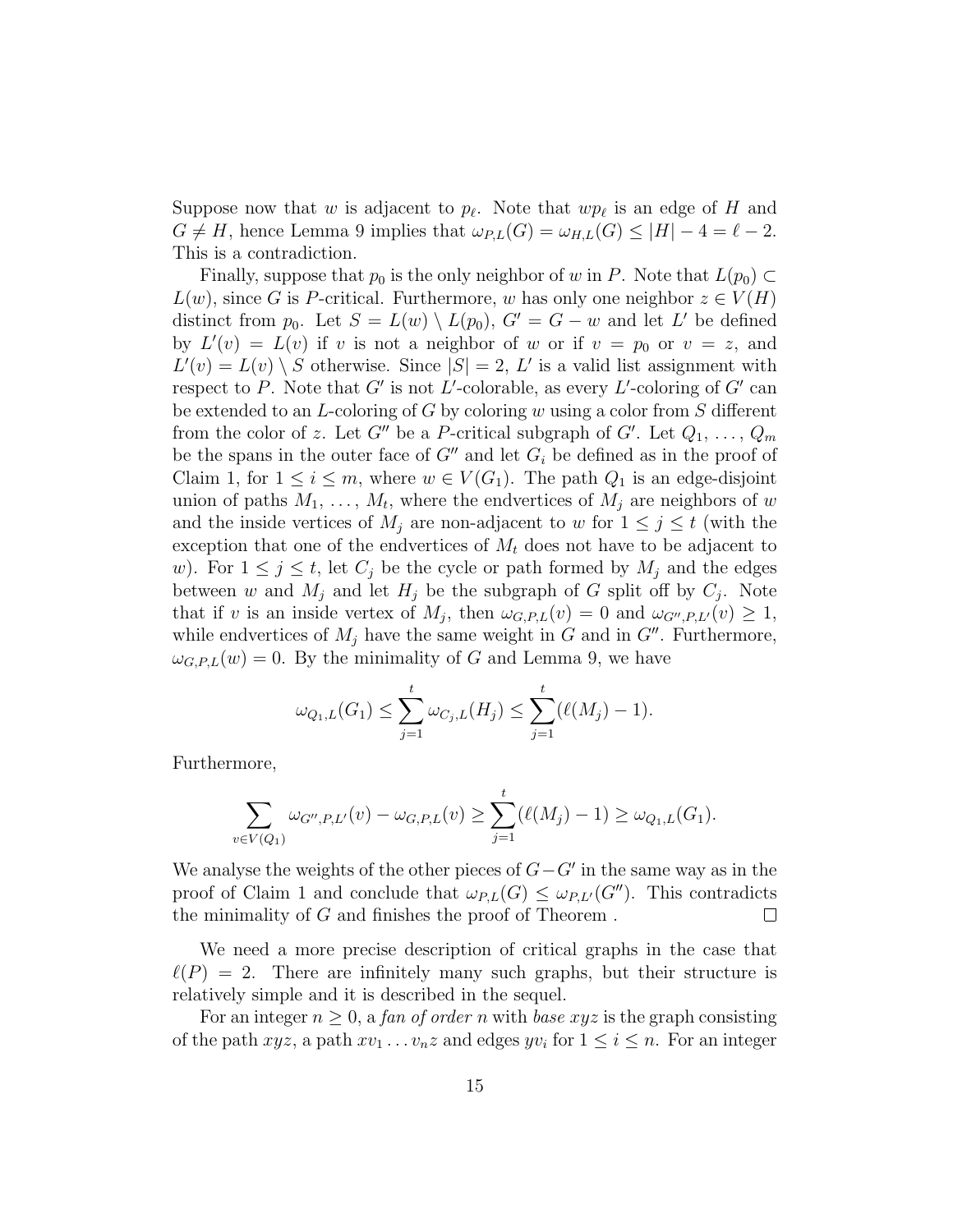Suppose now that $w$ is adjacent to $p_\ell$. Note that $wp_\ell$ is an edge of $H$ and $G \neq H$, hence Lemma 9 implies that $\omega_{P,L}(G) = \omega_{H,L}(G) \leq |H| - 4 = \ell - 2$. This is a contradiction.

Finally, suppose that $p_0$ is the only neighbor of $w$ in $P$. Note that $L(p_0) \subset L(w)$, since $G$ is $P$-critical. Furthermore, $w$ has only one neighbor $z \in V(H)$ distinct from $p_0$. Let $S = L(w) \setminus L(p_0)$, $G' = G - w$ and let $L'$ be defined by $L'(v) = L(v)$ if $v$ is not a neighbor of $w$ or if $v = p_0$ or $v = z$, and $L'(v) = L(v) \setminus S$ otherwise. Since $|S| = 2$, $L'$ is a valid list assignment with respect to $P$. Note that $G'$ is not $L'$-colorable, as every $L'$-coloring of $G'$ can be extended to an $L$-coloring of $G$ by coloring $w$ using a color from $S$ different from the color of $z$. Let $G''$ be a $P$-critical subgraph of $G'$. Let $Q_1, \ldots, Q_m$ be the spans in the outer face of $G''$ and let $G_i$ be defined as in the proof of Claim 1, for $1 \leq i \leq m$, where $w \in V(G_1)$. The path $Q_1$ is an edge-disjoint union of paths $M_1, \ldots, M_t$, where the endvertices of $M_j$ are neighbors of $w$ and the inside vertices of $M_j$ are non-adjacent to $w$ for $1 \leq j \leq t$ (with the exception that one of the endvertices of $M_t$ does not have to be adjacent to $w$). For $1 \leq j \leq t$, let $C_j$ be the cycle or path formed by $M_j$ and the edges between $w$ and $M_j$ and let $H_j$ be the subgraph of $G$ split off by $C_j$. Note that if $v$ is an inside vertex of $M_j$, then $\omega_{G,P,L}(v) = 0$ and $\omega_{G'',P,L'}(v) \geq 1$, while endvertices of $M_j$ have the same weight in $G$ and in $G''$. Furthermore, $\omega_{G,P,L}(w) = 0$. By the minimality of $G$ and Lemma 9, we have

$$\omega_{Q_1,L}(G_1) \leq \sum_{j=1}^{t} \omega_{C_j,L}(H_j) \leq \sum_{j=1}^{t} (\ell(M_j) - 1).$$

Furthermore,

$$\sum_{v \in V(Q_1)} \omega_{G'',P,L'}(v) - \omega_{G,P,L}(v) \geq \sum_{j=1}^{t} (\ell(M_j) - 1) \geq \omega_{Q_1,L}(G_1).$$

We analyse the weights of the other pieces of $G - G'$ in the same way as in the proof of Claim 1 and conclude that $\omega_{P,L}(G) \leq \omega_{P,L'}(G'')$. This contradicts the minimality of $G$ and finishes the proof of Theorem . □

We need a more precise description of critical graphs in the case that $\ell(P) = 2$. There are infinitely many such graphs, but their structure is relatively simple and it is described in the sequel.

For an integer $n \geq 0$, a *fan of order* $n$ with *base* $xyz$ is the graph consisting of the path $xyz$, a path $xv_1 \ldots v_n z$ and edges $yv_i$ for $1 \leq i \leq n$. For an integer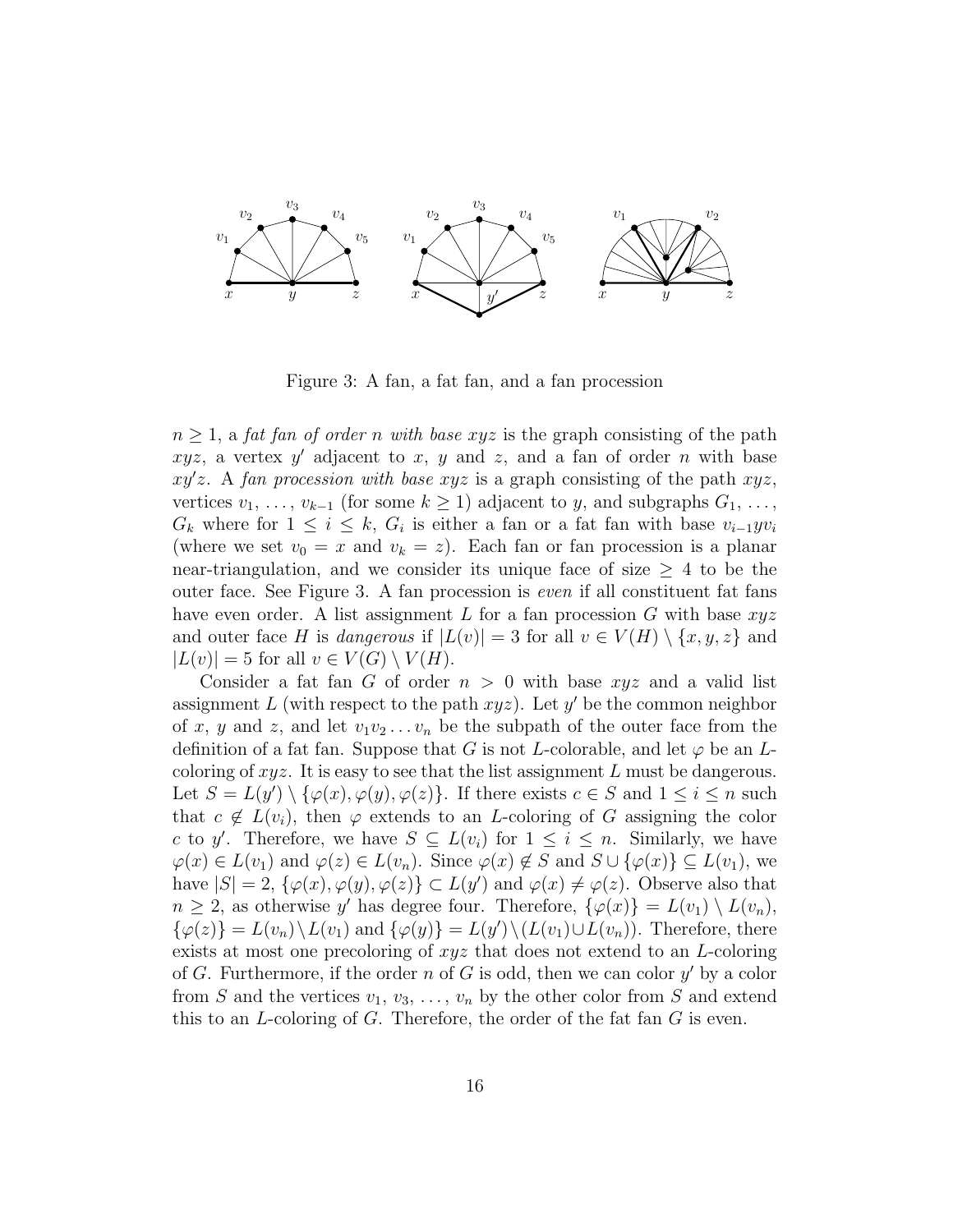Figure 3: A fan, a fat fan, and a fan procession

$n \geq 1$, a *fat fan of order $n$ with base $xyz$* is the graph consisting of the path $xyz$, a vertex $y'$ adjacent to $x$, $y$ and $z$, and a fan of order $n$ with base $xy'z$. A *fan procession with base $xyz$* is a graph consisting of the path $xyz$, vertices $v_1, \ldots, v_{k-1}$ (for some $k \geq 1$) adjacent to $y$, and subgraphs $G_1, \ldots, G_k$ where for $1 \leq i \leq k$, $G_i$ is either a fan or a fat fan with base $v_{i-1}yv_i$ (where we set $v_0 = x$ and $v_k = z$). Each fan or fan procession is a planar near-triangulation, and we consider its unique face of size $\geq 4$ to be the outer face. See Figure 3. A fan procession is *even* if all constituent fat fans have even order. A list assignment $L$ for a fan procession $G$ with base $xyz$ and outer face $H$ is *dangerous* if $|L(v)| = 3$ for all $v \in V(H) \setminus \{x, y, z\}$ and $|L(v)| = 5$ for all $v \in V(G) \setminus V(H)$.

Consider a fat fan $G$ of order $n > 0$ with base $xyz$ and a valid list assignment $L$ (with respect to the path $xyz$). Let $y'$ be the common neighbor of $x$, $y$ and $z$, and let $v_1v_2 \ldots v_n$ be the subpath of the outer face from the definition of a fat fan. Suppose that $G$ is not $L$-colorable, and let $\varphi$ be an $L$-coloring of $xyz$. It is easy to see that the list assignment $L$ must be dangerous. Let $S = L(y') \setminus \{\varphi(x), \varphi(y), \varphi(z)\}$. If there exists $c \in S$ and $1 \leq i \leq n$ such that $c \notin L(v_i)$, then $\varphi$ extends to an $L$-coloring of $G$ assigning the color $c$ to $y'$. Therefore, we have $S \subseteq L(v_i)$ for $1 \leq i \leq n$. Similarly, we have $\varphi(x) \in L(v_1)$ and $\varphi(z) \in L(v_n)$. Since $\varphi(x) \notin S$ and $S \cup \{\varphi(x)\} \subseteq L(v_1)$, we have $|S| = 2$, $\{\varphi(x), \varphi(y), \varphi(z)\} \subset L(y')$ and $\varphi(x) \neq \varphi(z)$. Observe also that $n \geq 2$, as otherwise $y'$ has degree four. Therefore, $\{\varphi(x)\} = L(v_1) \setminus L(v_n)$, $\{\varphi(z)\} = L(v_n) \setminus L(v_1)$ and $\{\varphi(y)\} = L(y') \setminus (L(v_1) \cup L(v_n))$. Therefore, there exists at most one precoloring of $xyz$ that does not extend to an $L$-coloring of $G$. Furthermore, if the order $n$ of $G$ is odd, then we can color $y'$ by a color from $S$ and the vertices $v_1, v_3, \ldots, v_n$ by the other color from $S$ and extend this to an $L$-coloring of $G$. Therefore, the order of the fat fan $G$ is even.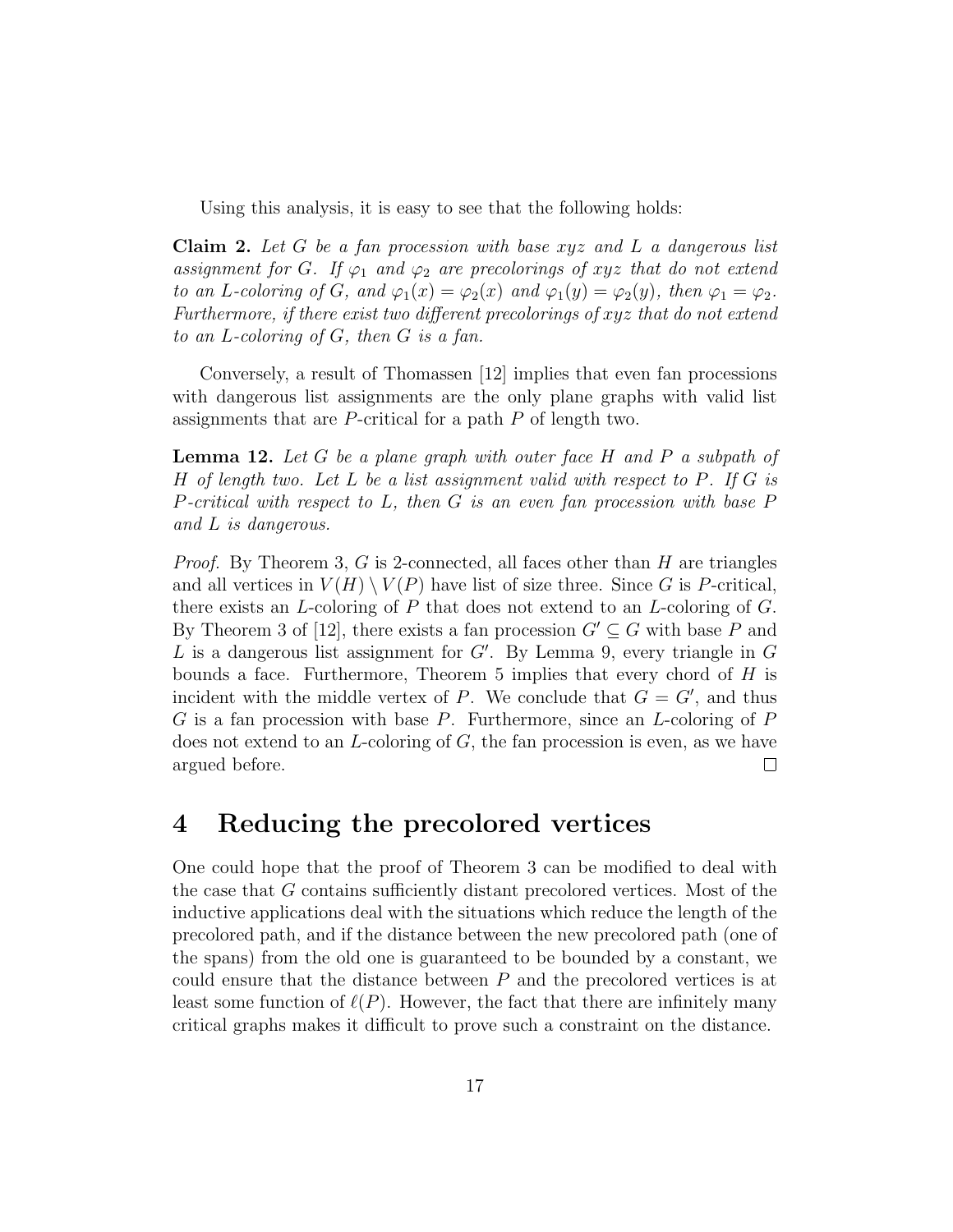Using this analysis, it is easy to see that the following holds:

**Claim 2.** *Let $G$ be a fan procession with base $xyz$ and $L$ a dangerous list assignment for $G$. If $\varphi_1$ and $\varphi_2$ are precolorings of $xyz$ that do not extend to an $L$-coloring of $G$, and $\varphi_1(x) = \varphi_2(x)$ and $\varphi_1(y) = \varphi_2(y)$, then $\varphi_1 = \varphi_2$. Furthermore, if there exist two different precolorings of $xyz$ that do not extend to an $L$-coloring of $G$, then $G$ is a fan.*

Conversely, a result of Thomassen [12] implies that even fan processions with dangerous list assignments are the only plane graphs with valid list assignments that are $P$-critical for a path $P$ of length two.

**Lemma 12.** *Let $G$ be a plane graph with outer face $H$ and $P$ a subpath of $H$ of length two. Let $L$ be a list assignment valid with respect to $P$. If $G$ is $P$-critical with respect to $L$, then $G$ is an even fan procession with base $P$ and $L$ is dangerous.*

*Proof.* By Theorem 3, $G$ is 2-connected, all faces other than $H$ are triangles and all vertices in $V(H) \setminus V(P)$ have list of size three. Since $G$ is $P$-critical, there exists an $L$-coloring of $P$ that does not extend to an $L$-coloring of $G$. By Theorem 3 of [12], there exists a fan procession $G' \subseteq G$ with base $P$ and $L$ is a dangerous list assignment for $G'$. By Lemma 9, every triangle in $G$ bounds a face. Furthermore, Theorem 5 implies that every chord of $H$ is incident with the middle vertex of $P$. We conclude that $G = G'$, and thus $G$ is a fan procession with base $P$. Furthermore, since an $L$-coloring of $P$ does not extend to an $L$-coloring of $G$, the fan procession is even, as we have argued before. □

# 4 Reducing the precolored vertices

One could hope that the proof of Theorem 3 can be modified to deal with the case that $G$ contains sufficiently distant precolored vertices. Most of the inductive applications deal with the situations which reduce the length of the precolored path, and if the distance between the new precolored path (one of the spans) from the old one is guaranteed to be bounded by a constant, we could ensure that the distance between $P$ and the precolored vertices is at least some function of $\ell(P)$. However, the fact that there are infinitely many critical graphs makes it difficult to prove such a constraint on the distance.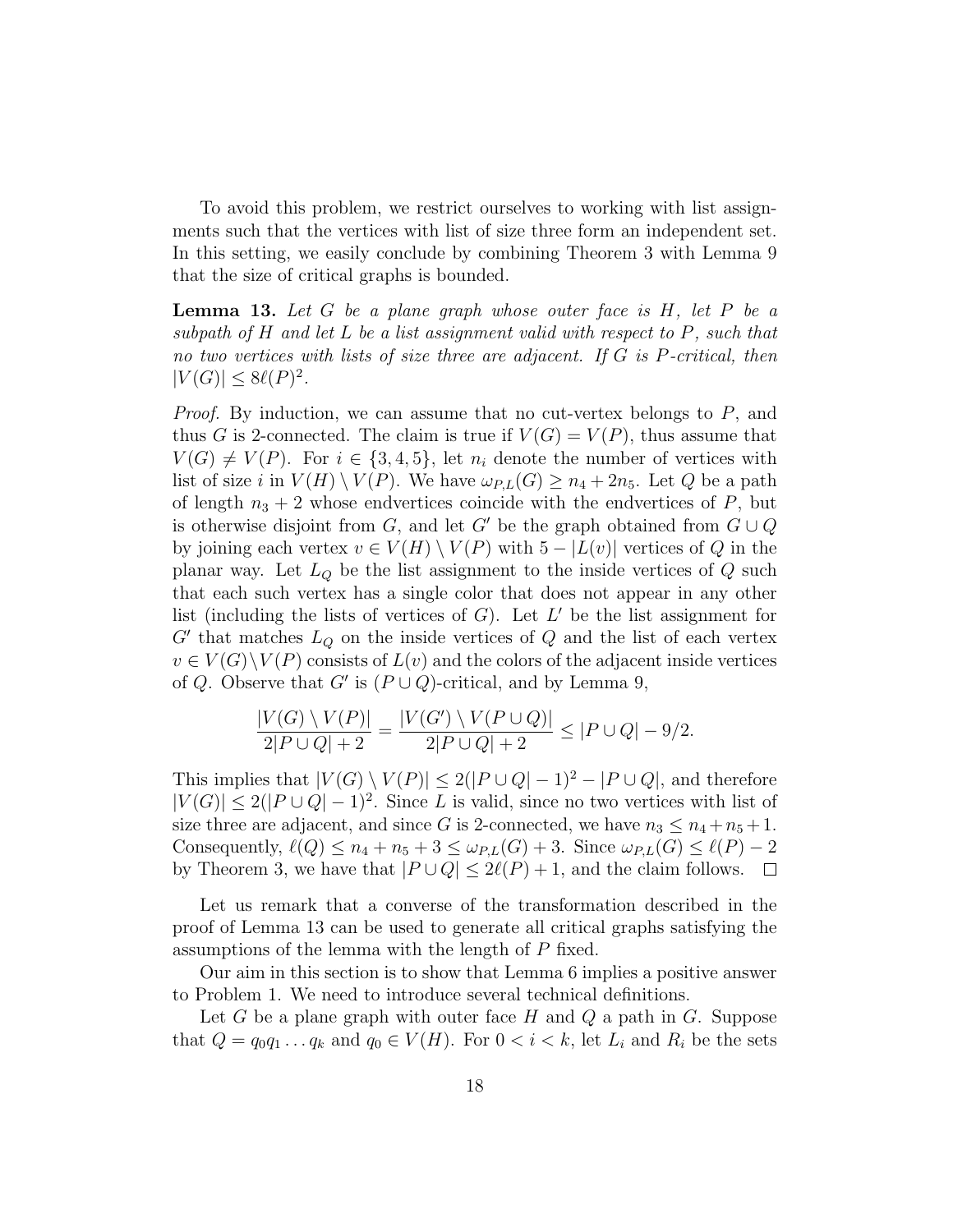To avoid this problem, we restrict ourselves to working with list assignments such that the vertices with list of size three form an independent set. In this setting, we easily conclude by combining Theorem 3 with Lemma 9 that the size of critical graphs is bounded.

**Lemma 13.** *Let $G$ be a plane graph whose outer face is $H$, let $P$ be a subpath of $H$ and let $L$ be a list assignment valid with respect to $P$, such that no two vertices with lists of size three are adjacent. If $G$ is $P$-critical, then $|V(G)| \leq 8\ell(P)^2$.*

*Proof.* By induction, we can assume that no cut-vertex belongs to $P$, and thus $G$ is 2-connected. The claim is true if $V(G) = V(P)$, thus assume that $V(G) \neq V(P)$. For $i \in \{3, 4, 5\}$, let $n_i$ denote the number of vertices with list of size $i$ in $V(H) \setminus V(P)$. We have $\omega_{P,L}(G) \geq n_4 + 2n_5$. Let $Q$ be a path of length $n_3 + 2$ whose endvertices coincide with the endvertices of $P$, but is otherwise disjoint from $G$, and let $G'$ be the graph obtained from $G \cup Q$ by joining each vertex $v \in V(H) \setminus V(P)$ with $5 - |L(v)|$ vertices of $Q$ in the planar way. Let $L_Q$ be the list assignment to the inside vertices of $Q$ such that each such vertex has a single color that does not appear in any other list (including the lists of vertices of $G$). Let $L'$ be the list assignment for $G'$ that matches $L_Q$ on the inside vertices of $Q$ and the list of each vertex $v \in V(G) \setminus V(P)$ consists of $L(v)$ and the colors of the adjacent inside vertices of $Q$. Observe that $G'$ is $(P \cup Q)$-critical, and by Lemma 9,

$$\frac{|V(G) \setminus V(P)|}{2|P \cup Q| + 2} = \frac{|V(G') \setminus V(P \cup Q)|}{2|P \cup Q| + 2} \leq |P \cup Q| - 9/2.$$

This implies that $|V(G) \setminus V(P)| \leq 2(|P \cup Q| - 1)^2 - |P \cup Q|$, and therefore $|V(G)| \leq 2(|P \cup Q| - 1)^2$. Since $L$ is valid, since no two vertices with list of size three are adjacent, and since $G$ is 2-connected, we have $n_3 \leq n_4 + n_5 + 1$. Consequently, $\ell(Q) \leq n_4 + n_5 + 3 \leq \omega_{P,L}(G) + 3$. Since $\omega_{P,L}(G) \leq \ell(P) - 2$ by Theorem 3, we have that $|P \cup Q| \leq 2\ell(P) + 1$, and the claim follows. $\square$

Let us remark that a converse of the transformation described in the proof of Lemma 13 can be used to generate all critical graphs satisfying the assumptions of the lemma with the length of $P$ fixed.

Our aim in this section is to show that Lemma 6 implies a positive answer to Problem 1. We need to introduce several technical definitions.

Let $G$ be a plane graph with outer face $H$ and $Q$ a path in $G$. Suppose that $Q = q_0 q_1 \ldots q_k$ and $q_0 \in V(H)$. For $0 < i < k$, let $L_i$ and $R_i$ be the sets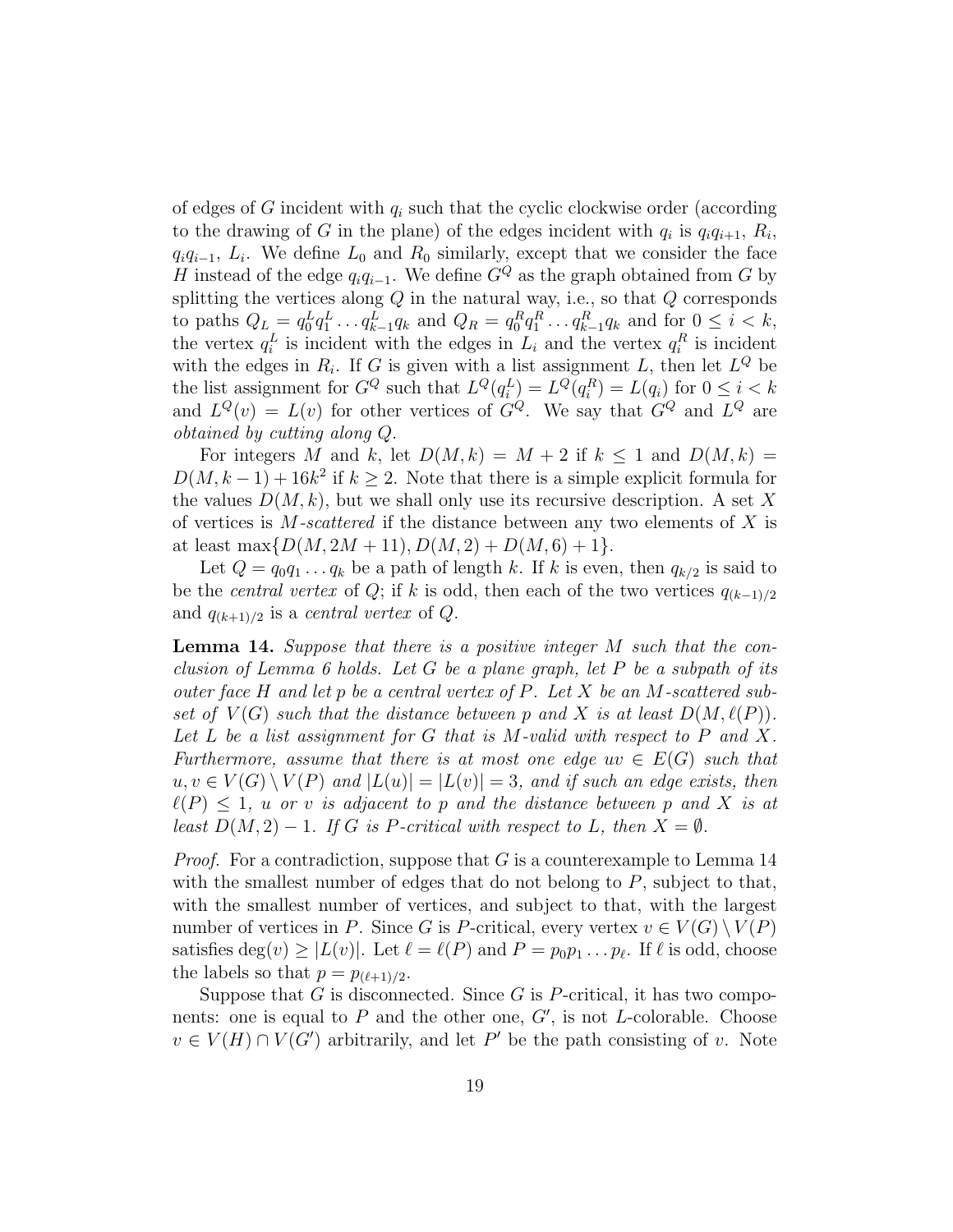of edges of $G$ incident with $q_i$ such that the cyclic clockwise order (according to the drawing of $G$ in the plane) of the edges incident with $q_i$ is $q_iq_{i+1}$, $R_i$, $q_iq_{i-1}$, $L_i$. We define $L_0$ and $R_0$ similarly, except that we consider the face $H$ instead of the edge $q_iq_{i-1}$. We define $G^Q$ as the graph obtained from $G$ by splitting the vertices along $Q$ in the natural way, i.e., so that $Q$ corresponds to paths $Q_L = q_0^L q_1^L \ldots q_{k-1}^L q_k$ and $Q_R = q_0^R q_1^R \ldots q_{k-1}^R q_k$ and for $0 \le i < k$, the vertex $q_i^L$ is incident with the edges in $L_i$ and the vertex $q_i^R$ is incident with the edges in $R_i$. If $G$ is given with a list assignment $L$, then let $L^Q$ be the list assignment for $G^Q$ such that $L^Q(q_i^L) = L^Q(q_i^R) = L(q_i)$ for $0 \le i < k$ and $L^Q(v) = L(v)$ for other vertices of $G^Q$. We say that $G^Q$ and $L^Q$ are *obtained by cutting along $Q$*.

For integers $M$ and $k$, let $D(M,k) = M+2$ if $k \le 1$ and $D(M,k) = D(M,k-1) + 16k^2$ if $k \ge 2$. Note that there is a simple explicit formula for the values $D(M,k)$, but we shall only use its recursive description. A set $X$ of vertices is *$M$-scattered* if the distance between any two elements of $X$ is at least $\max\{D(M, 2M+11), D(M,2) + D(M,6) + 1\}$.

Let $Q = q_0q_1 \ldots q_k$ be a path of length $k$. If $k$ is even, then $q_{k/2}$ is said to be the *central vertex* of $Q$; if $k$ is odd, then each of the two vertices $q_{(k-1)/2}$ and $q_{(k+1)/2}$ is a *central vertex* of $Q$.

**Lemma 14.** *Suppose that there is a positive integer $M$ such that the conclusion of Lemma 6 holds. Let $G$ be a plane graph, let $P$ be a subpath of its outer face $H$ and let $p$ be a central vertex of $P$. Let $X$ be an $M$-scattered subset of $V(G)$ such that the distance between $p$ and $X$ is at least $D(M, \ell(P))$. Let $L$ be a list assignment for $G$ that is $M$-valid with respect to $P$ and $X$. Furthermore, assume that there is at most one edge $uv \in E(G)$ such that $u, v \in V(G) \setminus V(P)$ and $|L(u)| = |L(v)| = 3$, and if such an edge exists, then $\ell(P) \le 1$, $u$ or $v$ is adjacent to $p$ and the distance between $p$ and $X$ is at least $D(M,2) - 1$. If $G$ is $P$-critical with respect to $L$, then $X = \emptyset$.*

*Proof.* For a contradiction, suppose that $G$ is a counterexample to Lemma 14 with the smallest number of edges that do not belong to $P$, subject to that, with the smallest number of vertices, and subject to that, with the largest number of vertices in $P$. Since $G$ is $P$-critical, every vertex $v \in V(G) \setminus V(P)$ satisfies $\deg(v) \ge |L(v)|$. Let $\ell = \ell(P)$ and $P = p_0p_1 \ldots p_\ell$. If $\ell$ is odd, choose the labels so that $p = p_{(\ell+1)/2}$.

Suppose that $G$ is disconnected. Since $G$ is $P$-critical, it has two components: one is equal to $P$ and the other one, $G'$, is not $L$-colorable. Choose $v \in V(H) \cap V(G')$ arbitrarily, and let $P'$ be the path consisting of $v$. Note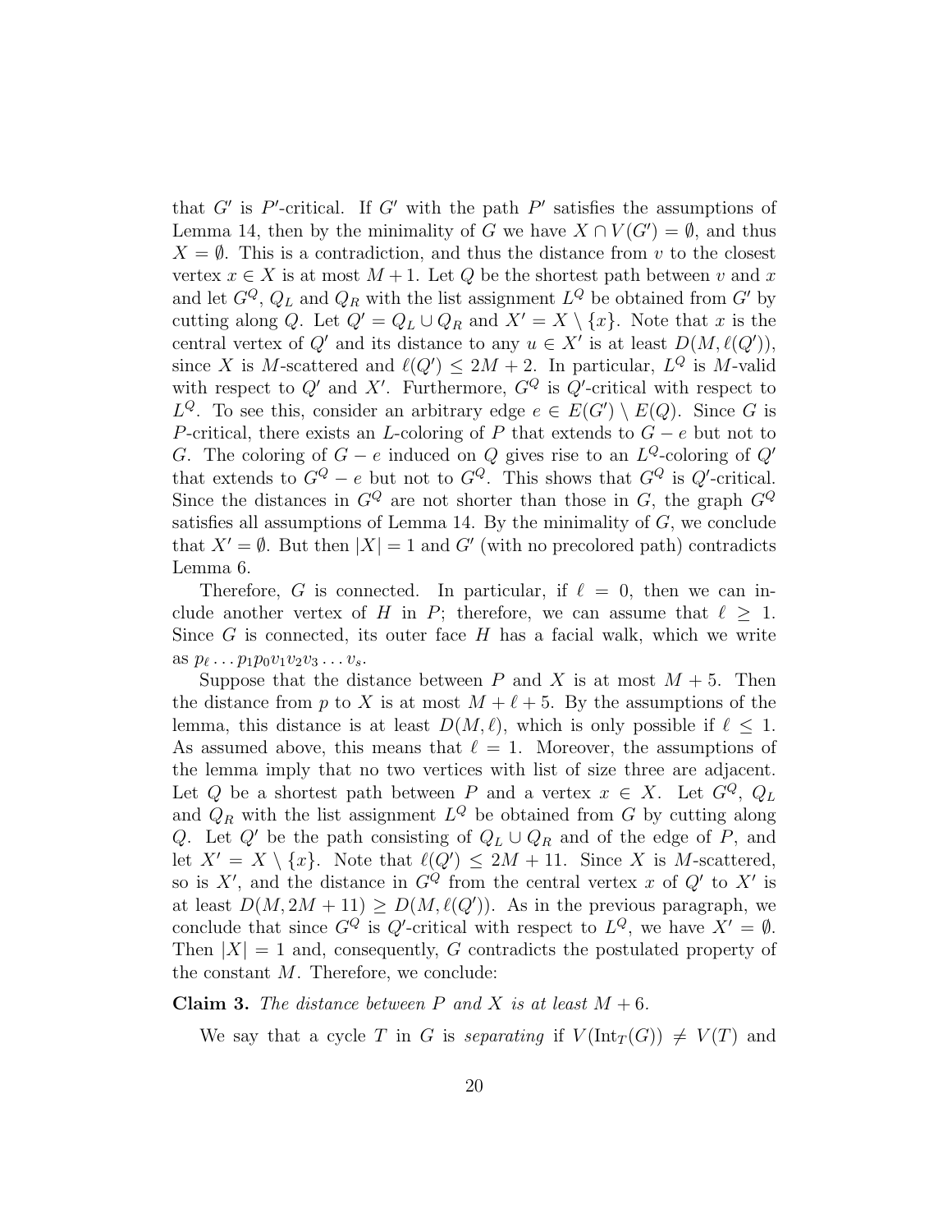that $G'$ is $P'$-critical. If $G'$ with the path $P'$ satisfies the assumptions of Lemma 14, then by the minimality of $G$ we have $X \cap V(G') = \emptyset$, and thus $X = \emptyset$. This is a contradiction, and thus the distance from $v$ to the closest vertex $x \in X$ is at most $M+1$. Let $Q$ be the shortest path between $v$ and $x$ and let $G^Q$, $Q_L$ and $Q_R$ with the list assignment $L^Q$ be obtained from $G'$ by cutting along $Q$. Let $Q' = Q_L \cup Q_R$ and $X' = X \setminus \{x\}$. Note that $x$ is the central vertex of $Q'$ and its distance to any $u \in X'$ is at least $D(M, \ell(Q'))$, since $X$ is $M$-scattered and $\ell(Q') \leq 2M+2$. In particular, $L^Q$ is $M$-valid with respect to $Q'$ and $X'$. Furthermore, $G^Q$ is $Q'$-critical with respect to $L^Q$. To see this, consider an arbitrary edge $e \in E(G') \setminus E(Q)$. Since $G$ is $P$-critical, there exists an $L$-coloring of $P$ that extends to $G-e$ but not to $G$. The coloring of $G-e$ induced on $Q$ gives rise to an $L^Q$-coloring of $Q'$ that extends to $G^Q - e$ but not to $G^Q$. This shows that $G^Q$ is $Q'$-critical. Since the distances in $G^Q$ are not shorter than those in $G$, the graph $G^Q$ satisfies all assumptions of Lemma 14. By the minimality of $G$, we conclude that $X' = \emptyset$. But then $|X| = 1$ and $G'$ (with no precolored path) contradicts Lemma 6.

Therefore, $G$ is connected. In particular, if $\ell = 0$, then we can include another vertex of $H$ in $P$; therefore, we can assume that $\ell \geq 1$. Since $G$ is connected, its outer face $H$ has a facial walk, which we write as $p_\ell \ldots p_1 p_0 v_1 v_2 v_3 \ldots v_s$.

Suppose that the distance between $P$ and $X$ is at most $M+5$. Then the distance from $p$ to $X$ is at most $M + \ell + 5$. By the assumptions of the lemma, this distance is at least $D(M, \ell)$, which is only possible if $\ell \leq 1$. As assumed above, this means that $\ell = 1$. Moreover, the assumptions of the lemma imply that no two vertices with list of size three are adjacent. Let $Q$ be a shortest path between $P$ and a vertex $x \in X$. Let $G^Q$, $Q_L$ and $Q_R$ with the list assignment $L^Q$ be obtained from $G$ by cutting along $Q$. Let $Q'$ be the path consisting of $Q_L \cup Q_R$ and of the edge of $P$, and let $X' = X \setminus \{x\}$. Note that $\ell(Q') \leq 2M + 11$. Since $X$ is $M$-scattered, so is $X'$, and the distance in $G^Q$ from the central vertex $x$ of $Q'$ to $X'$ is at least $D(M, 2M+11) \geq D(M, \ell(Q'))$. As in the previous paragraph, we conclude that since $G^Q$ is $Q'$-critical with respect to $L^Q$, we have $X' = \emptyset$. Then $|X| = 1$ and, consequently, $G$ contradicts the postulated property of the constant $M$. Therefore, we conclude:

**Claim 3.** *The distance between $P$ and $X$ is at least $M+6$.*

We say that a cycle $T$ in $G$ is *separating* if $V(\mathrm{Int}_T(G)) \neq V(T)$ and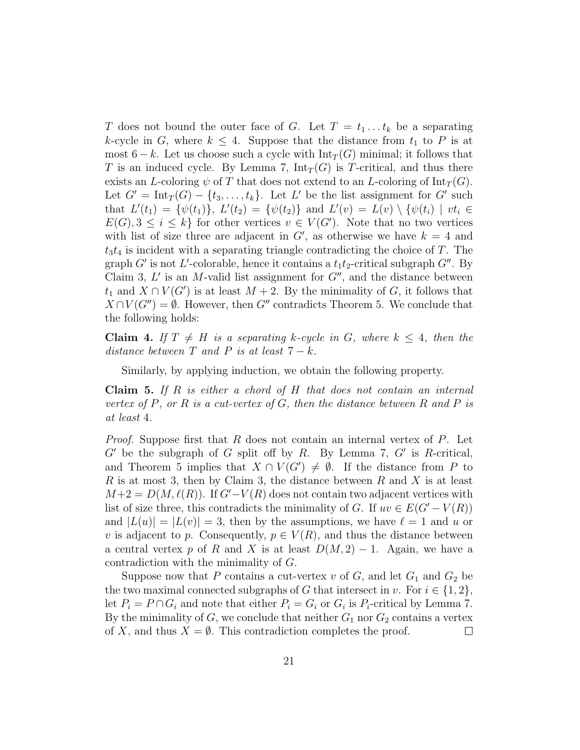$T$ does not bound the outer face of $G$. Let $T = t_1 \ldots t_k$ be a separating $k$-cycle in $G$, where $k \leq 4$. Suppose that the distance from $t_1$ to $P$ is at most $6 - k$. Let us choose such a cycle with $\mathrm{Int}_T(G)$ minimal; it follows that $T$ is an induced cycle. By Lemma 7, $\mathrm{Int}_T(G)$ is $T$-critical, and thus there exists an $L$-coloring $\psi$ of $T$ that does not extend to an $L$-coloring of $\mathrm{Int}_T(G)$. Let $G' = \mathrm{Int}_T(G) - \{t_3, \ldots, t_k\}$. Let $L'$ be the list assignment for $G'$ such that $L'(t_1) = \{\psi(t_1)\}$, $L'(t_2) = \{\psi(t_2)\}$ and $L'(v) = L(v) \setminus \{\psi(t_i) \mid vt_i \in E(G), 3 \leq i \leq k\}$ for other vertices $v \in V(G')$. Note that no two vertices with list of size three are adjacent in $G'$, as otherwise we have $k = 4$ and $t_3t_4$ is incident with a separating triangle contradicting the choice of $T$. The graph $G'$ is not $L'$-colorable, hence it contains a $t_1t_2$-critical subgraph $G''$. By Claim 3, $L'$ is an $M$-valid list assignment for $G''$, and the distance between $t_1$ and $X \cap V(G')$ is at least $M + 2$. By the minimality of $G$, it follows that $X \cap V(G'') = \emptyset$. However, then $G''$ contradicts Theorem 5. We conclude that the following holds:

**Claim 4.** *If $T \neq H$ is a separating $k$-cycle in $G$, where $k \leq 4$, then the distance between $T$ and $P$ is at least $7 - k$.*

Similarly, by applying induction, we obtain the following property.

**Claim 5.** *If $R$ is either a chord of $H$ that does not contain an internal vertex of $P$, or $R$ is a cut-vertex of $G$, then the distance between $R$ and $P$ is at least* 4*.*

*Proof.* Suppose first that $R$ does not contain an internal vertex of $P$. Let $G'$ be the subgraph of $G$ split off by $R$. By Lemma 7, $G'$ is $R$-critical, and Theorem 5 implies that $X \cap V(G') \neq \emptyset$. If the distance from $P$ to $R$ is at most 3, then by Claim 3, the distance between $R$ and $X$ is at least $M+2 = D(M, \ell(R))$. If $G' - V(R)$ does not contain two adjacent vertices with list of size three, this contradicts the minimality of $G$. If $uv \in E(G' - V(R))$ and $|L(u)| = |L(v)| = 3$, then by the assumptions, we have $\ell = 1$ and $u$ or $v$ is adjacent to $p$. Consequently, $p \in V(R)$, and thus the distance between a central vertex $p$ of $R$ and $X$ is at least $D(M, 2) - 1$. Again, we have a contradiction with the minimality of $G$.

Suppose now that $P$ contains a cut-vertex $v$ of $G$, and let $G_1$ and $G_2$ be the two maximal connected subgraphs of $G$ that intersect in $v$. For $i \in \{1, 2\}$, let $P_i = P \cap G_i$ and note that either $P_i = G_i$ or $G_i$ is $P_i$-critical by Lemma 7. By the minimality of $G$, we conclude that neither $G_1$ nor $G_2$ contains a vertex of $X$, and thus $X = \emptyset$. This contradiction completes the proof. $\square$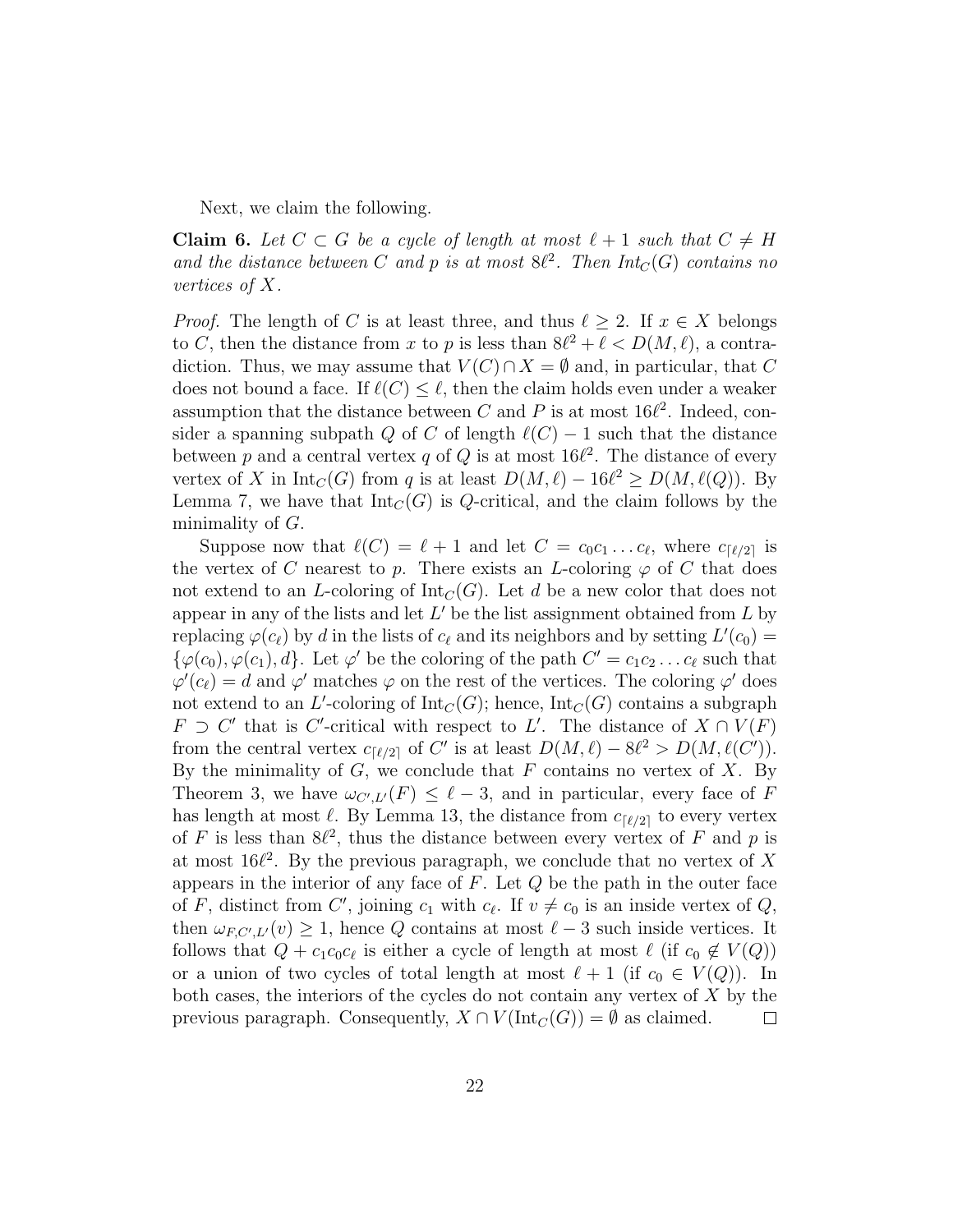Next, we claim the following.

**Claim 6.** *Let $C \subset G$ be a cycle of length at most $\ell + 1$ such that $C \neq H$ and the distance between $C$ and $p$ is at most $8\ell^2$. Then $\mathrm{Int}_C(G)$ contains no vertices of $X$.*

*Proof.* The length of $C$ is at least three, and thus $\ell \geq 2$. If $x \in X$ belongs to $C$, then the distance from $x$ to $p$ is less than $8\ell^2 + \ell < D(M, \ell)$, a contradiction. Thus, we may assume that $V(C) \cap X = \emptyset$ and, in particular, that $C$ does not bound a face. If $\ell(C) \leq \ell$, then the claim holds even under a weaker assumption that the distance between $C$ and $P$ is at most $16\ell^2$. Indeed, consider a spanning subpath $Q$ of $C$ of length $\ell(C) - 1$ such that the distance between $p$ and a central vertex $q$ of $Q$ is at most $16\ell^2$. The distance of every vertex of $X$ in $\mathrm{Int}_C(G)$ from $q$ is at least $D(M, \ell) - 16\ell^2 \geq D(M, \ell(Q))$. By Lemma 7, we have that $\mathrm{Int}_C(G)$ is $Q$-critical, and the claim follows by the minimality of $G$.

Suppose now that $\ell(C) = \ell + 1$ and let $C = c_0 c_1 \ldots c_\ell$, where $c_{\lceil \ell/2 \rceil}$ is the vertex of $C$ nearest to $p$. There exists an $L$-coloring $\varphi$ of $C$ that does not extend to an $L$-coloring of $\mathrm{Int}_C(G)$. Let $d$ be a new color that does not appear in any of the lists and let $L'$ be the list assignment obtained from $L$ by replacing $\varphi(c_\ell)$ by $d$ in the lists of $c_\ell$ and its neighbors and by setting $L'(c_0) = \{\varphi(c_0), \varphi(c_1), d\}$. Let $\varphi'$ be the coloring of the path $C' = c_1 c_2 \ldots c_\ell$ such that $\varphi'(c_\ell) = d$ and $\varphi'$ matches $\varphi$ on the rest of the vertices. The coloring $\varphi'$ does not extend to an $L'$-coloring of $\mathrm{Int}_C(G)$; hence, $\mathrm{Int}_C(G)$ contains a subgraph $F \supset C'$ that is $C'$-critical with respect to $L'$. The distance of $X \cap V(F)$ from the central vertex $c_{\lceil \ell/2 \rceil}$ of $C'$ is at least $D(M, \ell) - 8\ell^2 > D(M, \ell(C'))$. By the minimality of $G$, we conclude that $F$ contains no vertex of $X$. By Theorem 3, we have $\omega_{C',L'}(F) \leq \ell - 3$, and in particular, every face of $F$ has length at most $\ell$. By Lemma 13, the distance from $c_{\lceil \ell/2 \rceil}$ to every vertex of $F$ is less than $8\ell^2$, thus the distance between every vertex of $F$ and $p$ is at most $16\ell^2$. By the previous paragraph, we conclude that no vertex of $X$ appears in the interior of any face of $F$. Let $Q$ be the path in the outer face of $F$, distinct from $C'$, joining $c_1$ with $c_\ell$. If $v \neq c_0$ is an inside vertex of $Q$, then $\omega_{F,C',L'}(v) \geq 1$, hence $Q$ contains at most $\ell - 3$ such inside vertices. It follows that $Q + c_1 c_0 c_\ell$ is either a cycle of length at most $\ell$ (if $c_0 \notin V(Q)$) or a union of two cycles of total length at most $\ell + 1$ (if $c_0 \in V(Q)$). In both cases, the interiors of the cycles do not contain any vertex of $X$ by the previous paragraph. Consequently, $X \cap V(\mathrm{Int}_C(G)) = \emptyset$ as claimed. $\square$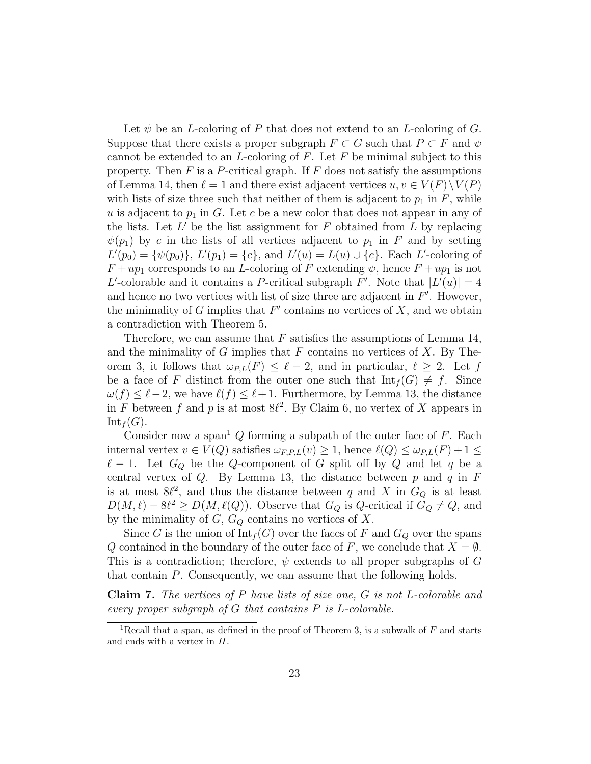Let $\psi$ be an $L$-coloring of $P$ that does not extend to an $L$-coloring of $G$. Suppose that there exists a proper subgraph $F \subset G$ such that $P \subset F$ and $\psi$ cannot be extended to an $L$-coloring of $F$. Let $F$ be minimal subject to this property. Then $F$ is a $P$-critical graph. If $F$ does not satisfy the assumptions of Lemma 14, then $\ell = 1$ and there exist adjacent vertices $u, v \in V(F) \setminus V(P)$ with lists of size three such that neither of them is adjacent to $p_1$ in $F$, while $u$ is adjacent to $p_1$ in $G$. Let $c$ be a new color that does not appear in any of the lists. Let $L'$ be the list assignment for $F$ obtained from $L$ by replacing $\psi(p_1)$ by $c$ in the lists of all vertices adjacent to $p_1$ in $F$ and by setting $L'(p_0) = \{\psi(p_0)\}$, $L'(p_1) = \{c\}$, and $L'(u) = L(u) \cup \{c\}$. Each $L'$-coloring of $F + up_1$ corresponds to an $L$-coloring of $F$ extending $\psi$, hence $F + up_1$ is not $L'$-colorable and it contains a $P$-critical subgraph $F'$. Note that $|L'(u)| = 4$ and hence no two vertices with list of size three are adjacent in $F'$. However, the minimality of $G$ implies that $F'$ contains no vertices of $X$, and we obtain a contradiction with Theorem 5.

Therefore, we can assume that $F$ satisfies the assumptions of Lemma 14, and the minimality of $G$ implies that $F$ contains no vertices of $X$. By Theorem 3, it follows that $\omega_{P,L}(F) \leq \ell - 2$, and in particular, $\ell \geq 2$. Let $f$ be a face of $F$ distinct from the outer one such that $\mathrm{Int}_f(G) \neq f$. Since $\omega(f) \leq \ell - 2$, we have $\ell(f) \leq \ell + 1$. Furthermore, by Lemma 13, the distance in $F$ between $f$ and $p$ is at most $8\ell^2$. By Claim 6, no vertex of $X$ appears in $\mathrm{Int}_f(G)$.

Consider now a span[1] $Q$ forming a subpath of the outer face of $F$. Each internal vertex $v \in V(Q)$ satisfies $\omega_{F,P,L}(v) \geq 1$, hence $\ell(Q) \leq \omega_{P,L}(F) + 1 \leq \ell - 1$. Let $G_Q$ be the $Q$-component of $G$ split off by $Q$ and let $q$ be a central vertex of $Q$. By Lemma 13, the distance between $p$ and $q$ in $F$ is at most $8\ell^2$, and thus the distance between $q$ and $X$ in $G_Q$ is at least $D(M, \ell) - 8\ell^2 \geq D(M, \ell(Q))$. Observe that $G_Q$ is $Q$-critical if $G_Q \neq Q$, and by the minimality of $G$, $G_Q$ contains no vertices of $X$.

Since $G$ is the union of $\mathrm{Int}_f(G)$ over the faces of $F$ and $G_Q$ over the spans $Q$ contained in the boundary of the outer face of $F$, we conclude that $X = \emptyset$. This is a contradiction; therefore, $\psi$ extends to all proper subgraphs of $G$ that contain $P$. Consequently, we can assume that the following holds.

**Claim 7.** *The vertices of $P$ have lists of size one, $G$ is not $L$-colorable and every proper subgraph of $G$ that contains $P$ is $L$-colorable.*

---

[1] Recall that a span, as defined in the proof of Theorem 3, is a subwalk of $F$ and starts and ends with a vertex in $H$.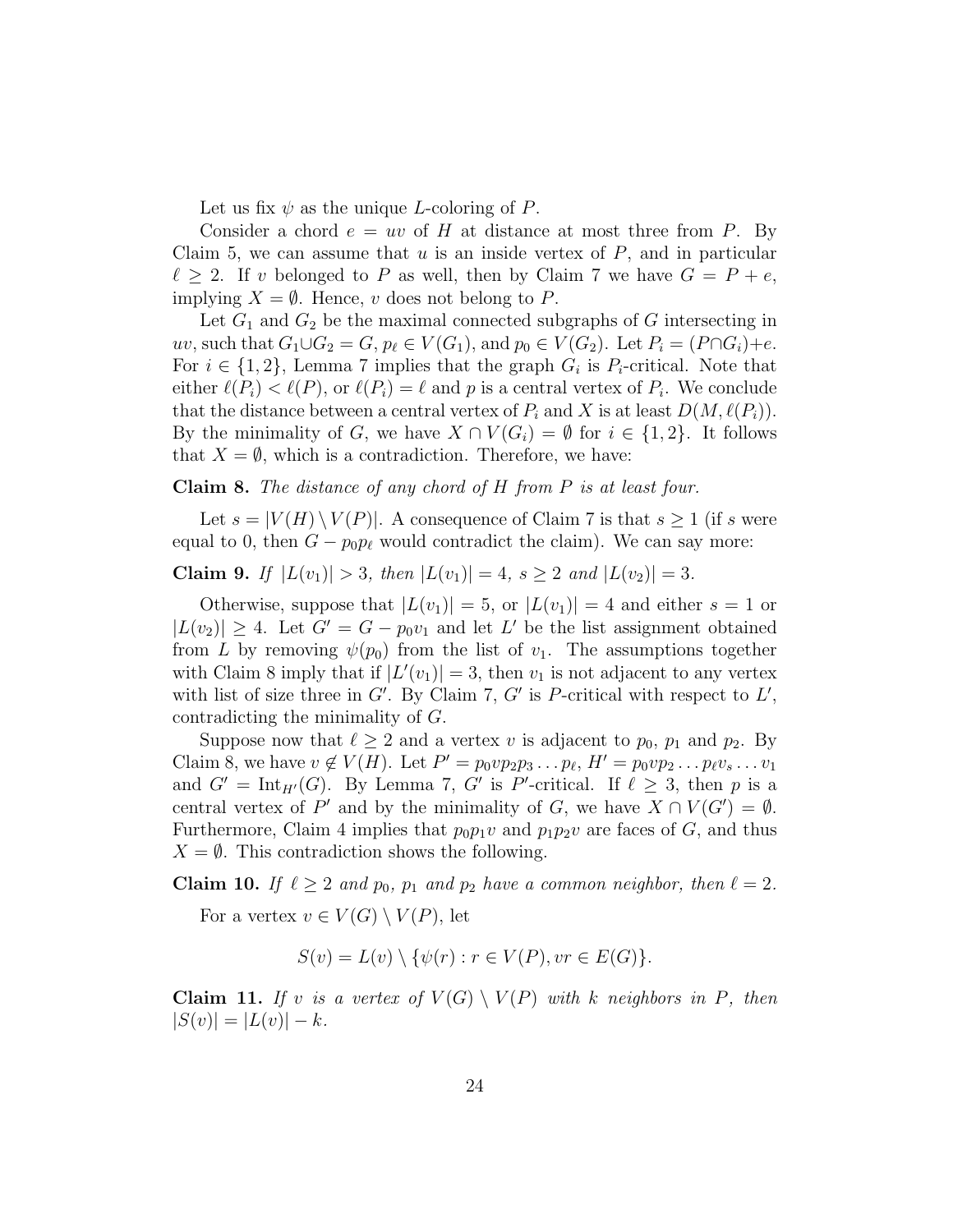Let us fix $\psi$ as the unique $L$-coloring of $P$.

Consider a chord $e = uv$ of $H$ at distance at most three from $P$. By Claim 5, we can assume that $u$ is an inside vertex of $P$, and in particular $\ell \geq 2$. If $v$ belonged to $P$ as well, then by Claim 7 we have $G = P + e$, implying $X = \emptyset$. Hence, $v$ does not belong to $P$.

Let $G_1$ and $G_2$ be the maximal connected subgraphs of $G$ intersecting in $uv$, such that $G_1 \cup G_2 = G$, $p_\ell \in V(G_1)$, and $p_0 \in V(G_2)$. Let $P_i = (P \cap G_i) + e$. For $i \in \{1, 2\}$, Lemma 7 implies that the graph $G_i$ is $P_i$-critical. Note that either $\ell(P_i) < \ell(P)$, or $\ell(P_i) = \ell$ and $p$ is a central vertex of $P_i$. We conclude that the distance between a central vertex of $P_i$ and $X$ is at least $D(M, \ell(P_i))$. By the minimality of $G$, we have $X \cap V(G_i) = \emptyset$ for $i \in \{1, 2\}$. It follows that $X = \emptyset$, which is a contradiction. Therefore, we have:

**Claim 8.** *The distance of any chord of $H$ from $P$ is at least four.*

Let $s = |V(H) \setminus V(P)|$. A consequence of Claim 7 is that $s \geq 1$ (if $s$ were equal to 0, then $G - p_0p_\ell$ would contradict the claim). We can say more:

**Claim 9.** *If $|L(v_1)| > 3$, then $|L(v_1)| = 4$, $s \geq 2$ and $|L(v_2)| = 3$.*

Otherwise, suppose that $|L(v_1)| = 5$, or $|L(v_1)| = 4$ and either $s = 1$ or $|L(v_2)| \geq 4$. Let $G' = G - p_0v_1$ and let $L'$ be the list assignment obtained from $L$ by removing $\psi(p_0)$ from the list of $v_1$. The assumptions together with Claim 8 imply that if $|L'(v_1)| = 3$, then $v_1$ is not adjacent to any vertex with list of size three in $G'$. By Claim 7, $G'$ is $P$-critical with respect to $L'$, contradicting the minimality of $G$.

Suppose now that $\ell \geq 2$ and a vertex $v$ is adjacent to $p_0$, $p_1$ and $p_2$. By Claim 8, we have $v \notin V(H)$. Let $P' = p_0vp_2p_3 \dots p_\ell$, $H' = p_0vp_2 \dots p_\ell v_s \dots v_1$ and $G' = \mathrm{Int}_{H'}(G)$. By Lemma 7, $G'$ is $P'$-critical. If $\ell \geq 3$, then $p$ is a central vertex of $P'$ and by the minimality of $G$, we have $X \cap V(G') = \emptyset$. Furthermore, Claim 4 implies that $p_0p_1v$ and $p_1p_2v$ are faces of $G$, and thus $X = \emptyset$. This contradiction shows the following.

**Claim 10.** *If $\ell \geq 2$ and $p_0$, $p_1$ and $p_2$ have a common neighbor, then $\ell = 2$.*

For a vertex $v \in V(G) \setminus V(P)$, let

$$S(v) = L(v) \setminus \{\psi(r) : r \in V(P), vr \in E(G)\}.$$

**Claim 11.** *If $v$ is a vertex of $V(G) \setminus V(P)$ with $k$ neighbors in $P$, then $|S(v)| = |L(v)| - k$.*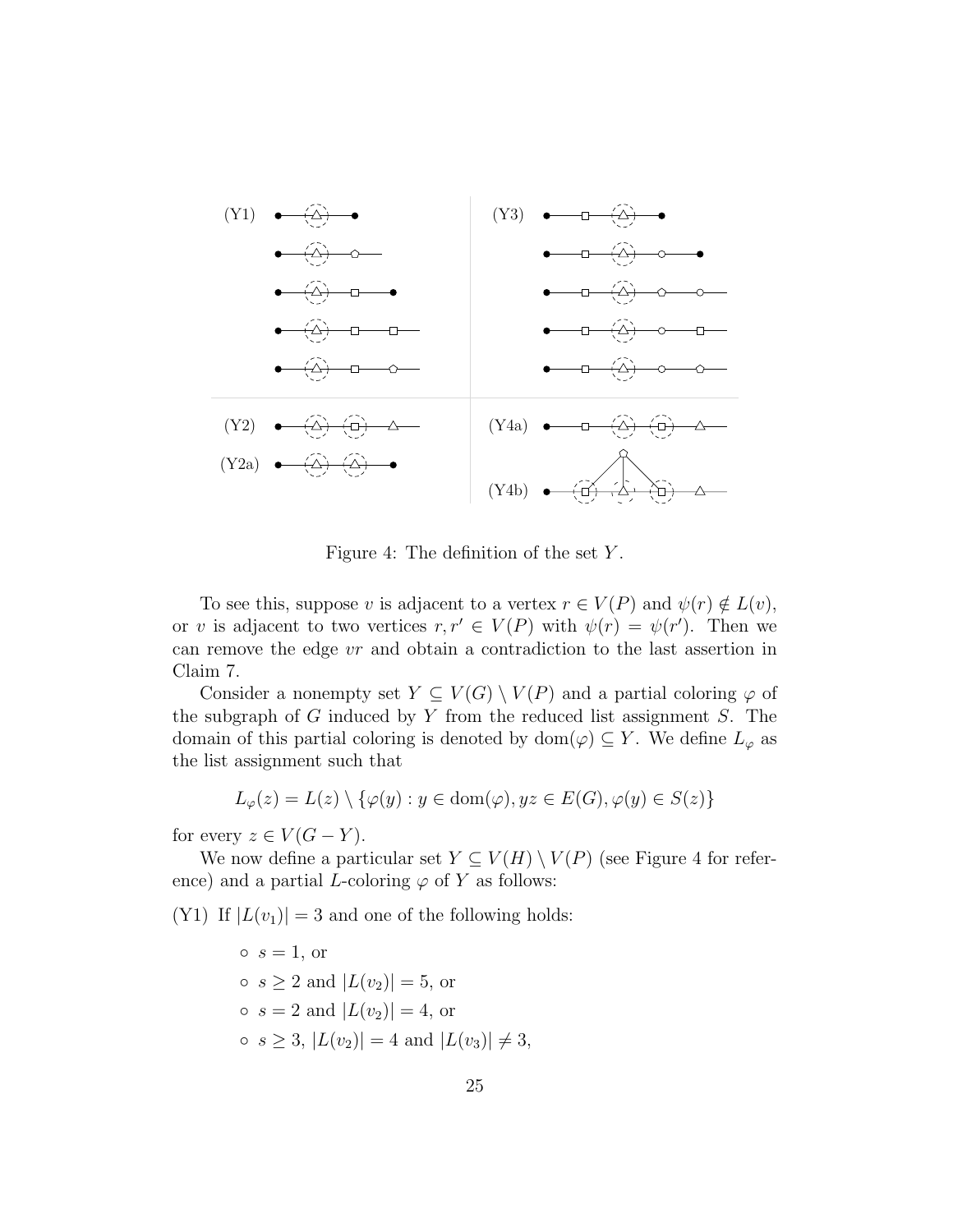Figure 4: The definition of the set $Y$.

To see this, suppose $v$ is adjacent to a vertex $r \in V(P)$ and $\psi(r) \notin L(v)$, or $v$ is adjacent to two vertices $r, r' \in V(P)$ with $\psi(r) = \psi(r')$. Then we can remove the edge $vr$ and obtain a contradiction to the last assertion in Claim 7.

Consider a nonempty set $Y \subseteq V(G) \setminus V(P)$ and a partial coloring $\varphi$ of the subgraph of $G$ induced by $Y$ from the reduced list assignment $S$. The domain of this partial coloring is denoted by $\mathrm{dom}(\varphi) \subseteq Y$. We define $L_\varphi$ as the list assignment such that

$$L_\varphi(z) = L(z) \setminus \{\varphi(y) : y \in \mathrm{dom}(\varphi), yz \in E(G), \varphi(y) \in S(z)\}$$

for every $z \in V(G - Y)$.

We now define a particular set $Y \subseteq V(H) \setminus V(P)$ (see Figure 4 for reference) and a partial $L$-coloring $\varphi$ of $Y$ as follows:

(Y1) If $|L(v_1)| = 3$ and one of the following holds:

- $s = 1$, or
- $s \geq 2$ and $|L(v_2)| = 5$, or
- $s = 2$ and $|L(v_2)| = 4$, or
- $s \geq 3$, $|L(v_2)| = 4$ and $|L(v_3)| \neq 3$,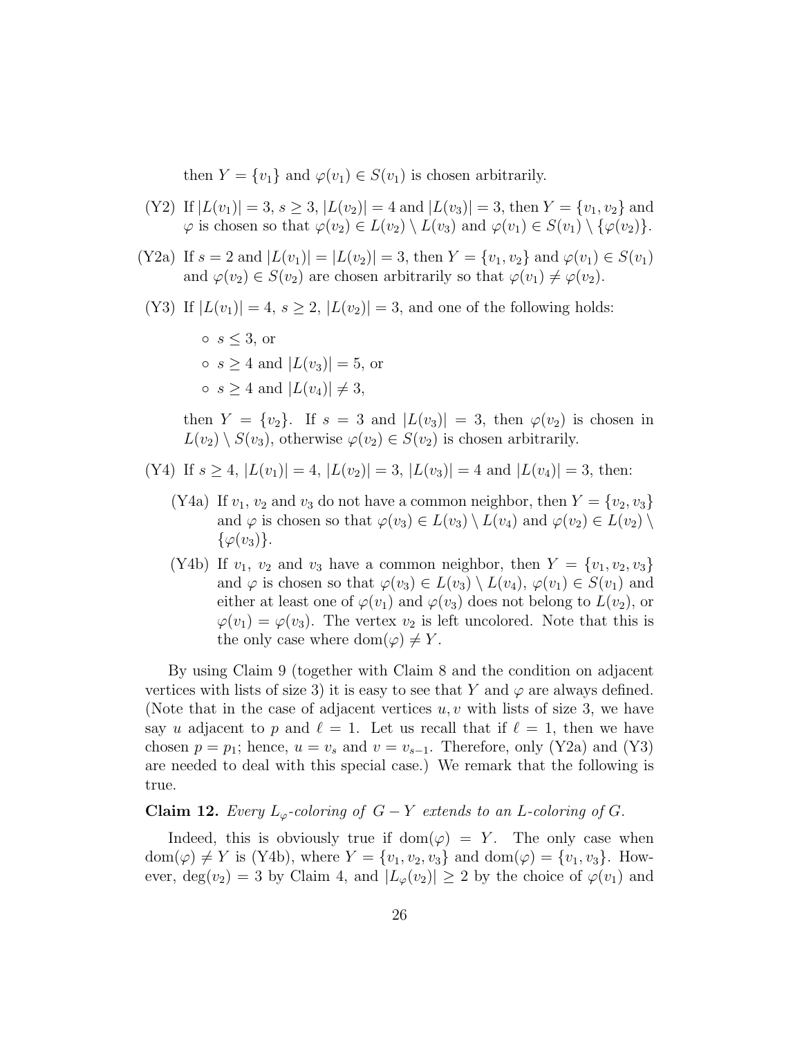then $Y = \{v_1\}$ and $\varphi(v_1) \in S(v_1)$ is chosen arbitrarily.

(Y2) If $|L(v_1)| = 3$, $s \geq 3$, $|L(v_2)| = 4$ and $|L(v_3)| = 3$, then $Y = \{v_1, v_2\}$ and $\varphi$ is chosen so that $\varphi(v_2) \in L(v_2) \setminus L(v_3)$ and $\varphi(v_1) \in S(v_1) \setminus \{\varphi(v_2)\}$.

(Y2a) If $s = 2$ and $|L(v_1)| = |L(v_2)| = 3$, then $Y = \{v_1, v_2\}$ and $\varphi(v_1) \in S(v_1)$ and $\varphi(v_2) \in S(v_2)$ are chosen arbitrarily so that $\varphi(v_1) \neq \varphi(v_2)$.

(Y3) If $|L(v_1)| = 4$, $s \geq 2$, $|L(v_2)| = 3$, and one of the following holds:

- $s \leq 3$, or
- $s \geq 4$ and $|L(v_3)| = 5$, or
- $s \geq 4$ and $|L(v_4)| \neq 3$,

then $Y = \{v_2\}$. If $s = 3$ and $|L(v_3)| = 3$, then $\varphi(v_2)$ is chosen in $L(v_2) \setminus S(v_3)$, otherwise $\varphi(v_2) \in S(v_2)$ is chosen arbitrarily.

(Y4) If $s \geq 4$, $|L(v_1)| = 4$, $|L(v_2)| = 3$, $|L(v_3)| = 4$ and $|L(v_4)| = 3$, then:

(Y4a) If $v_1$, $v_2$ and $v_3$ do not have a common neighbor, then $Y = \{v_2, v_3\}$ and $\varphi$ is chosen so that $\varphi(v_3) \in L(v_3) \setminus L(v_4)$ and $\varphi(v_2) \in L(v_2) \setminus \{\varphi(v_3)\}$.

(Y4b) If $v_1$, $v_2$ and $v_3$ have a common neighbor, then $Y = \{v_1, v_2, v_3\}$ and $\varphi$ is chosen so that $\varphi(v_3) \in L(v_3) \setminus L(v_4)$, $\varphi(v_1) \in S(v_1)$ and either at least one of $\varphi(v_1)$ and $\varphi(v_3)$ does not belong to $L(v_2)$, or $\varphi(v_1) = \varphi(v_3)$. The vertex $v_2$ is left uncolored. Note that this is the only case where $\mathrm{dom}(\varphi) \neq Y$.

By using Claim 9 (together with Claim 8 and the condition on adjacent vertices with lists of size 3) it is easy to see that $Y$ and $\varphi$ are always defined. (Note that in the case of adjacent vertices $u, v$ with lists of size 3, we have say $u$ adjacent to $p$ and $\ell = 1$. Let us recall that if $\ell = 1$, then we have chosen $p = p_1$; hence, $u = v_s$ and $v = v_{s-1}$. Therefore, only (Y2a) and (Y3) are needed to deal with this special case.) We remark that the following is true.

**Claim 12.** *Every $L_\varphi$-coloring of $G - Y$ extends to an $L$-coloring of $G$.*

Indeed, this is obviously true if $\mathrm{dom}(\varphi) = Y$. The only case when $\mathrm{dom}(\varphi) \neq Y$ is (Y4b), where $Y = \{v_1, v_2, v_3\}$ and $\mathrm{dom}(\varphi) = \{v_1, v_3\}$. However, $\deg(v_2) = 3$ by Claim 4, and $|L_\varphi(v_2)| \geq 2$ by the choice of $\varphi(v_1)$ and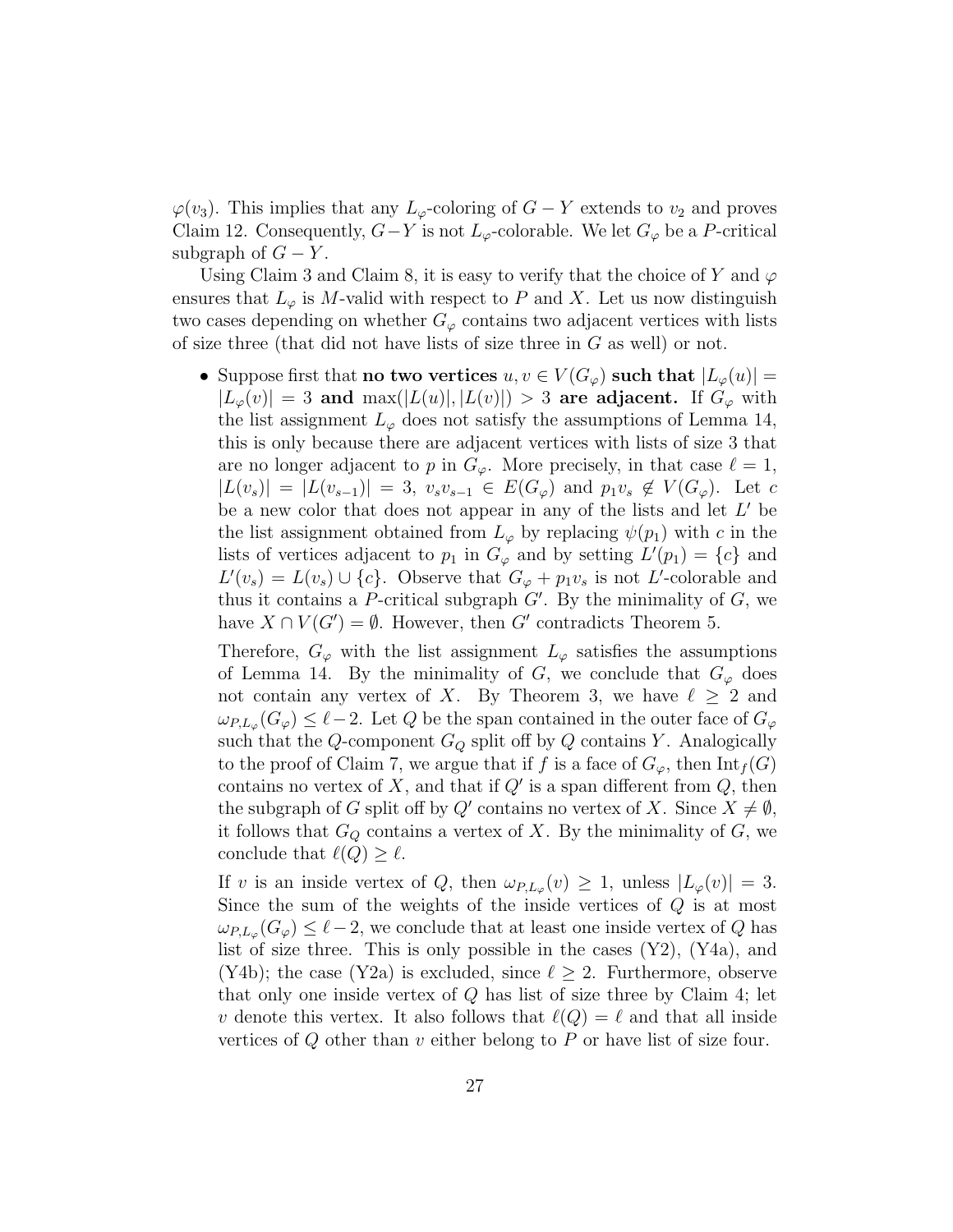$\varphi(v_3)$. This implies that any $L_\varphi$-coloring of $G-Y$ extends to $v_2$ and proves Claim 12. Consequently, $G-Y$ is not $L_\varphi$-colorable. We let $G_\varphi$ be a $P$-critical subgraph of $G-Y$.

Using Claim 3 and Claim 8, it is easy to verify that the choice of $Y$ and $\varphi$ ensures that $L_\varphi$ is $M$-valid with respect to $P$ and $X$. Let us now distinguish two cases depending on whether $G_\varphi$ contains two adjacent vertices with lists of size three (that did not have lists of size three in $G$ as well) or not.

- Suppose first that **no two vertices** $u, v \in V(G_\varphi)$ **such that** $|L_\varphi(u)| = |L_\varphi(v)| = 3$ **and** $\max(|L(u)|, |L(v)|) > 3$ **are adjacent.** If $G_\varphi$ with the list assignment $L_\varphi$ does not satisfy the assumptions of Lemma 14, this is only because there are adjacent vertices with lists of size 3 that are no longer adjacent to $p$ in $G_\varphi$. More precisely, in that case $\ell = 1$, $|L(v_s)| = |L(v_{s-1})| = 3$, $v_s v_{s-1} \in E(G_\varphi)$ and $p_1 v_s \notin V(G_\varphi)$. Let $c$ be a new color that does not appear in any of the lists and let $L'$ be the list assignment obtained from $L_\varphi$ by replacing $\psi(p_1)$ with $c$ in the lists of vertices adjacent to $p_1$ in $G_\varphi$ and by setting $L'(p_1) = \{c\}$ and $L'(v_s) = L(v_s) \cup \{c\}$. Observe that $G_\varphi + p_1 v_s$ is not $L'$-colorable and thus it contains a $P$-critical subgraph $G'$. By the minimality of $G$, we have $X \cap V(G') = \emptyset$. However, then $G'$ contradicts Theorem 5.

  Therefore, $G_\varphi$ with the list assignment $L_\varphi$ satisfies the assumptions of Lemma 14. By the minimality of $G$, we conclude that $G_\varphi$ does not contain any vertex of $X$. By Theorem 3, we have $\ell \geq 2$ and $\omega_{P,L_\varphi}(G_\varphi) \leq \ell - 2$. Let $Q$ be the span contained in the outer face of $G_\varphi$ such that the $Q$-component $G_Q$ split off by $Q$ contains $Y$. Analogically to the proof of Claim 7, we argue that if $f$ is a face of $G_\varphi$, then $\mathrm{Int}_f(G)$ contains no vertex of $X$, and that if $Q'$ is a span different from $Q$, then the subgraph of $G$ split off by $Q'$ contains no vertex of $X$. Since $X \neq \emptyset$, it follows that $G_Q$ contains a vertex of $X$. By the minimality of $G$, we conclude that $\ell(Q) \geq \ell$.

  If $v$ is an inside vertex of $Q$, then $\omega_{P,L_\varphi}(v) \geq 1$, unless $|L_\varphi(v)| = 3$. Since the sum of the weights of the inside vertices of $Q$ is at most $\omega_{P,L_\varphi}(G_\varphi) \leq \ell - 2$, we conclude that at least one inside vertex of $Q$ has list of size three. This is only possible in the cases (Y2), (Y4a), and (Y4b); the case (Y2a) is excluded, since $\ell \geq 2$. Furthermore, observe that only one inside vertex of $Q$ has list of size three by Claim 4; let $v$ denote this vertex. It also follows that $\ell(Q) = \ell$ and that all inside vertices of $Q$ other than $v$ either belong to $P$ or have list of size four.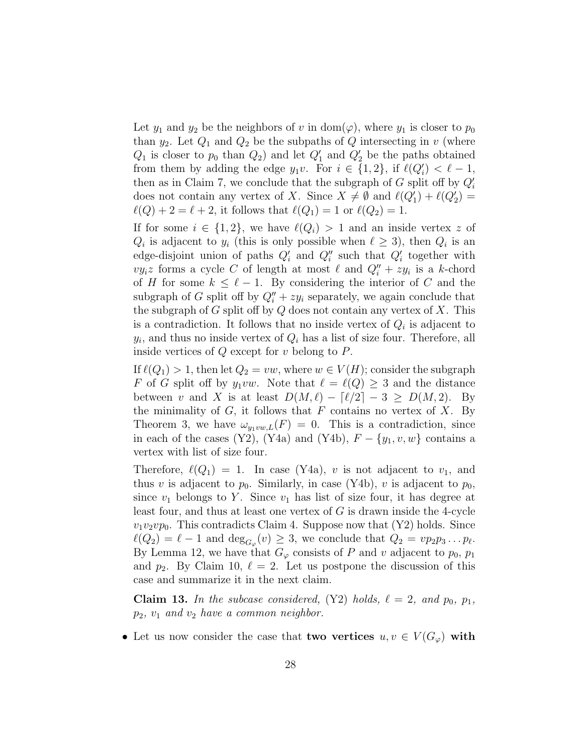Let $y_1$ and $y_2$ be the neighbors of $v$ in $\mathrm{dom}(\varphi)$, where $y_1$ is closer to $p_0$ than $y_2$. Let $Q_1$ and $Q_2$ be the subpaths of $Q$ intersecting in $v$ (where $Q_1$ is closer to $p_0$ than $Q_2$) and let $Q_1'$ and $Q_2'$ be the paths obtained from them by adding the edge $y_1v$. For $i \in \{1,2\}$, if $\ell(Q_i') < \ell - 1$, then as in Claim 7, we conclude that the subgraph of $G$ split off by $Q_i'$ does not contain any vertex of $X$. Since $X \neq \emptyset$ and $\ell(Q_1') + \ell(Q_2') = \ell(Q) + 2 = \ell + 2$, it follows that $\ell(Q_1) = 1$ or $\ell(Q_2) = 1$.

If for some $i \in \{1,2\}$, we have $\ell(Q_i) > 1$ and an inside vertex $z$ of $Q_i$ is adjacent to $y_i$ (this is only possible when $\ell \geq 3$), then $Q_i$ is an edge-disjoint union of paths $Q_i'$ and $Q_i''$ such that $Q_i'$ together with $vy_iz$ forms a cycle $C$ of length at most $\ell$ and $Q_i'' + zy_i$ is a $k$-chord of $H$ for some $k \leq \ell - 1$. By considering the interior of $C$ and the subgraph of $G$ split off by $Q_i'' + zy_i$ separately, we again conclude that the subgraph of $G$ split off by $Q$ does not contain any vertex of $X$. This is a contradiction. It follows that no inside vertex of $Q_i$ is adjacent to $y_i$, and thus no inside vertex of $Q_i$ has a list of size four. Therefore, all inside vertices of $Q$ except for $v$ belong to $P$.

If $\ell(Q_1) > 1$, then let $Q_2 = vw$, where $w \in V(H)$; consider the subgraph $F$ of $G$ split off by $y_1vw$. Note that $\ell = \ell(Q) \geq 3$ and the distance between $v$ and $X$ is at least $D(M,\ell) - \lceil \ell/2 \rceil - 3 \geq D(M,2)$. By the minimality of $G$, it follows that $F$ contains no vertex of $X$. By Theorem 3, we have $\omega_{y_1vw,L}(F) = 0$. This is a contradiction, since in each of the cases (Y2), (Y4a) and (Y4b), $F - \{y_1, v, w\}$ contains a vertex with list of size four.

Therefore, $\ell(Q_1) = 1$. In case (Y4a), $v$ is not adjacent to $v_1$, and thus $v$ is adjacent to $p_0$. Similarly, in case (Y4b), $v$ is adjacent to $p_0$, since $v_1$ belongs to $Y$. Since $v_1$ has list of size four, it has degree at least four, and thus at least one vertex of $G$ is drawn inside the 4-cycle $v_1v_2vp_0$. This contradicts Claim 4. Suppose now that (Y2) holds. Since $\ell(Q_2) = \ell - 1$ and $\deg_{G_\varphi}(v) \geq 3$, we conclude that $Q_2 = vp_2p_3 \ldots p_\ell$. By Lemma 12, we have that $G_\varphi$ consists of $P$ and $v$ adjacent to $p_0$, $p_1$ and $p_2$. By Claim 10, $\ell = 2$. Let us postpone the discussion of this case and summarize it in the next claim.

**Claim 13.** *In the subcase considered,* (Y2) *holds,* $\ell = 2$*, and* $p_0$*,* $p_1$*,* $p_2$*,* $v_1$ *and* $v_2$ *have a common neighbor.*

- Let us now consider the case that **two vertices $u, v \in V(G_\varphi)$ with**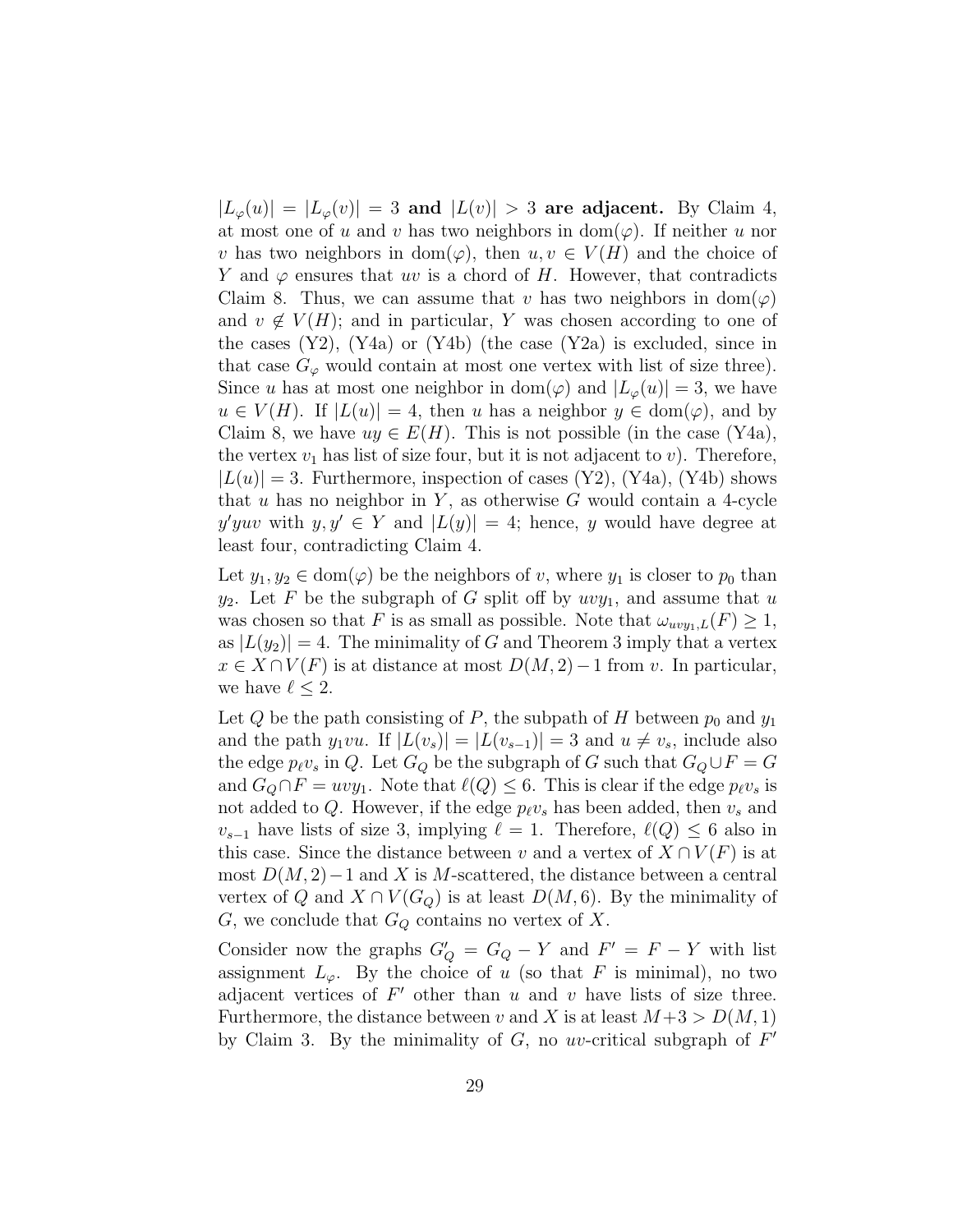$|L_\varphi(u)| = |L_\varphi(v)| = 3$ **and** $|L(v)| > 3$ **are adjacent.** By Claim 4, at most one of $u$ and $v$ has two neighbors in $\mathrm{dom}(\varphi)$. If neither $u$ nor $v$ has two neighbors in $\mathrm{dom}(\varphi)$, then $u, v \in V(H)$ and the choice of $Y$ and $\varphi$ ensures that $uv$ is a chord of $H$. However, that contradicts Claim 8. Thus, we can assume that $v$ has two neighbors in $\mathrm{dom}(\varphi)$ and $v \notin V(H)$; and in particular, $Y$ was chosen according to one of the cases (Y2), (Y4a) or (Y4b) (the case (Y2a) is excluded, since in that case $G_\varphi$ would contain at most one vertex with list of size three). Since $u$ has at most one neighbor in $\mathrm{dom}(\varphi)$ and $|L_\varphi(u)| = 3$, we have $u \in V(H)$. If $|L(u)| = 4$, then $u$ has a neighbor $y \in \mathrm{dom}(\varphi)$, and by Claim 8, we have $uy \in E(H)$. This is not possible (in the case (Y4a), the vertex $v_1$ has list of size four, but it is not adjacent to $v$). Therefore, $|L(u)| = 3$. Furthermore, inspection of cases (Y2), (Y4a), (Y4b) shows that $u$ has no neighbor in $Y$, as otherwise $G$ would contain a 4-cycle $y'yuv$ with $y, y' \in Y$ and $|L(y)| = 4$; hence, $y$ would have degree at least four, contradicting Claim 4.

Let $y_1, y_2 \in \mathrm{dom}(\varphi)$ be the neighbors of $v$, where $y_1$ is closer to $p_0$ than $y_2$. Let $F$ be the subgraph of $G$ split off by $uvy_1$, and assume that $u$ was chosen so that $F$ is as small as possible. Note that $\omega_{uvy_1,L}(F) \geq 1$, as $|L(y_2)| = 4$. The minimality of $G$ and Theorem 3 imply that a vertex $x \in X \cap V(F)$ is at distance at most $D(M, 2) - 1$ from $v$. In particular, we have $\ell \leq 2$.

Let $Q$ be the path consisting of $P$, the subpath of $H$ between $p_0$ and $y_1$ and the path $y_1vu$. If $|L(v_s)| = |L(v_{s-1})| = 3$ and $u \neq v_s$, include also the edge $p_\ell v_s$ in $Q$. Let $G_Q$ be the subgraph of $G$ such that $G_Q \cup F = G$ and $G_Q \cap F = uvy_1$. Note that $\ell(Q) \leq 6$. This is clear if the edge $p_\ell v_s$ is not added to $Q$. However, if the edge $p_\ell v_s$ has been added, then $v_s$ and $v_{s-1}$ have lists of size 3, implying $\ell = 1$. Therefore, $\ell(Q) \leq 6$ also in this case. Since the distance between $v$ and a vertex of $X \cap V(F)$ is at most $D(M, 2) - 1$ and $X$ is $M$-scattered, the distance between a central vertex of $Q$ and $X \cap V(G_Q)$ is at least $D(M, 6)$. By the minimality of $G$, we conclude that $G_Q$ contains no vertex of $X$.

Consider now the graphs $G'_Q = G_Q - Y$ and $F' = F - Y$ with list assignment $L_\varphi$. By the choice of $u$ (so that $F$ is minimal), no two adjacent vertices of $F'$ other than $u$ and $v$ have lists of size three. Furthermore, the distance between $v$ and $X$ is at least $M + 3 > D(M, 1)$ by Claim 3. By the minimality of $G$, no $uv$-critical subgraph of $F'$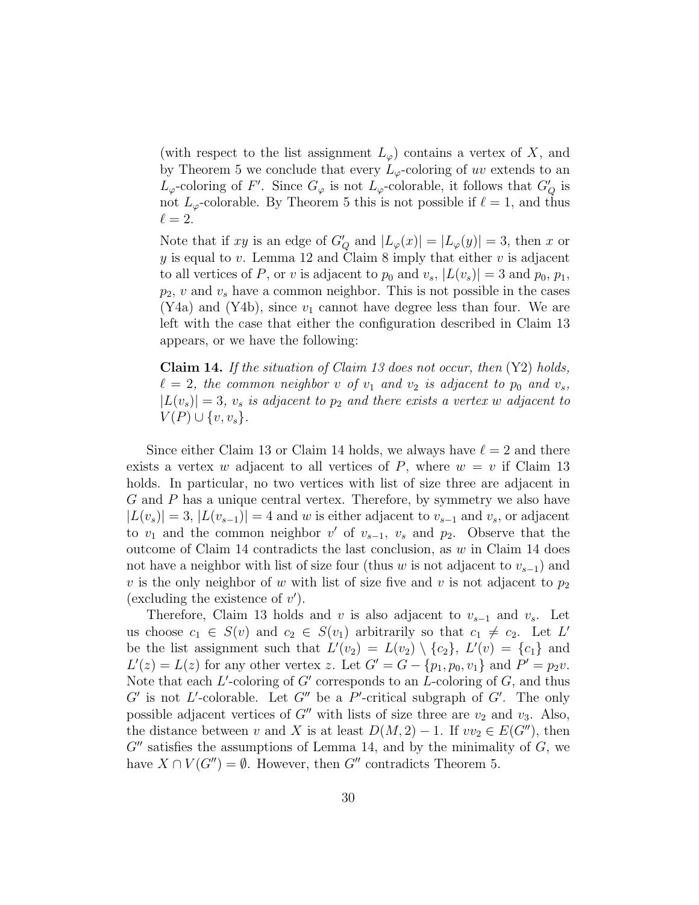(with respect to the list assignment $L_\varphi$) contains a vertex of $X$, and by Theorem 5 we conclude that every $L_\varphi$-coloring of $uv$ extends to an $L_\varphi$-coloring of $F'$. Since $G_\varphi$ is not $L_\varphi$-colorable, it follows that $G'_Q$ is not $L_\varphi$-colorable. By Theorem 5 this is not possible if $\ell = 1$, and thus $\ell = 2$.

Note that if $xy$ is an edge of $G'_Q$ and $|L_\varphi(x)| = |L_\varphi(y)| = 3$, then $x$ or $y$ is equal to $v$. Lemma 12 and Claim 8 imply that either $v$ is adjacent to all vertices of $P$, or $v$ is adjacent to $p_0$ and $v_s$, $|L(v_s)| = 3$ and $p_0$, $p_1$, $p_2$, $v$ and $v_s$ have a common neighbor. This is not possible in the cases (Y4a) and (Y4b), since $v_1$ cannot have degree less than four. We are left with the case that either the configuration described in Claim 13 appears, or we have the following:

**Claim 14.** *If the situation of Claim 13 does not occur, then* (Y2) *holds, $\ell = 2$, the common neighbor $v$ of $v_1$ and $v_2$ is adjacent to $p_0$ and $v_s$, $|L(v_s)| = 3$, $v_s$ is adjacent to $p_2$ and there exists a vertex $w$ adjacent to $V(P) \cup \{v, v_s\}$.*

Since either Claim 13 or Claim 14 holds, we always have $\ell = 2$ and there exists a vertex $w$ adjacent to all vertices of $P$, where $w = v$ if Claim 13 holds. In particular, no two vertices with list of size three are adjacent in $G$ and $P$ has a unique central vertex. Therefore, by symmetry we also have $|L(v_s)| = 3$, $|L(v_{s-1})| = 4$ and $w$ is either adjacent to $v_{s-1}$ and $v_s$, or adjacent to $v_1$ and the common neighbor $v'$ of $v_{s-1}$, $v_s$ and $p_2$. Observe that the outcome of Claim 14 contradicts the last conclusion, as $w$ in Claim 14 does not have a neighbor with list of size four (thus $w$ is not adjacent to $v_{s-1}$) and $v$ is the only neighbor of $w$ with list of size five and $v$ is not adjacent to $p_2$ (excluding the existence of $v'$).

Therefore, Claim 13 holds and $v$ is also adjacent to $v_{s-1}$ and $v_s$. Let us choose $c_1 \in S(v)$ and $c_2 \in S(v_1)$ arbitrarily so that $c_1 \neq c_2$. Let $L'$ be the list assignment such that $L'(v_2) = L(v_2) \setminus \{c_2\}$, $L'(v) = \{c_1\}$ and $L'(z) = L(z)$ for any other vertex $z$. Let $G' = G - \{p_1, p_0, v_1\}$ and $P' = p_2v$. Note that each $L'$-coloring of $G'$ corresponds to an $L$-coloring of $G$, and thus $G'$ is not $L'$-colorable. Let $G''$ be a $P'$-critical subgraph of $G'$. The only possible adjacent vertices of $G''$ with lists of size three are $v_2$ and $v_3$. Also, the distance between $v$ and $X$ is at least $D(M, 2) - 1$. If $vv_2 \in E(G'')$, then $G''$ satisfies the assumptions of Lemma 14, and by the minimality of $G$, we have $X \cap V(G'') = \emptyset$. However, then $G''$ contradicts Theorem 5.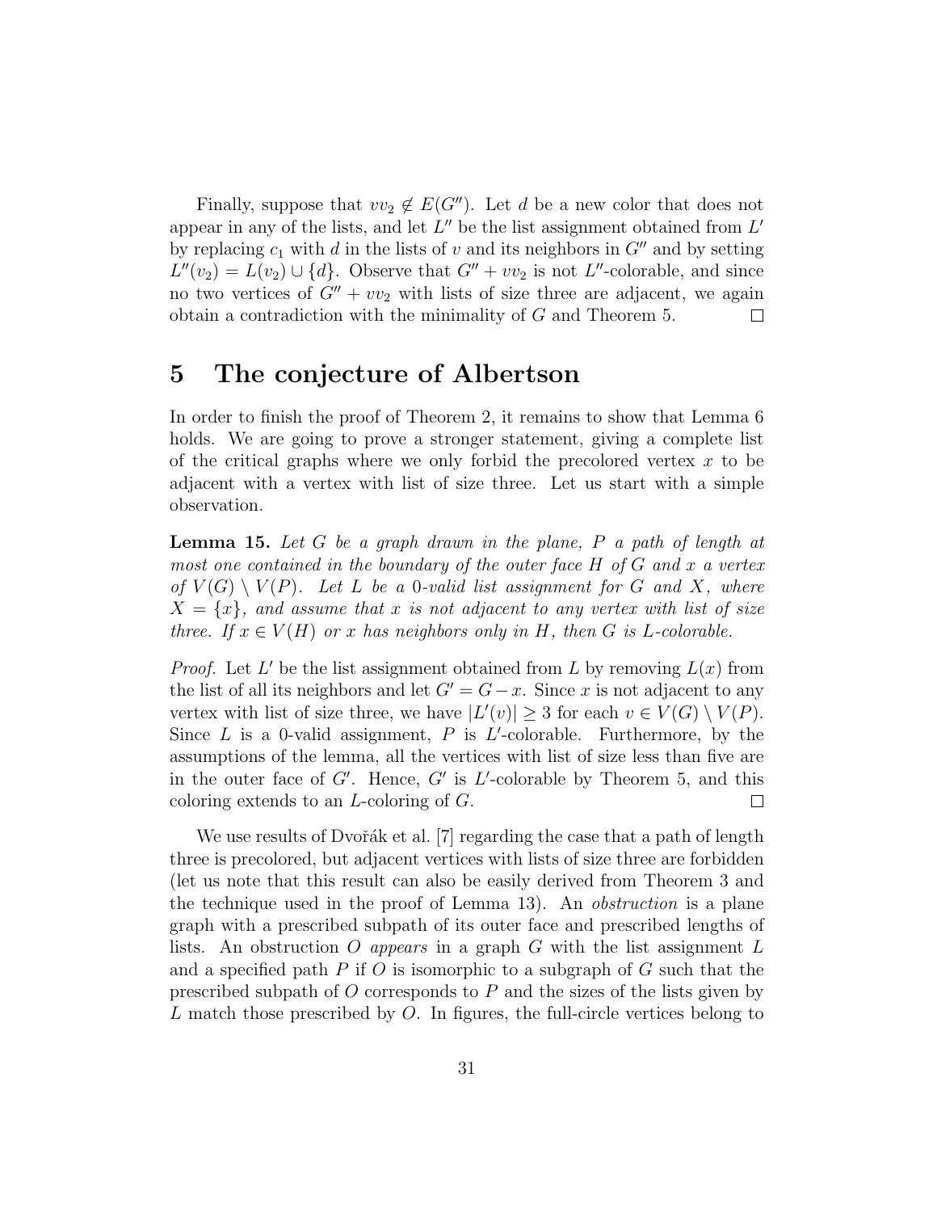Finally, suppose that $vv_2 \notin E(G'')$. Let $d$ be a new color that does not appear in any of the lists, and let $L''$ be the list assignment obtained from $L'$ by replacing $c_1$ with $d$ in the lists of $v$ and its neighbors in $G''$ and by setting $L''(v_2) = L(v_2) \cup \{d\}$. Observe that $G'' + vv_2$ is not $L''$-colorable, and since no two vertices of $G'' + vv_2$ with lists of size three are adjacent, we again obtain a contradiction with the minimality of $G$ and Theorem 5. $\square$

## 5 The conjecture of Albertson

In order to finish the proof of Theorem 2, it remains to show that Lemma 6 holds. We are going to prove a stronger statement, giving a complete list of the critical graphs where we only forbid the precolored vertex $x$ to be adjacent with a vertex with list of size three. Let us start with a simple observation.

**Lemma 15.** *Let $G$ be a graph drawn in the plane, $P$ a path of length at most one contained in the boundary of the outer face $H$ of $G$ and $x$ a vertex of $V(G) \setminus V(P)$. Let $L$ be a 0-valid list assignment for $G$ and $X$, where $X = \{x\}$, and assume that $x$ is not adjacent to any vertex with list of size three. If $x \in V(H)$ or $x$ has neighbors only in $H$, then $G$ is $L$-colorable.*

*Proof.* Let $L'$ be the list assignment obtained from $L$ by removing $L(x)$ from the list of all its neighbors and let $G' = G - x$. Since $x$ is not adjacent to any vertex with list of size three, we have $|L'(v)| \geq 3$ for each $v \in V(G) \setminus V(P)$. Since $L$ is a 0-valid assignment, $P$ is $L'$-colorable. Furthermore, by the assumptions of the lemma, all the vertices with list of size less than five are in the outer face of $G'$. Hence, $G'$ is $L'$-colorable by Theorem 5, and this coloring extends to an $L$-coloring of $G$. $\square$

We use results of Dvořák et al. [7] regarding the case that a path of length three is precolored, but adjacent vertices with lists of size three are forbidden (let us note that this result can also be easily derived from Theorem 3 and the technique used in the proof of Lemma 13). An *obstruction* is a plane graph with a prescribed subpath of its outer face and prescribed lengths of lists. An obstruction $O$ *appears* in a graph $G$ with the list assignment $L$ and a specified path $P$ if $O$ is isomorphic to a subgraph of $G$ such that the prescribed subpath of $O$ corresponds to $P$ and the sizes of the lists given by $L$ match those prescribed by $O$. In figures, the full-circle vertices belong to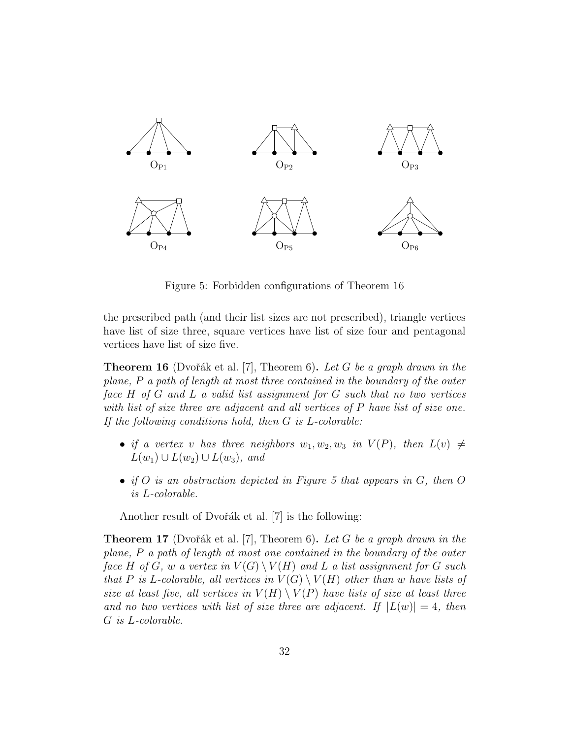Figure 5: Forbidden configurations of Theorem 16

the prescribed path (and their list sizes are not prescribed), triangle vertices have list of size three, square vertices have list of size four and pentagonal vertices have list of size five.

**Theorem 16** (Dvořák et al. [7], Theorem 6)**.** *Let $G$ be a graph drawn in the plane, $P$ a path of length at most three contained in the boundary of the outer face $H$ of $G$ and $L$ a valid list assignment for $G$ such that no two vertices with list of size three are adjacent and all vertices of $P$ have list of size one. If the following conditions hold, then $G$ is $L$-colorable:*

- *if a vertex $v$ has three neighbors $w_1, w_2, w_3$ in $V(P)$, then $L(v) \neq L(w_1) \cup L(w_2) \cup L(w_3)$, and*
- *if $O$ is an obstruction depicted in Figure 5 that appears in $G$, then $O$ is $L$-colorable.*

Another result of Dvořák et al. [7] is the following:

**Theorem 17** (Dvořák et al. [7], Theorem 6)**.** *Let $G$ be a graph drawn in the plane, $P$ a path of length at most one contained in the boundary of the outer face $H$ of $G$, $w$ a vertex in $V(G) \setminus V(H)$ and $L$ a list assignment for $G$ such that $P$ is $L$-colorable, all vertices in $V(G) \setminus V(H)$ other than $w$ have lists of size at least five, all vertices in $V(H) \setminus V(P)$ have lists of size at least three and no two vertices with list of size three are adjacent. If $|L(w)| = 4$, then $G$ is $L$-colorable.*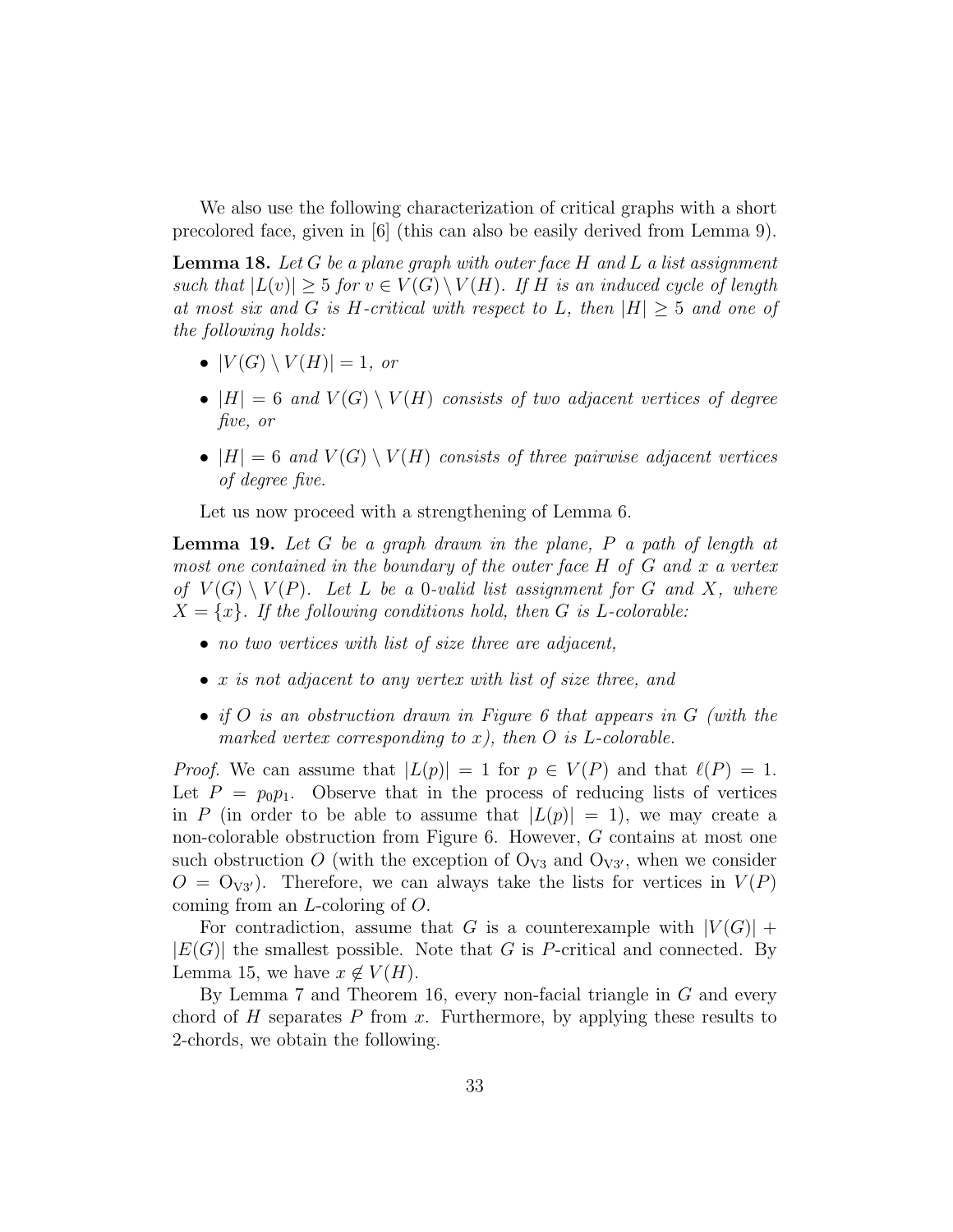We also use the following characterization of critical graphs with a short precolored face, given in [6] (this can also be easily derived from Lemma 9).

**Lemma 18.** *Let $G$ be a plane graph with outer face $H$ and $L$ a list assignment such that $|L(v)| \geq 5$ for $v \in V(G) \setminus V(H)$. If $H$ is an induced cycle of length at most six and $G$ is $H$-critical with respect to $L$, then $|H| \geq 5$ and one of the following holds:*

- *$|V(G) \setminus V(H)| = 1$, or*
- *$|H| = 6$ and $V(G) \setminus V(H)$ consists of two adjacent vertices of degree five, or*
- *$|H| = 6$ and $V(G) \setminus V(H)$ consists of three pairwise adjacent vertices of degree five.*

Let us now proceed with a strengthening of Lemma 6.

**Lemma 19.** *Let $G$ be a graph drawn in the plane, $P$ a path of length at most one contained in the boundary of the outer face $H$ of $G$ and $x$ a vertex of $V(G) \setminus V(P)$. Let $L$ be a 0-valid list assignment for $G$ and $X$, where $X = \{x\}$. If the following conditions hold, then $G$ is $L$-colorable:*

- *no two vertices with list of size three are adjacent,*
- *$x$ is not adjacent to any vertex with list of size three, and*
- *if $O$ is an obstruction drawn in Figure 6 that appears in $G$ (with the marked vertex corresponding to $x$), then $O$ is $L$-colorable.*

*Proof.* We can assume that $|L(p)| = 1$ for $p \in V(P)$ and that $\ell(P) = 1$. Let $P = p_0p_1$. Observe that in the process of reducing lists of vertices in $P$ (in order to be able to assume that $|L(p)| = 1$), we may create a non-colorable obstruction from Figure 6. However, $G$ contains at most one such obstruction $O$ (with the exception of $O_{V3}$ and $O_{V3'}$, when we consider $O = O_{V3'}$). Therefore, we can always take the lists for vertices in $V(P)$ coming from an $L$-coloring of $O$.

For contradiction, assume that $G$ is a counterexample with $|V(G)| + |E(G)|$ the smallest possible. Note that $G$ is $P$-critical and connected. By Lemma 15, we have $x \notin V(H)$.

By Lemma 7 and Theorem 16, every non-facial triangle in $G$ and every chord of $H$ separates $P$ from $x$. Furthermore, by applying these results to 2-chords, we obtain the following.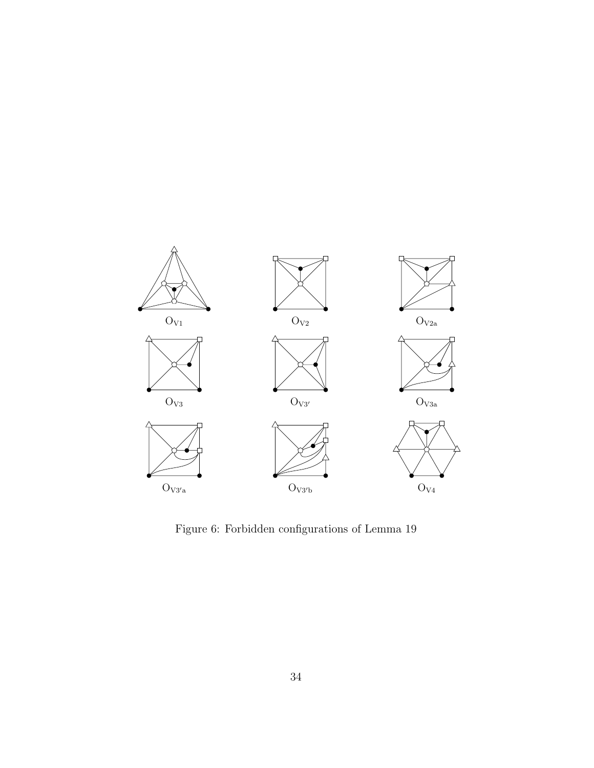$\mathrm{O_{V1}}$ $\mathrm{O_{V2}}$ $\mathrm{O_{V2a}}$

$\mathrm{O_{V3}}$ $\mathrm{O_{V3'}}$ $\mathrm{O_{V3a}}$

$\mathrm{O_{V3'a}}$ $\mathrm{O_{V3'b}}$ $\mathrm{O_{V4}}$

Figure 6: Forbidden configurations of Lemma 19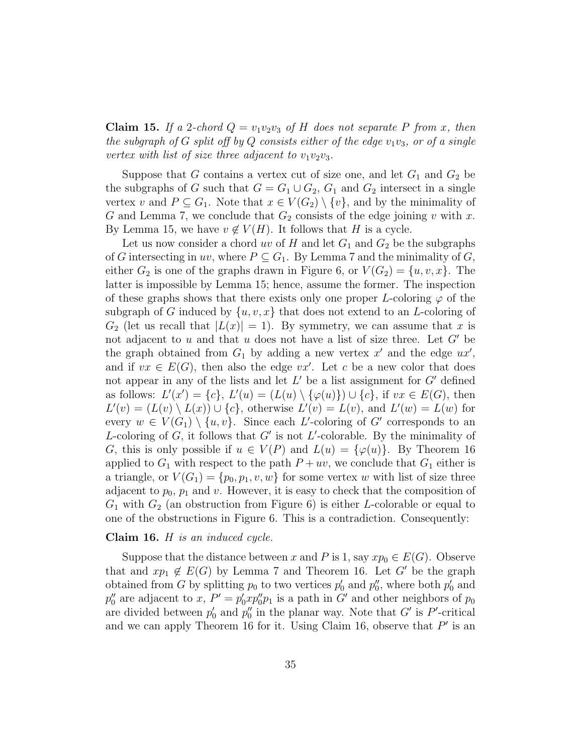**Claim 15.** *If a 2-chord $Q = v_1v_2v_3$ of $H$ does not separate $P$ from $x$, then the subgraph of $G$ split off by $Q$ consists either of the edge $v_1v_3$, or of a single vertex with list of size three adjacent to $v_1v_2v_3$.*

Suppose that $G$ contains a vertex cut of size one, and let $G_1$ and $G_2$ be the subgraphs of $G$ such that $G = G_1 \cup G_2$, $G_1$ and $G_2$ intersect in a single vertex $v$ and $P \subseteq G_1$. Note that $x \in V(G_2) \setminus \{v\}$, and by the minimality of $G$ and Lemma 7, we conclude that $G_2$ consists of the edge joining $v$ with $x$. By Lemma 15, we have $v \notin V(H)$. It follows that $H$ is a cycle.

Let us now consider a chord $uv$ of $H$ and let $G_1$ and $G_2$ be the subgraphs of $G$ intersecting in $uv$, where $P \subseteq G_1$. By Lemma 7 and the minimality of $G$, either $G_2$ is one of the graphs drawn in Figure 6, or $V(G_2) = \{u, v, x\}$. The latter is impossible by Lemma 15; hence, assume the former. The inspection of these graphs shows that there exists only one proper $L$-coloring $\varphi$ of the subgraph of $G$ induced by $\{u, v, x\}$ that does not extend to an $L$-coloring of $G_2$ (let us recall that $|L(x)| = 1$). By symmetry, we can assume that $x$ is not adjacent to $u$ and that $u$ does not have a list of size three. Let $G'$ be the graph obtained from $G_1$ by adding a new vertex $x'$ and the edge $ux'$, and if $vx \in E(G)$, then also the edge $vx'$. Let $c$ be a new color that does not appear in any of the lists and let $L'$ be a list assignment for $G'$ defined as follows: $L'(x') = \{c\}$, $L'(u) = (L(u) \setminus \{\varphi(u)\}) \cup \{c\}$, if $vx \in E(G)$, then $L'(v) = (L(v) \setminus L(x)) \cup \{c\}$, otherwise $L'(v) = L(v)$, and $L'(w) = L(w)$ for every $w \in V(G_1) \setminus \{u, v\}$. Since each $L'$-coloring of $G'$ corresponds to an $L$-coloring of $G$, it follows that $G'$ is not $L'$-colorable. By the minimality of $G$, this is only possible if $u \in V(P)$ and $L(u) = \{\varphi(u)\}$. By Theorem 16 applied to $G_1$ with respect to the path $P + uv$, we conclude that $G_1$ either is a triangle, or $V(G_1) = \{p_0, p_1, v, w\}$ for some vertex $w$ with list of size three adjacent to $p_0$, $p_1$ and $v$. However, it is easy to check that the composition of $G_1$ with $G_2$ (an obstruction from Figure 6) is either $L$-colorable or equal to one of the obstructions in Figure 6. This is a contradiction. Consequently:

**Claim 16.** *$H$ is an induced cycle.*

Suppose that the distance between $x$ and $P$ is 1, say $xp_0 \in E(G)$. Observe that and $xp_1 \notin E(G)$ by Lemma 7 and Theorem 16. Let $G'$ be the graph obtained from $G$ by splitting $p_0$ to two vertices $p_0'$ and $p_0''$, where both $p_0'$ and $p_0''$ are adjacent to $x$, $P' = p_0'xp_0''p_1$ is a path in $G'$ and other neighbors of $p_0$ are divided between $p_0'$ and $p_0''$ in the planar way. Note that $G'$ is $P'$-critical and we can apply Theorem 16 for it. Using Claim 16, observe that $P'$ is an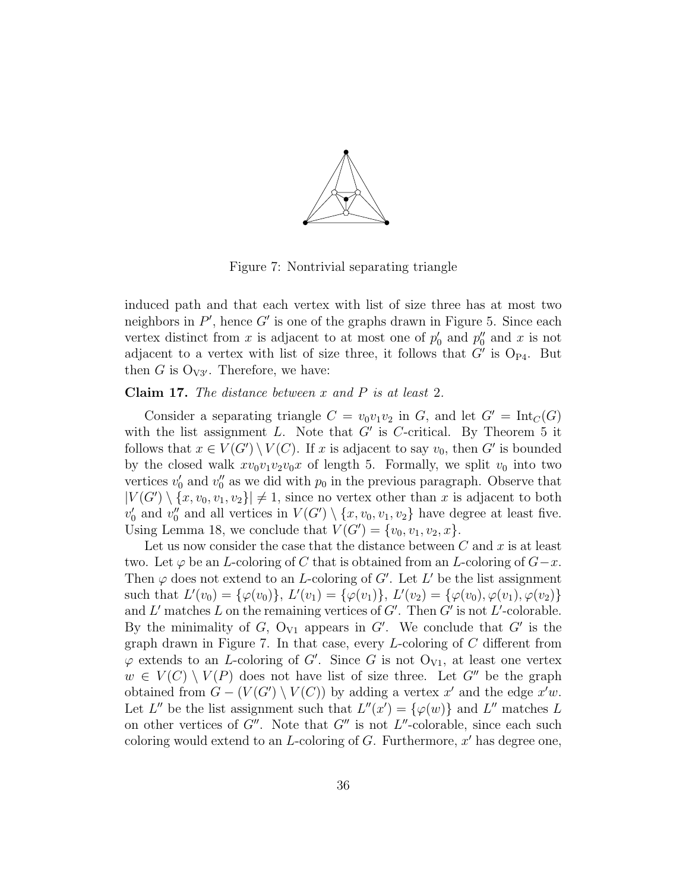Figure 7: Nontrivial separating triangle

induced path and that each vertex with list of size three has at most two neighbors in $P'$, hence $G'$ is one of the graphs drawn in Figure 5. Since each vertex distinct from $x$ is adjacent to at most one of $p_0'$ and $p_0''$ and $x$ is not adjacent to a vertex with list of size three, it follows that $G'$ is $\mathrm{O_{P4}}$. But then $G$ is $\mathrm{O_{V3'}}$. Therefore, we have:

**Claim 17.** *The distance between $x$ and $P$ is at least* 2.

Consider a separating triangle $C = v_0v_1v_2$ in $G$, and let $G' = \mathrm{Int}_C(G)$ with the list assignment $L$. Note that $G'$ is $C$-critical. By Theorem 5 it follows that $x \in V(G') \setminus V(C)$. If $x$ is adjacent to say $v_0$, then $G'$ is bounded by the closed walk $xv_0v_1v_2v_0x$ of length 5. Formally, we split $v_0$ into two vertices $v_0'$ and $v_0''$ as we did with $p_0$ in the previous paragraph. Observe that $|V(G') \setminus \{x, v_0, v_1, v_2\}| \neq 1$, since no vertex other than $x$ is adjacent to both $v_0'$ and $v_0''$ and all vertices in $V(G') \setminus \{x, v_0, v_1, v_2\}$ have degree at least five. Using Lemma 18, we conclude that $V(G') = \{v_0, v_1, v_2, x\}$.

Let us now consider the case that the distance between $C$ and $x$ is at least two. Let $\varphi$ be an $L$-coloring of $C$ that is obtained from an $L$-coloring of $G-x$. Then $\varphi$ does not extend to an $L$-coloring of $G'$. Let $L'$ be the list assignment such that $L'(v_0) = \{\varphi(v_0)\}$, $L'(v_1) = \{\varphi(v_1)\}$, $L'(v_2) = \{\varphi(v_0), \varphi(v_1), \varphi(v_2)\}$ and $L'$ matches $L$ on the remaining vertices of $G'$. Then $G'$ is not $L'$-colorable. By the minimality of $G$, $\mathrm{O_{V1}}$ appears in $G'$. We conclude that $G'$ is the graph drawn in Figure 7. In that case, every $L$-coloring of $C$ different from $\varphi$ extends to an $L$-coloring of $G'$. Since $G$ is not $\mathrm{O_{V1}}$, at least one vertex $w \in V(C) \setminus V(P)$ does not have list of size three. Let $G''$ be the graph obtained from $G - (V(G') \setminus V(C))$ by adding a vertex $x'$ and the edge $x'w$. Let $L''$ be the list assignment such that $L''(x') = \{\varphi(w)\}$ and $L''$ matches $L$ on other vertices of $G''$. Note that $G''$ is not $L''$-colorable, since each such coloring would extend to an $L$-coloring of $G$. Furthermore, $x'$ has degree one,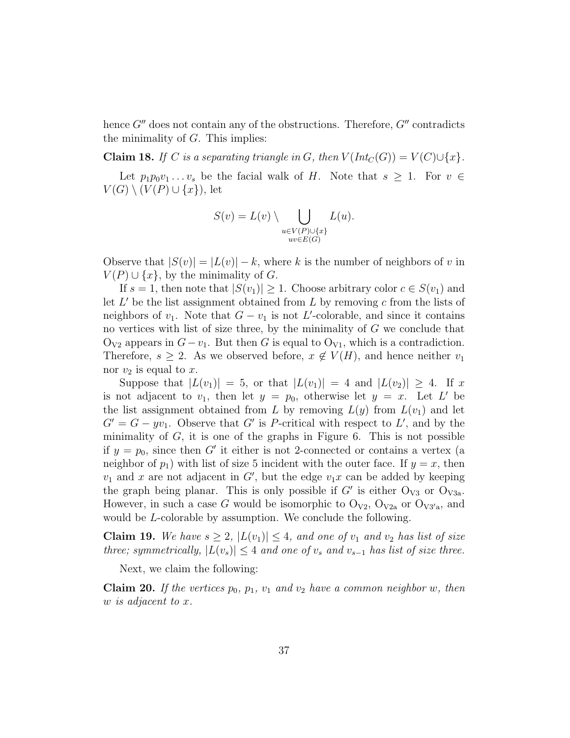hence $G''$ does not contain any of the obstructions. Therefore, $G''$ contradicts the minimality of $G$. This implies:

**Claim 18.** *If $C$ is a separating triangle in $G$, then $V(Int_C(G)) = V(C) \cup \{x\}$.*

Let $p_1 p_0 v_1 \ldots v_s$ be the facial walk of $H$. Note that $s \geq 1$. For $v \in V(G) \setminus (V(P) \cup \{x\})$, let

$$S(v) = L(v) \setminus \bigcup_{\substack{u \in V(P) \cup \{x\} \\ uv \in E(G)}} L(u).$$

Observe that $|S(v)| = |L(v)| - k$, where $k$ is the number of neighbors of $v$ in $V(P) \cup \{x\}$, by the minimality of $G$.

If $s = 1$, then note that $|S(v_1)| \geq 1$. Choose arbitrary color $c \in S(v_1)$ and let $L'$ be the list assignment obtained from $L$ by removing $c$ from the lists of neighbors of $v_1$. Note that $G - v_1$ is not $L'$-colorable, and since it contains no vertices with list of size three, by the minimality of $G$ we conclude that $\mathrm{O_{V2}}$ appears in $G - v_1$. But then $G$ is equal to $\mathrm{O_{V1}}$, which is a contradiction. Therefore, $s \geq 2$. As we observed before, $x \notin V(H)$, and hence neither $v_1$ nor $v_2$ is equal to $x$.

Suppose that $|L(v_1)| = 5$, or that $|L(v_1)| = 4$ and $|L(v_2)| \geq 4$. If $x$ is not adjacent to $v_1$, then let $y = p_0$, otherwise let $y = x$. Let $L'$ be the list assignment obtained from $L$ by removing $L(y)$ from $L(v_1)$ and let $G' = G - yv_1$. Observe that $G'$ is $P$-critical with respect to $L'$, and by the minimality of $G$, it is one of the graphs in Figure 6. This is not possible if $y = p_0$, since then $G'$ it either is not 2-connected or contains a vertex (a neighbor of $p_1$) with list of size 5 incident with the outer face. If $y = x$, then $v_1$ and $x$ are not adjacent in $G'$, but the edge $v_1 x$ can be added by keeping the graph being planar. This is only possible if $G'$ is either $\mathrm{O_{V3}}$ or $\mathrm{O_{V3a}}$. However, in such a case $G$ would be isomorphic to $\mathrm{O_{V2}}$, $\mathrm{O_{V2a}}$ or $\mathrm{O_{V3'a}}$, and would be $L$-colorable by assumption. We conclude the following.

**Claim 19.** *We have $s \geq 2$, $|L(v_1)| \leq 4$, and one of $v_1$ and $v_2$ has list of size three; symmetrically, $|L(v_s)| \leq 4$ and one of $v_s$ and $v_{s-1}$ has list of size three.*

Next, we claim the following:

**Claim 20.** *If the vertices $p_0$, $p_1$, $v_1$ and $v_2$ have a common neighbor $w$, then $w$ is adjacent to $x$.*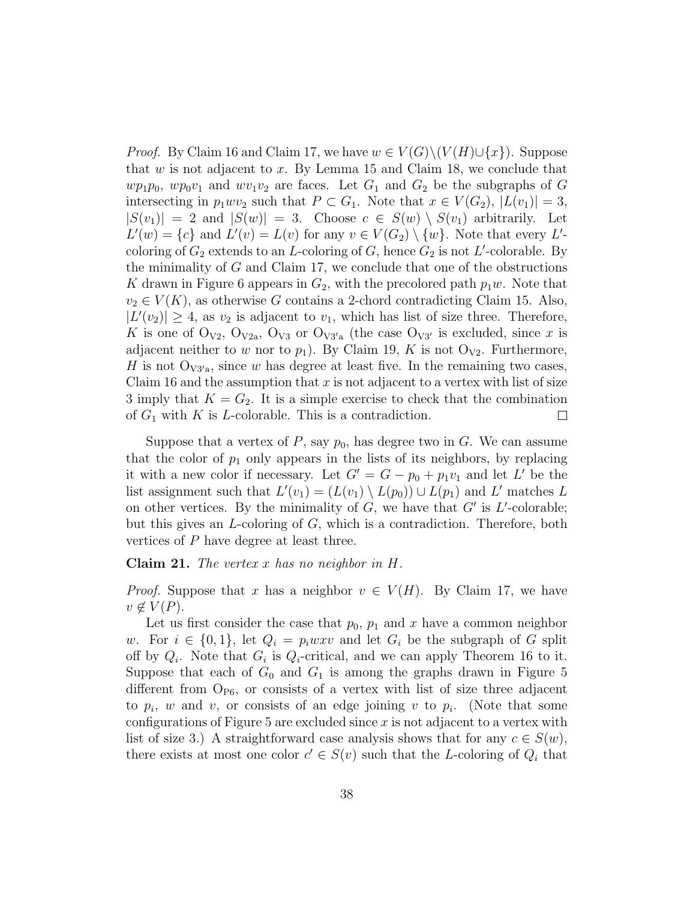*Proof.* By Claim 16 and Claim 17, we have $w \in V(G) \setminus (V(H) \cup \{x\})$. Suppose that $w$ is not adjacent to $x$. By Lemma 15 and Claim 18, we conclude that $wp_1p_0$, $wp_0v_1$ and $wv_1v_2$ are faces. Let $G_1$ and $G_2$ be the subgraphs of $G$ intersecting in $p_1wv_2$ such that $P \subset G_1$. Note that $x \in V(G_2)$, $|L(v_1)| = 3$, $|S(v_1)| = 2$ and $|S(w)| = 3$. Choose $c \in S(w) \setminus S(v_1)$ arbitrarily. Let $L'(w) = \{c\}$ and $L'(v) = L(v)$ for any $v \in V(G_2) \setminus \{w\}$. Note that every $L'$-coloring of $G_2$ extends to an $L$-coloring of $G$, hence $G_2$ is not $L'$-colorable. By the minimality of $G$ and Claim 17, we conclude that one of the obstructions $K$ drawn in Figure 6 appears in $G_2$, with the precolored path $p_1w$. Note that $v_2 \in V(K)$, as otherwise $G$ contains a 2-chord contradicting Claim 15. Also, $|L'(v_2)| \geq 4$, as $v_2$ is adjacent to $v_1$, which has list of size three. Therefore, $K$ is one of $\mathrm{O_{V2}}$, $\mathrm{O_{V2a}}$, $\mathrm{O_{V3}}$ or $\mathrm{O_{V3'a}}$ (the case $\mathrm{O_{V3'}}$ is excluded, since $x$ is adjacent neither to $w$ nor to $p_1$). By Claim 19, $K$ is not $\mathrm{O_{V2}}$. Furthermore, $H$ is not $\mathrm{O_{V3'a}}$, since $w$ has degree at least five. In the remaining two cases, Claim 16 and the assumption that $x$ is not adjacent to a vertex with list of size 3 imply that $K = G_2$. It is a simple exercise to check that the combination of $G_1$ with $K$ is $L$-colorable. This is a contradiction. □

Suppose that a vertex of $P$, say $p_0$, has degree two in $G$. We can assume that the color of $p_1$ only appears in the lists of its neighbors, by replacing it with a new color if necessary. Let $G' = G - p_0 + p_1v_1$ and let $L'$ be the list assignment such that $L'(v_1) = (L(v_1) \setminus L(p_0)) \cup L(p_1)$ and $L'$ matches $L$ on other vertices. By the minimality of $G$, we have that $G'$ is $L'$-colorable; but this gives an $L$-coloring of $G$, which is a contradiction. Therefore, both vertices of $P$ have degree at least three.

**Claim 21.** *The vertex $x$ has no neighbor in $H$.*

*Proof.* Suppose that $x$ has a neighbor $v \in V(H)$. By Claim 17, we have $v \notin V(P)$.

Let us first consider the case that $p_0$, $p_1$ and $x$ have a common neighbor $w$. For $i \in \{0, 1\}$, let $Q_i = p_iwxv$ and let $G_i$ be the subgraph of $G$ split off by $Q_i$. Note that $G_i$ is $Q_i$-critical, and we can apply Theorem 16 to it. Suppose that each of $G_0$ and $G_1$ is among the graphs drawn in Figure 5 different from $\mathrm{O_{P6}}$, or consists of a vertex with list of size three adjacent to $p_i$, $w$ and $v$, or consists of an edge joining $v$ to $p_i$. (Note that some configurations of Figure 5 are excluded since $x$ is not adjacent to a vertex with list of size 3.) A straightforward case analysis shows that for any $c \in S(w)$, there exists at most one color $c' \in S(v)$ such that the $L$-coloring of $Q_i$ that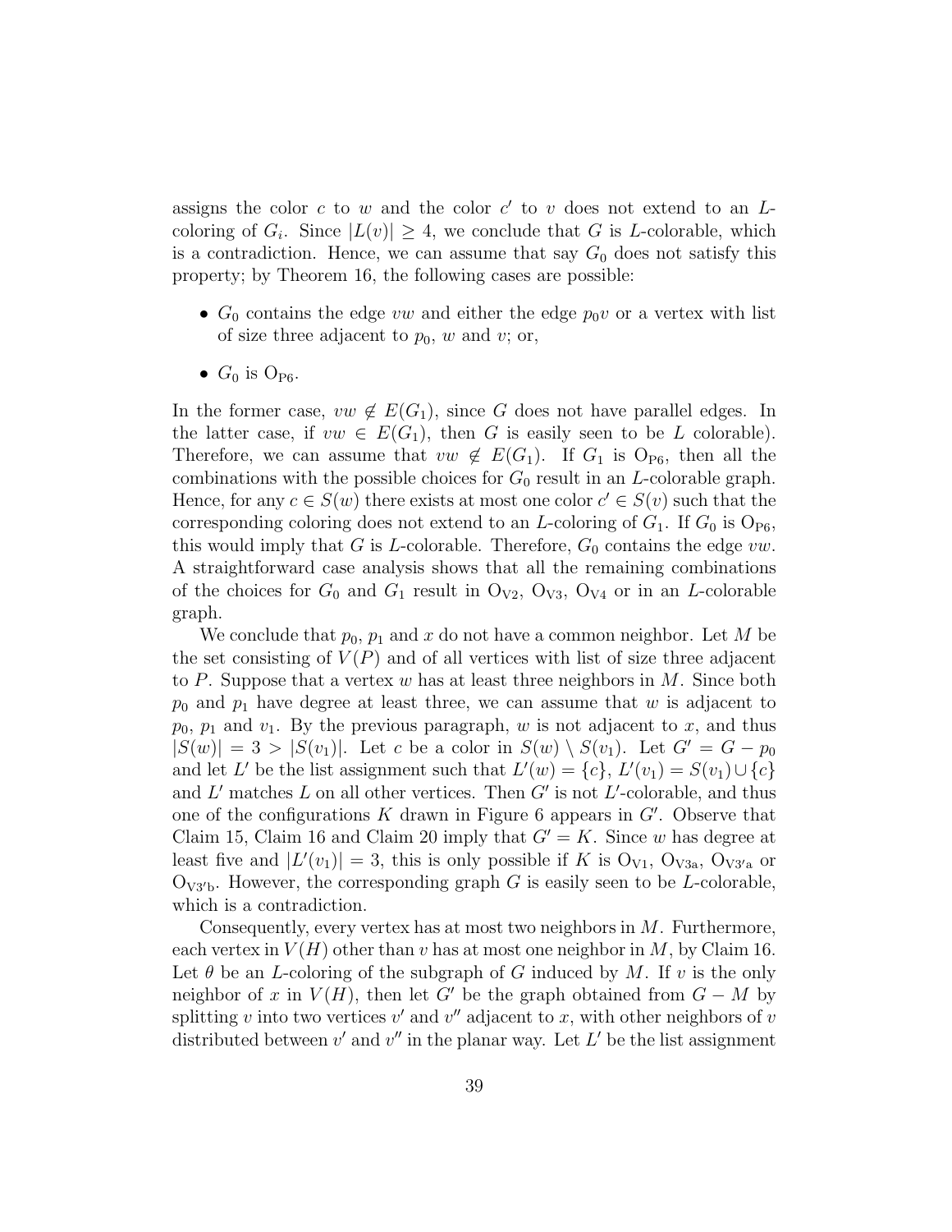assigns the color $c$ to $w$ and the color $c'$ to $v$ does not extend to an $L$-coloring of $G_i$. Since $|L(v)| \geq 4$, we conclude that $G$ is $L$-colorable, which is a contradiction. Hence, we can assume that say $G_0$ does not satisfy this property; by Theorem 16, the following cases are possible:

- $G_0$ contains the edge $vw$ and either the edge $p_0v$ or a vertex with list of size three adjacent to $p_0$, $w$ and $v$; or,
- $G_0$ is $\mathrm{O_{P6}}$.

In the former case, $vw \notin E(G_1)$, since $G$ does not have parallel edges. In the latter case, if $vw \in E(G_1)$, then $G$ is easily seen to be $L$ colorable). Therefore, we can assume that $vw \notin E(G_1)$. If $G_1$ is $\mathrm{O_{P6}}$, then all the combinations with the possible choices for $G_0$ result in an $L$-colorable graph. Hence, for any $c \in S(w)$ there exists at most one color $c' \in S(v)$ such that the corresponding coloring does not extend to an $L$-coloring of $G_1$. If $G_0$ is $\mathrm{O_{P6}}$, this would imply that $G$ is $L$-colorable. Therefore, $G_0$ contains the edge $vw$. A straightforward case analysis shows that all the remaining combinations of the choices for $G_0$ and $G_1$ result in $\mathrm{O_{V2}}$, $\mathrm{O_{V3}}$, $\mathrm{O_{V4}}$ or in an $L$-colorable graph.

We conclude that $p_0$, $p_1$ and $x$ do not have a common neighbor. Let $M$ be the set consisting of $V(P)$ and of all vertices with list of size three adjacent to $P$. Suppose that a vertex $w$ has at least three neighbors in $M$. Since both $p_0$ and $p_1$ have degree at least three, we can assume that $w$ is adjacent to $p_0$, $p_1$ and $v_1$. By the previous paragraph, $w$ is not adjacent to $x$, and thus $|S(w)| = 3 > |S(v_1)|$. Let $c$ be a color in $S(w) \setminus S(v_1)$. Let $G' = G - p_0$ and let $L'$ be the list assignment such that $L'(w) = \{c\}$, $L'(v_1) = S(v_1) \cup \{c\}$ and $L'$ matches $L$ on all other vertices. Then $G'$ is not $L'$-colorable, and thus one of the configurations $K$ drawn in Figure 6 appears in $G'$. Observe that Claim 15, Claim 16 and Claim 20 imply that $G' = K$. Since $w$ has degree at least five and $|L'(v_1)| = 3$, this is only possible if $K$ is $\mathrm{O_{V1}}$, $\mathrm{O_{V3a}}$, $\mathrm{O_{V3'a}}$ or $\mathrm{O_{V3'b}}$. However, the corresponding graph $G$ is easily seen to be $L$-colorable, which is a contradiction.

Consequently, every vertex has at most two neighbors in $M$. Furthermore, each vertex in $V(H)$ other than $v$ has at most one neighbor in $M$, by Claim 16. Let $\theta$ be an $L$-coloring of the subgraph of $G$ induced by $M$. If $v$ is the only neighbor of $x$ in $V(H)$, then let $G'$ be the graph obtained from $G - M$ by splitting $v$ into two vertices $v'$ and $v''$ adjacent to $x$, with other neighbors of $v$ distributed between $v'$ and $v''$ in the planar way. Let $L'$ be the list assignment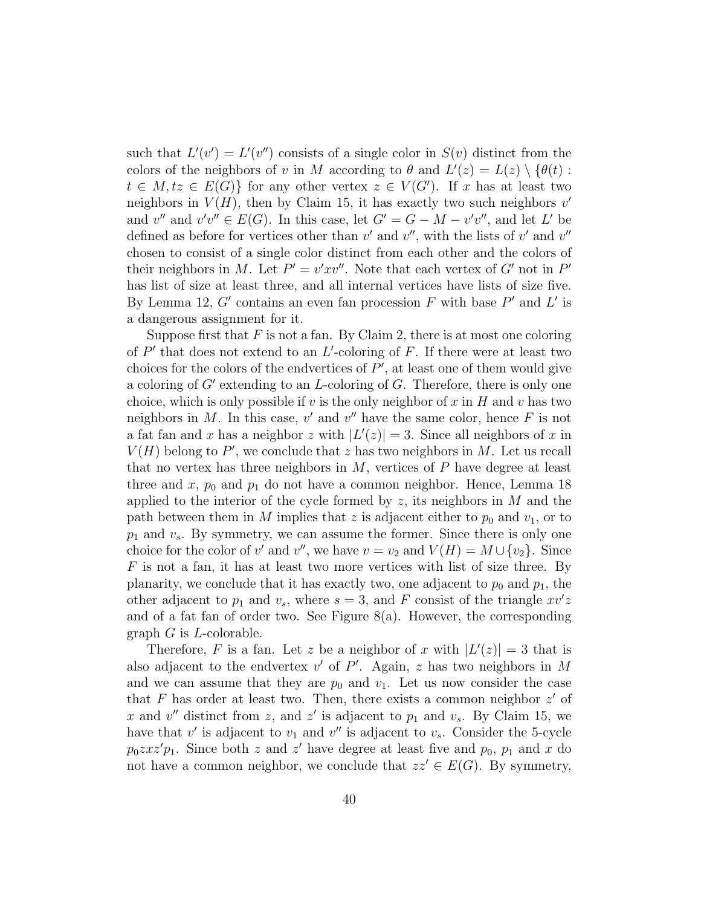such that $L'(v') = L'(v'')$ consists of a single color in $S(v)$ distinct from the colors of the neighbors of $v$ in $M$ according to $\theta$ and $L'(z) = L(z) \setminus \{\theta(t) : t \in M, tz \in E(G)\}$ for any other vertex $z \in V(G')$. If $x$ has at least two neighbors in $V(H)$, then by Claim 15, it has exactly two such neighbors $v'$ and $v''$ and $v'v'' \in E(G)$. In this case, let $G' = G - M - v'v''$, and let $L'$ be defined as before for vertices other than $v'$ and $v''$, with the lists of $v'$ and $v''$ chosen to consist of a single color distinct from each other and the colors of their neighbors in $M$. Let $P' = v'xv''$. Note that each vertex of $G'$ not in $P'$ has list of size at least three, and all internal vertices have lists of size five. By Lemma 12, $G'$ contains an even fan procession $F$ with base $P'$ and $L'$ is a dangerous assignment for it.

Suppose first that $F$ is not a fan. By Claim 2, there is at most one coloring of $P'$ that does not extend to an $L'$-coloring of $F$. If there were at least two choices for the colors of the endvertices of $P'$, at least one of them would give a coloring of $G'$ extending to an $L$-coloring of $G$. Therefore, there is only one choice, which is only possible if $v$ is the only neighbor of $x$ in $H$ and $v$ has two neighbors in $M$. In this case, $v'$ and $v''$ have the same color, hence $F$ is not a fat fan and $x$ has a neighbor $z$ with $|L'(z)| = 3$. Since all neighbors of $x$ in $V(H)$ belong to $P'$, we conclude that $z$ has two neighbors in $M$. Let us recall that no vertex has three neighbors in $M$, vertices of $P$ have degree at least three and $x$, $p_0$ and $p_1$ do not have a common neighbor. Hence, Lemma 18 applied to the interior of the cycle formed by $z$, its neighbors in $M$ and the path between them in $M$ implies that $z$ is adjacent either to $p_0$ and $v_1$, or to $p_1$ and $v_s$. By symmetry, we can assume the former. Since there is only one choice for the color of $v'$ and $v''$, we have $v = v_2$ and $V(H) = M \cup \{v_2\}$. Since $F$ is not a fan, it has at least two more vertices with list of size three. By planarity, we conclude that it has exactly two, one adjacent to $p_0$ and $p_1$, the other adjacent to $p_1$ and $v_s$, where $s = 3$, and $F$ consist of the triangle $xv'z$ and of a fat fan of order two. See Figure 8(a). However, the corresponding graph $G$ is $L$-colorable.

Therefore, $F$ is a fan. Let $z$ be a neighbor of $x$ with $|L'(z)| = 3$ that is also adjacent to the endvertex $v'$ of $P'$. Again, $z$ has two neighbors in $M$ and we can assume that they are $p_0$ and $v_1$. Let us now consider the case that $F$ has order at least two. Then, there exists a common neighbor $z'$ of $x$ and $v''$ distinct from $z$, and $z'$ is adjacent to $p_1$ and $v_s$. By Claim 15, we have that $v'$ is adjacent to $v_1$ and $v''$ is adjacent to $v_s$. Consider the 5-cycle $p_0zxz'p_1$. Since both $z$ and $z'$ have degree at least five and $p_0$, $p_1$ and $x$ do not have a common neighbor, we conclude that $zz' \in E(G)$. By symmetry,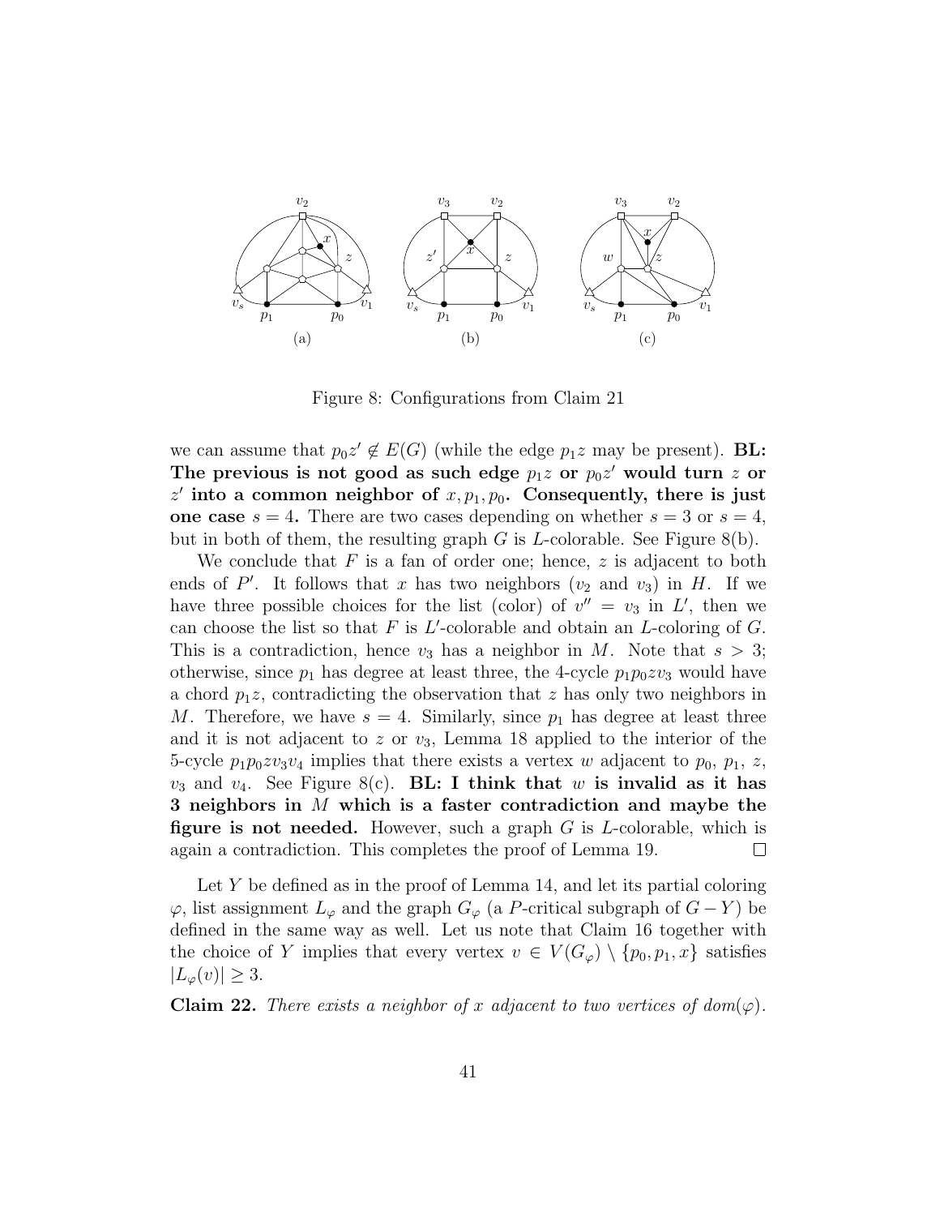Figure 8: Configurations from Claim 21

we can assume that $p_0 z' \notin E(G)$ (while the edge $p_1 z$ may be present). **BL: The previous is not good as such edge $p_1 z$ or $p_0 z'$ would turn $z$ or $z'$ into a common neighbor of $x, p_1, p_0$. Consequently, there is just one case $s = 4$.** There are two cases depending on whether $s = 3$ or $s = 4$, but in both of them, the resulting graph $G$ is $L$-colorable. See Figure 8(b).

We conclude that $F$ is a fan of order one; hence, $z$ is adjacent to both ends of $P'$. It follows that $x$ has two neighbors ($v_2$ and $v_3$) in $H$. If we have three possible choices for the list (color) of $v'' = v_3$ in $L'$, then we can choose the list so that $F$ is $L'$-colorable and obtain an $L$-coloring of $G$. This is a contradiction, hence $v_3$ has a neighbor in $M$. Note that $s > 3$; otherwise, since $p_1$ has degree at least three, the 4-cycle $p_1 p_0 z v_3$ would have a chord $p_1 z$, contradicting the observation that $z$ has only two neighbors in $M$. Therefore, we have $s = 4$. Similarly, since $p_1$ has degree at least three and it is not adjacent to $z$ or $v_3$, Lemma 18 applied to the interior of the 5-cycle $p_1 p_0 z v_3 v_4$ implies that there exists a vertex $w$ adjacent to $p_0$, $p_1$, $z$, $v_3$ and $v_4$. See Figure 8(c). **BL: I think that $w$ is invalid as it has 3 neighbors in $M$ which is a faster contradiction and maybe the figure is not needed.** However, such a graph $G$ is $L$-colorable, which is again a contradiction. This completes the proof of Lemma 19. $\square$

Let $Y$ be defined as in the proof of Lemma 14, and let its partial coloring $\varphi$, list assignment $L_\varphi$ and the graph $G_\varphi$ (a $P$-critical subgraph of $G - Y$) be defined in the same way as well. Let us note that Claim 16 together with the choice of $Y$ implies that every vertex $v \in V(G_\varphi) \setminus \{p_0, p_1, x\}$ satisfies $|L_\varphi(v)| \geq 3$.

**Claim 22.** *There exists a neighbor of $x$ adjacent to two vertices of $dom(\varphi)$.*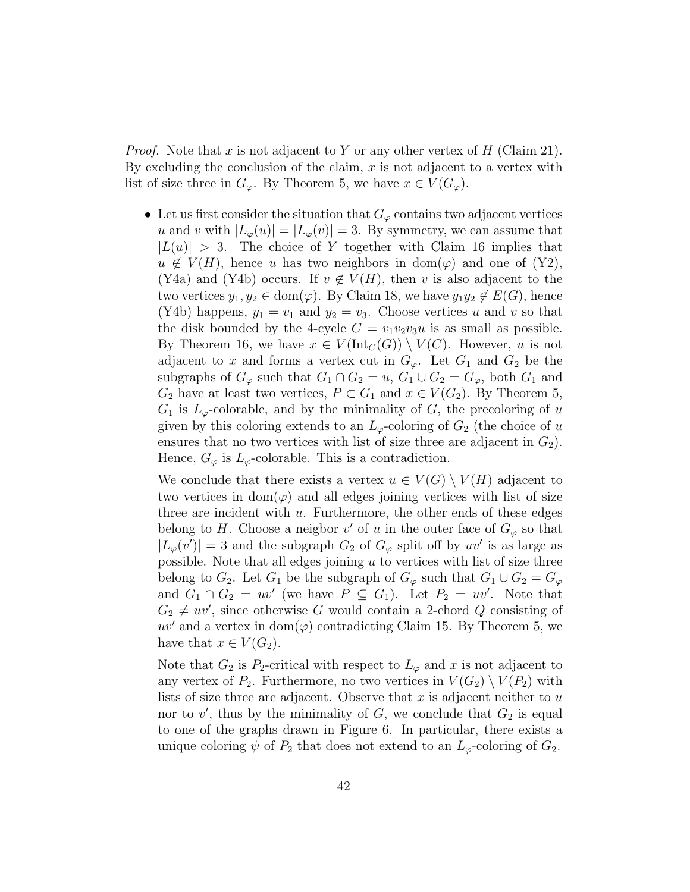*Proof.* Note that $x$ is not adjacent to $Y$ or any other vertex of $H$ (Claim 21). By excluding the conclusion of the claim, $x$ is not adjacent to a vertex with list of size three in $G_\varphi$. By Theorem 5, we have $x \in V(G_\varphi)$.

- Let us first consider the situation that $G_\varphi$ contains two adjacent vertices $u$ and $v$ with $|L_\varphi(u)| = |L_\varphi(v)| = 3$. By symmetry, we can assume that $|L(u)| > 3$. The choice of $Y$ together with Claim 16 implies that $u \notin V(H)$, hence $u$ has two neighbors in $\mathrm{dom}(\varphi)$ and one of (Y2), (Y4a) and (Y4b) occurs. If $v \notin V(H)$, then $v$ is also adjacent to the two vertices $y_1, y_2 \in \mathrm{dom}(\varphi)$. By Claim 18, we have $y_1y_2 \notin E(G)$, hence (Y4b) happens, $y_1 = v_1$ and $y_2 = v_3$. Choose vertices $u$ and $v$ so that the disk bounded by the 4-cycle $C = v_1v_2v_3u$ is as small as possible. By Theorem 16, we have $x \in V(\mathrm{Int}_C(G)) \setminus V(C)$. However, $u$ is not adjacent to $x$ and forms a vertex cut in $G_\varphi$. Let $G_1$ and $G_2$ be the subgraphs of $G_\varphi$ such that $G_1 \cap G_2 = u$, $G_1 \cup G_2 = G_\varphi$, both $G_1$ and $G_2$ have at least two vertices, $P \subset G_1$ and $x \in V(G_2)$. By Theorem 5, $G_1$ is $L_\varphi$-colorable, and by the minimality of $G$, the precoloring of $u$ given by this coloring extends to an $L_\varphi$-coloring of $G_2$ (the choice of $u$ ensures that no two vertices with list of size three are adjacent in $G_2$). Hence, $G_\varphi$ is $L_\varphi$-colorable. This is a contradiction.

  We conclude that there exists a vertex $u \in V(G) \setminus V(H)$ adjacent to two vertices in $\mathrm{dom}(\varphi)$ and all edges joining vertices with list of size three are incident with $u$. Furthermore, the other ends of these edges belong to $H$. Choose a neigbor $v'$ of $u$ in the outer face of $G_\varphi$ so that $|L_\varphi(v')| = 3$ and the subgraph $G_2$ of $G_\varphi$ split off by $uv'$ is as large as possible. Note that all edges joining $u$ to vertices with list of size three belong to $G_2$. Let $G_1$ be the subgraph of $G_\varphi$ such that $G_1 \cup G_2 = G_\varphi$ and $G_1 \cap G_2 = uv'$ (we have $P \subseteq G_1$). Let $P_2 = uv'$. Note that $G_2 \neq uv'$, since otherwise $G$ would contain a 2-chord $Q$ consisting of $uv'$ and a vertex in $\mathrm{dom}(\varphi)$ contradicting Claim 15. By Theorem 5, we have that $x \in V(G_2)$.

  Note that $G_2$ is $P_2$-critical with respect to $L_\varphi$ and $x$ is not adjacent to any vertex of $P_2$. Furthermore, no two vertices in $V(G_2) \setminus V(P_2)$ with lists of size three are adjacent. Observe that $x$ is adjacent neither to $u$ nor to $v'$, thus by the minimality of $G$, we conclude that $G_2$ is equal to one of the graphs drawn in Figure 6. In particular, there exists a unique coloring $\psi$ of $P_2$ that does not extend to an $L_\varphi$-coloring of $G_2$.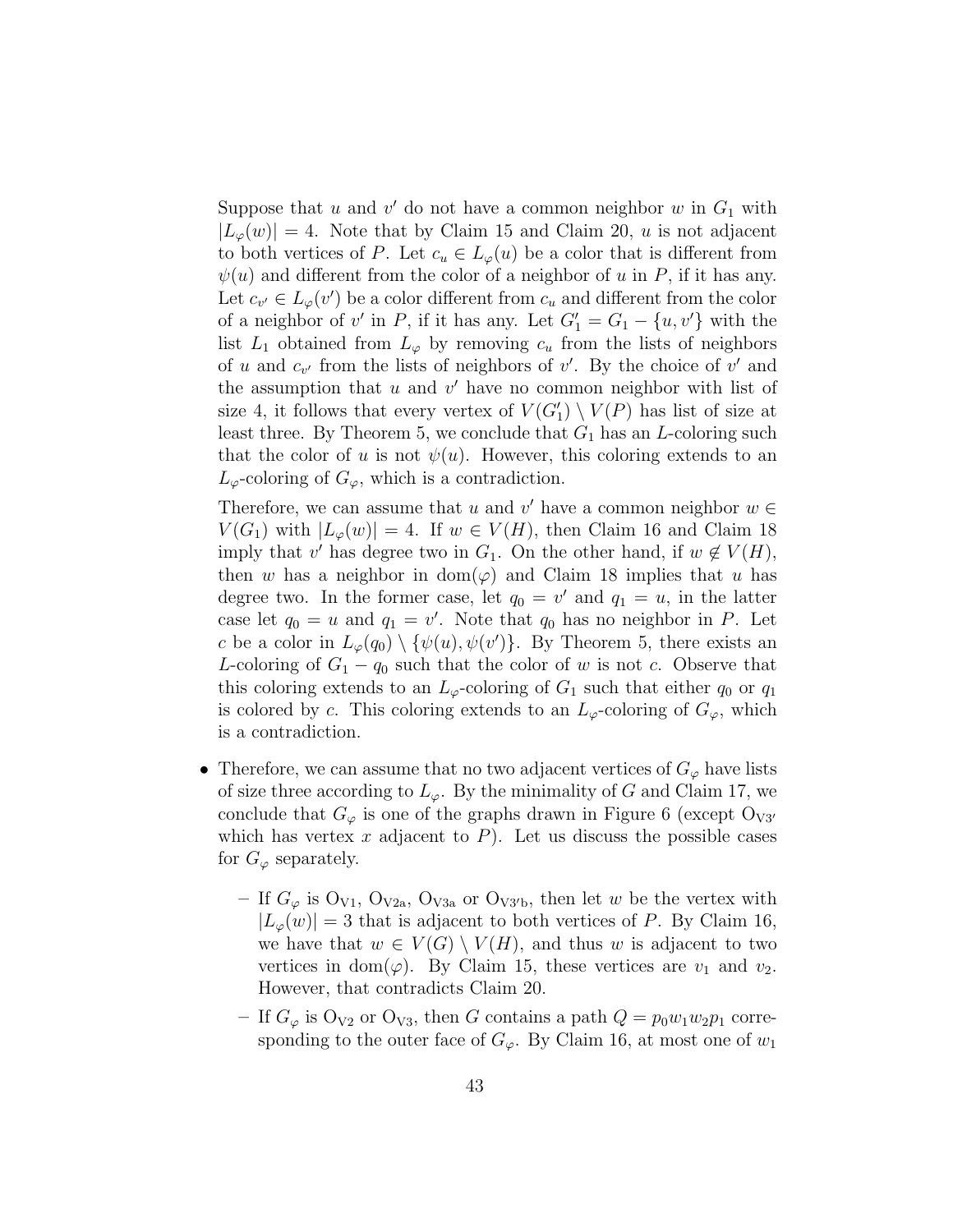Suppose that $u$ and $v'$ do not have a common neighbor $w$ in $G_1$ with $|L_\varphi(w)| = 4$. Note that by Claim 15 and Claim 20, $u$ is not adjacent to both vertices of $P$. Let $c_u \in L_\varphi(u)$ be a color that is different from $\psi(u)$ and different from the color of a neighbor of $u$ in $P$, if it has any. Let $c_{v'} \in L_\varphi(v')$ be a color different from $c_u$ and different from the color of a neighbor of $v'$ in $P$, if it has any. Let $G_1' = G_1 - \{u, v'\}$ with the list $L_1$ obtained from $L_\varphi$ by removing $c_u$ from the lists of neighbors of $u$ and $c_{v'}$ from the lists of neighbors of $v'$. By the choice of $v'$ and the assumption that $u$ and $v'$ have no common neighbor with list of size 4, it follows that every vertex of $V(G_1') \setminus V(P)$ has list of size at least three. By Theorem 5, we conclude that $G_1$ has an $L$-coloring such that the color of $u$ is not $\psi(u)$. However, this coloring extends to an $L_\varphi$-coloring of $G_\varphi$, which is a contradiction.

Therefore, we can assume that $u$ and $v'$ have a common neighbor $w \in V(G_1)$ with $|L_\varphi(w)| = 4$. If $w \in V(H)$, then Claim 16 and Claim 18 imply that $v'$ has degree two in $G_1$. On the other hand, if $w \notin V(H)$, then $w$ has a neighbor in $\mathrm{dom}(\varphi)$ and Claim 18 implies that $u$ has degree two. In the former case, let $q_0 = v'$ and $q_1 = u$, in the latter case let $q_0 = u$ and $q_1 = v'$. Note that $q_0$ has no neighbor in $P$. Let $c$ be a color in $L_\varphi(q_0) \setminus \{\psi(u), \psi(v')\}$. By Theorem 5, there exists an $L$-coloring of $G_1 - q_0$ such that the color of $w$ is not $c$. Observe that this coloring extends to an $L_\varphi$-coloring of $G_1$ such that either $q_0$ or $q_1$ is colored by $c$. This coloring extends to an $L_\varphi$-coloring of $G_\varphi$, which is a contradiction.

- Therefore, we can assume that no two adjacent vertices of $G_\varphi$ have lists of size three according to $L_\varphi$. By the minimality of $G$ and Claim 17, we conclude that $G_\varphi$ is one of the graphs drawn in Figure 6 (except $\mathrm{O}_{\mathrm{V3'}}$ which has vertex $x$ adjacent to $P$). Let us discuss the possible cases for $G_\varphi$ separately.
  - If $G_\varphi$ is $\mathrm{O}_{\mathrm{V1}}$, $\mathrm{O}_{\mathrm{V2a}}$, $\mathrm{O}_{\mathrm{V3a}}$ or $\mathrm{O}_{\mathrm{V3'b}}$, then let $w$ be the vertex with $|L_\varphi(w)| = 3$ that is adjacent to both vertices of $P$. By Claim 16, we have that $w \in V(G) \setminus V(H)$, and thus $w$ is adjacent to two vertices in $\mathrm{dom}(\varphi)$. By Claim 15, these vertices are $v_1$ and $v_2$. However, that contradicts Claim 20.
  - If $G_\varphi$ is $\mathrm{O}_{\mathrm{V2}}$ or $\mathrm{O}_{\mathrm{V3}}$, then $G$ contains a path $Q = p_0 w_1 w_2 p_1$ corresponding to the outer face of $G_\varphi$. By Claim 16, at most one of $w_1$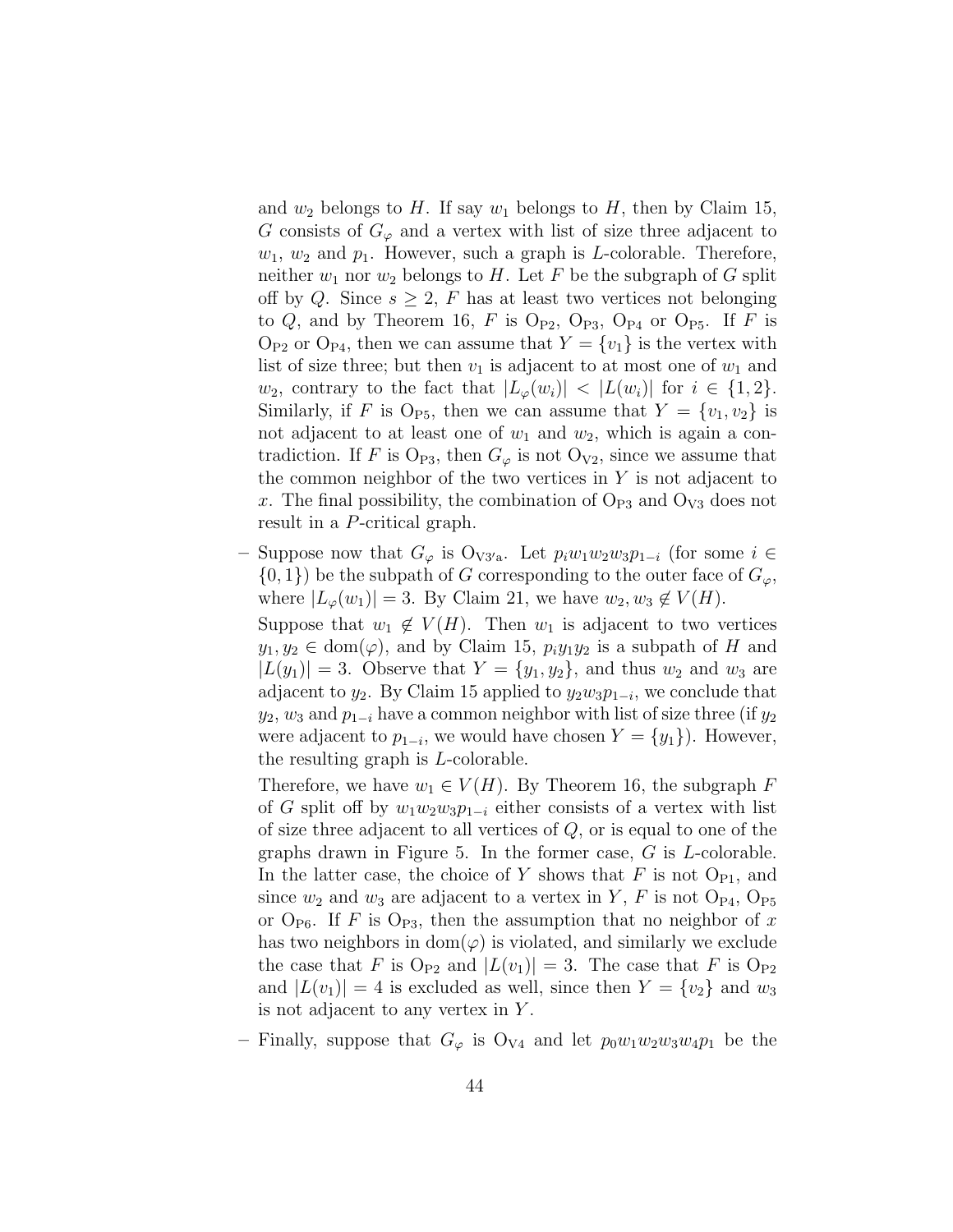and $w_2$ belongs to $H$. If say $w_1$ belongs to $H$, then by Claim 15, $G$ consists of $G_\varphi$ and a vertex with list of size three adjacent to $w_1$, $w_2$ and $p_1$. However, such a graph is $L$-colorable. Therefore, neither $w_1$ nor $w_2$ belongs to $H$. Let $F$ be the subgraph of $G$ split off by $Q$. Since $s \geq 2$, $F$ has at least two vertices not belonging to $Q$, and by Theorem 16, $F$ is $\mathrm{O_{P2}}$, $\mathrm{O_{P3}}$, $\mathrm{O_{P4}}$ or $\mathrm{O_{P5}}$. If $F$ is $\mathrm{O_{P2}}$ or $\mathrm{O_{P4}}$, then we can assume that $Y = \{v_1\}$ is the vertex with list of size three; but then $v_1$ is adjacent to at most one of $w_1$ and $w_2$, contrary to the fact that $|L_\varphi(w_i)| < |L(w_i)|$ for $i \in \{1, 2\}$. Similarly, if $F$ is $\mathrm{O_{P5}}$, then we can assume that $Y = \{v_1, v_2\}$ is not adjacent to at least one of $w_1$ and $w_2$, which is again a contradiction. If $F$ is $\mathrm{O_{P3}}$, then $G_\varphi$ is not $\mathrm{O_{V2}}$, since we assume that the common neighbor of the two vertices in $Y$ is not adjacent to $x$. The final possibility, the combination of $\mathrm{O_{P3}}$ and $\mathrm{O_{V3}}$ does not result in a $P$-critical graph.

– Suppose now that $G_\varphi$ is $\mathrm{O_{V3'a}}$. Let $p_i w_1 w_2 w_3 p_{1-i}$ (for some $i \in \{0, 1\}$) be the subpath of $G$ corresponding to the outer face of $G_\varphi$, where $|L_\varphi(w_1)| = 3$. By Claim 21, we have $w_2, w_3 \notin V(H)$.

  Suppose that $w_1 \notin V(H)$. Then $w_1$ is adjacent to two vertices $y_1, y_2 \in \mathrm{dom}(\varphi)$, and by Claim 15, $p_i y_1 y_2$ is a subpath of $H$ and $|L(y_1)| = 3$. Observe that $Y = \{y_1, y_2\}$, and thus $w_2$ and $w_3$ are adjacent to $y_2$. By Claim 15 applied to $y_2 w_3 p_{1-i}$, we conclude that $y_2$, $w_3$ and $p_{1-i}$ have a common neighbor with list of size three (if $y_2$ were adjacent to $p_{1-i}$, we would have chosen $Y = \{y_1\}$). However, the resulting graph is $L$-colorable.

  Therefore, we have $w_1 \in V(H)$. By Theorem 16, the subgraph $F$ of $G$ split off by $w_1 w_2 w_3 p_{1-i}$ either consists of a vertex with list of size three adjacent to all vertices of $Q$, or is equal to one of the graphs drawn in Figure 5. In the former case, $G$ is $L$-colorable. In the latter case, the choice of $Y$ shows that $F$ is not $\mathrm{O_{P1}}$, and since $w_2$ and $w_3$ are adjacent to a vertex in $Y$, $F$ is not $\mathrm{O_{P4}}$, $\mathrm{O_{P5}}$ or $\mathrm{O_{P6}}$. If $F$ is $\mathrm{O_{P3}}$, then the assumption that no neighbor of $x$ has two neighbors in $\mathrm{dom}(\varphi)$ is violated, and similarly we exclude the case that $F$ is $\mathrm{O_{P2}}$ and $|L(v_1)| = 3$. The case that $F$ is $\mathrm{O_{P2}}$ and $|L(v_1)| = 4$ is excluded as well, since then $Y = \{v_2\}$ and $w_3$ is not adjacent to any vertex in $Y$.

– Finally, suppose that $G_\varphi$ is $\mathrm{O_{V4}}$ and let $p_0 w_1 w_2 w_3 w_4 p_1$ be the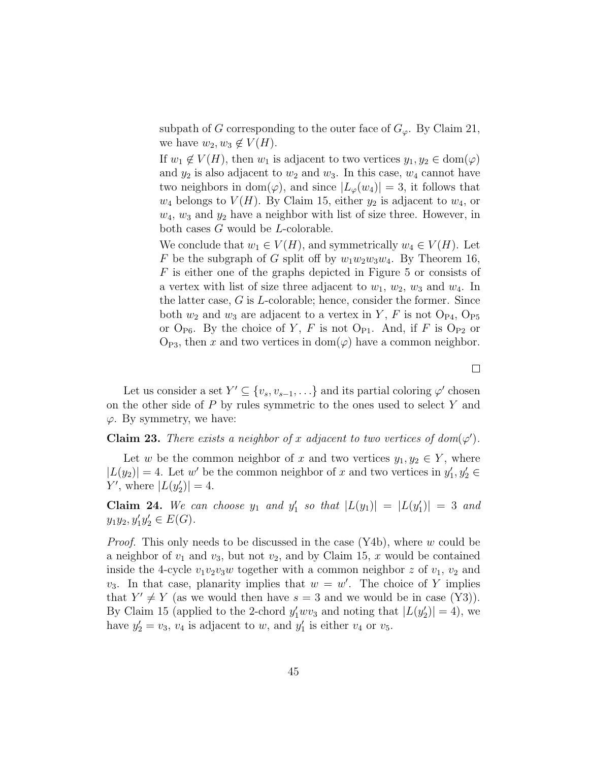subpath of $G$ corresponding to the outer face of $G_\varphi$. By Claim 21, we have $w_2, w_3 \notin V(H)$.

If $w_1 \notin V(H)$, then $w_1$ is adjacent to two vertices $y_1, y_2 \in \text{dom}(\varphi)$ and $y_2$ is also adjacent to $w_2$ and $w_3$. In this case, $w_4$ cannot have two neighbors in $\text{dom}(\varphi)$, and since $|L_\varphi(w_4)| = 3$, it follows that $w_4$ belongs to $V(H)$. By Claim 15, either $y_2$ is adjacent to $w_4$, or $w_4$, $w_3$ and $y_2$ have a neighbor with list of size three. However, in both cases $G$ would be $L$-colorable.

We conclude that $w_1 \in V(H)$, and symmetrically $w_4 \in V(H)$. Let $F$ be the subgraph of $G$ split off by $w_1w_2w_3w_4$. By Theorem 16, $F$ is either one of the graphs depicted in Figure 5 or consists of a vertex with list of size three adjacent to $w_1$, $w_2$, $w_3$ and $w_4$. In the latter case, $G$ is $L$-colorable; hence, consider the former. Since both $w_2$ and $w_3$ are adjacent to a vertex in $Y$, $F$ is not $\text{O}_{\text{P4}}$, $\text{O}_{\text{P5}}$ or $\text{O}_{\text{P6}}$. By the choice of $Y$, $F$ is not $\text{O}_{\text{P1}}$. And, if $F$ is $\text{O}_{\text{P2}}$ or $\text{O}_{\text{P3}}$, then $x$ and two vertices in $\text{dom}(\varphi)$ have a common neighbor.

□

Let us consider a set $Y' \subseteq \{v_s, v_{s-1}, \ldots\}$ and its partial coloring $\varphi'$ chosen on the other side of $P$ by rules symmetric to the ones used to select $Y$ and $\varphi$. By symmetry, we have:

**Claim 23.** *There exists a neighbor of $x$ adjacent to two vertices of $\text{dom}(\varphi')$.*

Let $w$ be the common neighbor of $x$ and two vertices $y_1, y_2 \in Y$, where $|L(y_2)| = 4$. Let $w'$ be the common neighbor of $x$ and two vertices in $y'_1, y'_2 \in Y'$, where $|L(y'_2)| = 4$.

**Claim 24.** *We can choose $y_1$ and $y'_1$ so that $|L(y_1)| = |L(y'_1)| = 3$ and $y_1y_2, y'_1y'_2 \in E(G)$.*

*Proof.* This only needs to be discussed in the case (Y4b), where $w$ could be a neighbor of $v_1$ and $v_3$, but not $v_2$, and by Claim 15, $x$ would be contained inside the 4-cycle $v_1v_2v_3w$ together with a common neighbor $z$ of $v_1$, $v_2$ and $v_3$. In that case, planarity implies that $w = w'$. The choice of $Y$ implies that $Y' \neq Y$ (as we would then have $s = 3$ and we would be in case (Y3)). By Claim 15 (applied to the 2-chord $y'_1wv_3$ and noting that $|L(y'_2)| = 4$), we have $y'_2 = v_3$, $v_4$ is adjacent to $w$, and $y'_1$ is either $v_4$ or $v_5$.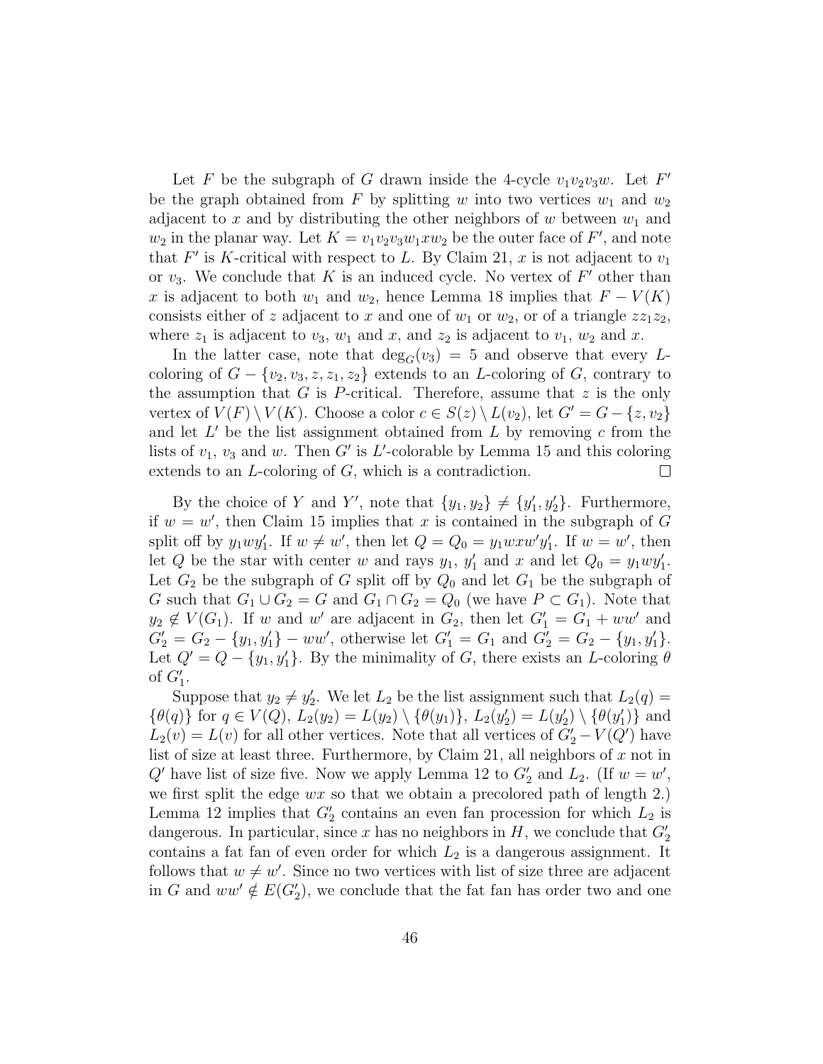Let $F$ be the subgraph of $G$ drawn inside the 4-cycle $v_1v_2v_3w$. Let $F'$ be the graph obtained from $F$ by splitting $w$ into two vertices $w_1$ and $w_2$ adjacent to $x$ and by distributing the other neighbors of $w$ between $w_1$ and $w_2$ in the planar way. Let $K = v_1v_2v_3w_1xw_2$ be the outer face of $F'$, and note that $F'$ is $K$-critical with respect to $L$. By Claim 21, $x$ is not adjacent to $v_1$ or $v_3$. We conclude that $K$ is an induced cycle. No vertex of $F'$ other than $x$ is adjacent to both $w_1$ and $w_2$, hence Lemma 18 implies that $F - V(K)$ consists either of $z$ adjacent to $x$ and one of $w_1$ or $w_2$, or of a triangle $zz_1z_2$, where $z_1$ is adjacent to $v_3$, $w_1$ and $x$, and $z_2$ is adjacent to $v_1$, $w_2$ and $x$.

In the latter case, note that $\deg_G(v_3) = 5$ and observe that every $L$-coloring of $G - \{v_2, v_3, z, z_1, z_2\}$ extends to an $L$-coloring of $G$, contrary to the assumption that $G$ is $P$-critical. Therefore, assume that $z$ is the only vertex of $V(F) \setminus V(K)$. Choose a color $c \in S(z) \setminus L(v_2)$, let $G' = G - \{z, v_2\}$ and let $L'$ be the list assignment obtained from $L$ by removing $c$ from the lists of $v_1$, $v_3$ and $w$. Then $G'$ is $L'$-colorable by Lemma 15 and this coloring extends to an $L$-coloring of $G$, which is a contradiction. □

By the choice of $Y$ and $Y'$, note that $\{y_1, y_2\} \neq \{y'_1, y'_2\}$. Furthermore, if $w = w'$, then Claim 15 implies that $x$ is contained in the subgraph of $G$ split off by $y_1wy'_1$. If $w \neq w'$, then let $Q = Q_0 = y_1wxw'y'_1$. If $w = w'$, then let $Q$ be the star with center $w$ and rays $y_1$, $y'_1$ and $x$ and let $Q_0 = y_1wy'_1$. Let $G_2$ be the subgraph of $G$ split off by $Q_0$ and let $G_1$ be the subgraph of $G$ such that $G_1 \cup G_2 = G$ and $G_1 \cap G_2 = Q_0$ (we have $P \subset G_1$). Note that $y_2 \notin V(G_1)$. If $w$ and $w'$ are adjacent in $G_2$, then let $G'_1 = G_1 + ww'$ and $G'_2 = G_2 - \{y_1, y'_1\} - ww'$, otherwise let $G'_1 = G_1$ and $G'_2 = G_2 - \{y_1, y'_1\}$. Let $Q' = Q - \{y_1, y'_1\}$. By the minimality of $G$, there exists an $L$-coloring $\theta$ of $G'_1$.

Suppose that $y_2 \neq y'_2$. We let $L_2$ be the list assignment such that $L_2(q) = \{\theta(q)\}$ for $q \in V(Q)$, $L_2(y_2) = L(y_2) \setminus \{\theta(y_1)\}$, $L_2(y'_2) = L(y'_2) \setminus \{\theta(y'_1)\}$ and $L_2(v) = L(v)$ for all other vertices. Note that all vertices of $G'_2 - V(Q')$ have list of size at least three. Furthermore, by Claim 21, all neighbors of $x$ not in $Q'$ have list of size five. Now we apply Lemma 12 to $G'_2$ and $L_2$. (If $w = w'$, we first split the edge $wx$ so that we obtain a precolored path of length 2.) Lemma 12 implies that $G'_2$ contains an even fan procession for which $L_2$ is dangerous. In particular, since $x$ has no neighbors in $H$, we conclude that $G'_2$ contains a fat fan of even order for which $L_2$ is a dangerous assignment. It follows that $w \neq w'$. Since no two vertices with list of size three are adjacent in $G$ and $ww' \notin E(G'_2)$, we conclude that the fat fan has order two and one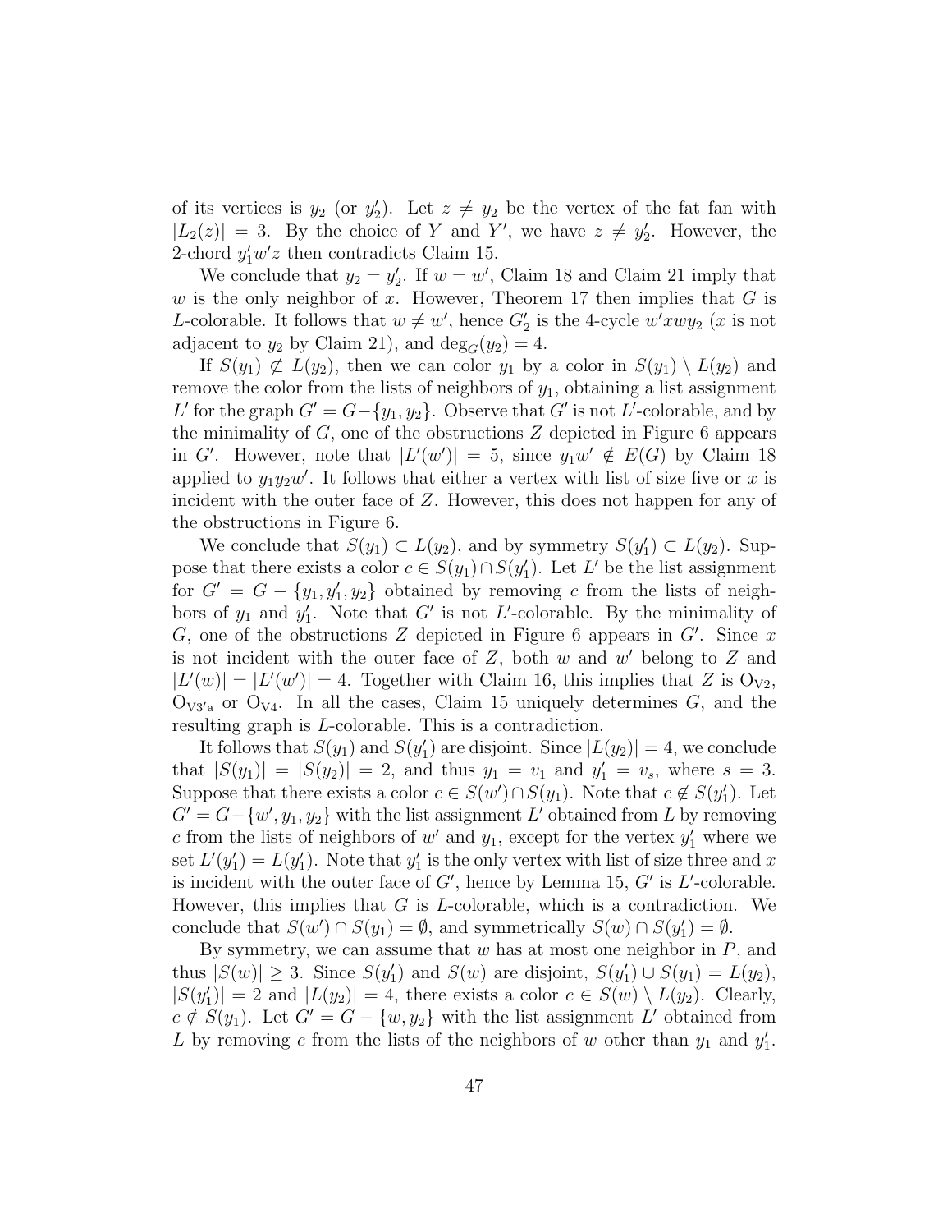of its vertices is $y_2$ (or $y_2'$). Let $z \neq y_2$ be the vertex of the fat fan with $|L_2(z)| = 3$. By the choice of $Y$ and $Y'$, we have $z \neq y_2'$. However, the 2-chord $y_1'w'z$ then contradicts Claim 15.

We conclude that $y_2 = y_2'$. If $w = w'$, Claim 18 and Claim 21 imply that $w$ is the only neighbor of $x$. However, Theorem 17 then implies that $G$ is $L$-colorable. It follows that $w \neq w'$, hence $G_2'$ is the 4-cycle $w'xwy_2$ ($x$ is not adjacent to $y_2$ by Claim 21), and $\deg_G(y_2) = 4$.

If $S(y_1) \not\subset L(y_2)$, then we can color $y_1$ by a color in $S(y_1) \setminus L(y_2)$ and remove the color from the lists of neighbors of $y_1$, obtaining a list assignment $L'$ for the graph $G' = G - \{y_1, y_2\}$. Observe that $G'$ is not $L'$-colorable, and by the minimality of $G$, one of the obstructions $Z$ depicted in Figure 6 appears in $G'$. However, note that $|L'(w')| = 5$, since $y_1w' \notin E(G)$ by Claim 18 applied to $y_1y_2w'$. It follows that either a vertex with list of size five or $x$ is incident with the outer face of $Z$. However, this does not happen for any of the obstructions in Figure 6.

We conclude that $S(y_1) \subset L(y_2)$, and by symmetry $S(y_1') \subset L(y_2)$. Suppose that there exists a color $c \in S(y_1) \cap S(y_1')$. Let $L'$ be the list assignment for $G' = G - \{y_1, y_1', y_2\}$ obtained by removing $c$ from the lists of neighbors of $y_1$ and $y_1'$. Note that $G'$ is not $L'$-colorable. By the minimality of $G$, one of the obstructions $Z$ depicted in Figure 6 appears in $G'$. Since $x$ is not incident with the outer face of $Z$, both $w$ and $w'$ belong to $Z$ and $|L'(w)| = |L'(w')| = 4$. Together with Claim 16, this implies that $Z$ is $\mathrm{O_{V2}}$, $\mathrm{O_{V3'a}}$ or $\mathrm{O_{V4}}$. In all the cases, Claim 15 uniquely determines $G$, and the resulting graph is $L$-colorable. This is a contradiction.

It follows that $S(y_1)$ and $S(y_1')$ are disjoint. Since $|L(y_2)| = 4$, we conclude that $|S(y_1)| = |S(y_2)| = 2$, and thus $y_1 = v_1$ and $y_1' = v_s$, where $s = 3$. Suppose that there exists a color $c \in S(w') \cap S(y_1)$. Note that $c \notin S(y_1')$. Let $G' = G - \{w', y_1, y_2\}$ with the list assignment $L'$ obtained from $L$ by removing $c$ from the lists of neighbors of $w'$ and $y_1$, except for the vertex $y_1'$ where we set $L'(y_1') = L(y_1')$. Note that $y_1'$ is the only vertex with list of size three and $x$ is incident with the outer face of $G'$, hence by Lemma 15, $G'$ is $L'$-colorable. However, this implies that $G$ is $L$-colorable, which is a contradiction. We conclude that $S(w') \cap S(y_1) = \emptyset$, and symmetrically $S(w) \cap S(y_1') = \emptyset$.

By symmetry, we can assume that $w$ has at most one neighbor in $P$, and thus $|S(w)| \geq 3$. Since $S(y_1')$ and $S(w)$ are disjoint, $S(y_1') \cup S(y_1) = L(y_2)$, $|S(y_1')| = 2$ and $|L(y_2)| = 4$, there exists a color $c \in S(w) \setminus L(y_2)$. Clearly, $c \notin S(y_1)$. Let $G' = G - \{w, y_2\}$ with the list assignment $L'$ obtained from $L$ by removing $c$ from the lists of the neighbors of $w$ other than $y_1$ and $y_1'$.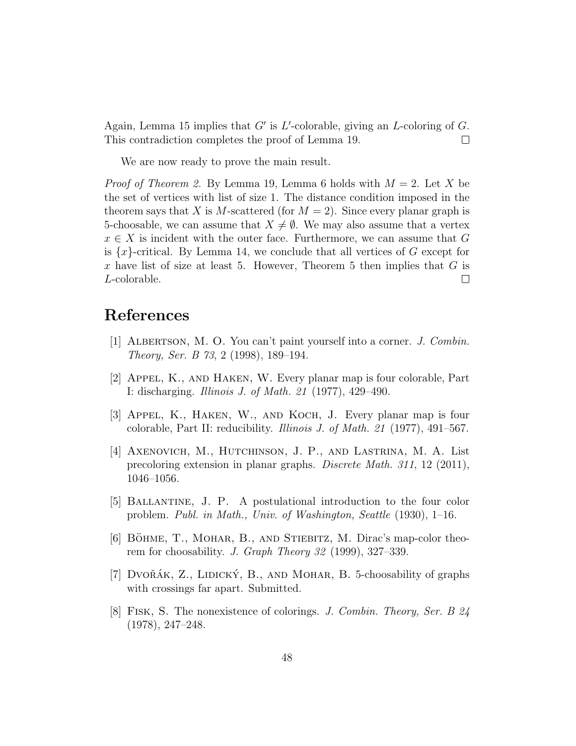Again, Lemma 15 implies that $G'$ is $L'$-colorable, giving an $L$-coloring of $G$. This contradiction completes the proof of Lemma 19. $\square$

We are now ready to prove the main result.

*Proof of Theorem 2.* By Lemma 19, Lemma 6 holds with $M = 2$. Let $X$ be the set of vertices with list of size 1. The distance condition imposed in the theorem says that $X$ is $M$-scattered (for $M = 2$). Since every planar graph is 5-choosable, we can assume that $X \neq \emptyset$. We may also assume that a vertex $x \in X$ is incident with the outer face. Furthermore, we can assume that $G$ is $\{x\}$-critical. By Lemma 14, we conclude that all vertices of $G$ except for $x$ have list of size at least 5. However, Theorem 5 then implies that $G$ is $L$-colorable. $\square$

# References

[1] Albertson, M. O. You can't paint yourself into a corner. *J. Combin. Theory, Ser. B 73*, 2 (1998), 189–194.

[2] Appel, K., and Haken, W. Every planar map is four colorable, Part I: discharging. *Illinois J. of Math. 21* (1977), 429–490.

[3] Appel, K., Haken, W., and Koch, J. Every planar map is four colorable, Part II: reducibility. *Illinois J. of Math. 21* (1977), 491–567.

[4] Axenovich, M., Hutchinson, J. P., and Lastrina, M. A. List precoloring extension in planar graphs. *Discrete Math. 311*, 12 (2011), 1046–1056.

[5] Ballantine, J. P. A postulational introduction to the four color problem. *Publ. in Math., Univ. of Washington, Seattle* (1930), 1–16.

[6] Böhme, T., Mohar, B., and Stiebitz, M. Dirac's map-color theorem for choosability. *J. Graph Theory 32* (1999), 327–339.

[7] Dvořák, Z., Lidický, B., and Mohar, B. 5-choosability of graphs with crossings far apart. Submitted.

[8] Fisk, S. The nonexistence of colorings. *J. Combin. Theory, Ser. B 24* (1978), 247–248.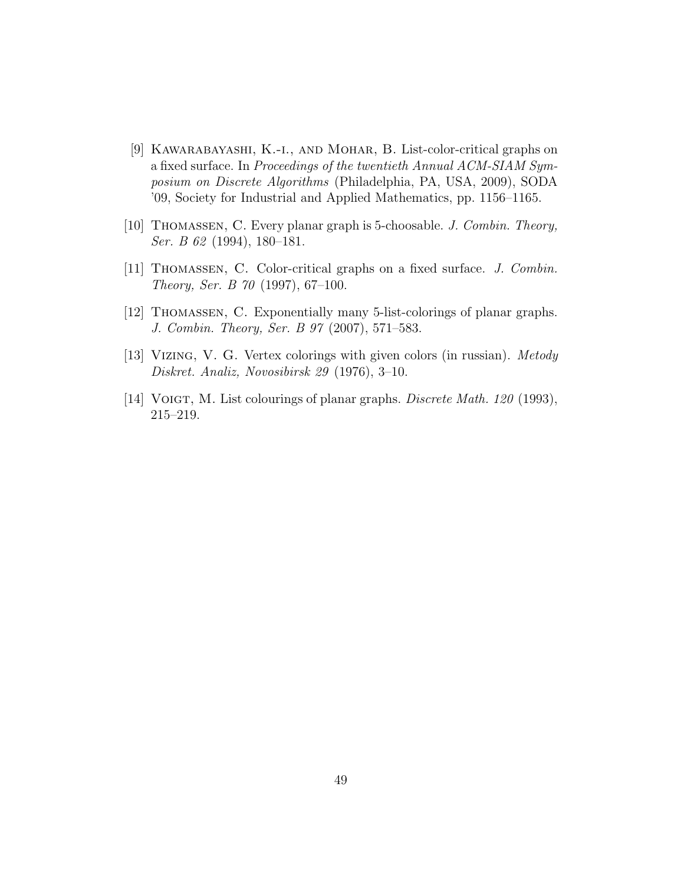[9] Kawarabayashi, K.-i., and Mohar, B. List-color-critical graphs on a fixed surface. In *Proceedings of the twentieth Annual ACM-SIAM Symposium on Discrete Algorithms* (Philadelphia, PA, USA, 2009), SODA '09, Society for Industrial and Applied Mathematics, pp. 1156–1165.

[10] Thomassen, C. Every planar graph is 5-choosable. *J. Combin. Theory, Ser. B 62* (1994), 180–181.

[11] Thomassen, C. Color-critical graphs on a fixed surface. *J. Combin. Theory, Ser. B 70* (1997), 67–100.

[12] Thomassen, C. Exponentially many 5-list-colorings of planar graphs. *J. Combin. Theory, Ser. B 97* (2007), 571–583.

[13] Vizing, V. G. Vertex colorings with given colors (in russian). *Metody Diskret. Analiz, Novosibirsk 29* (1976), 3–10.

[14] Voigt, M. List colourings of planar graphs. *Discrete Math. 120* (1993), 215–219.